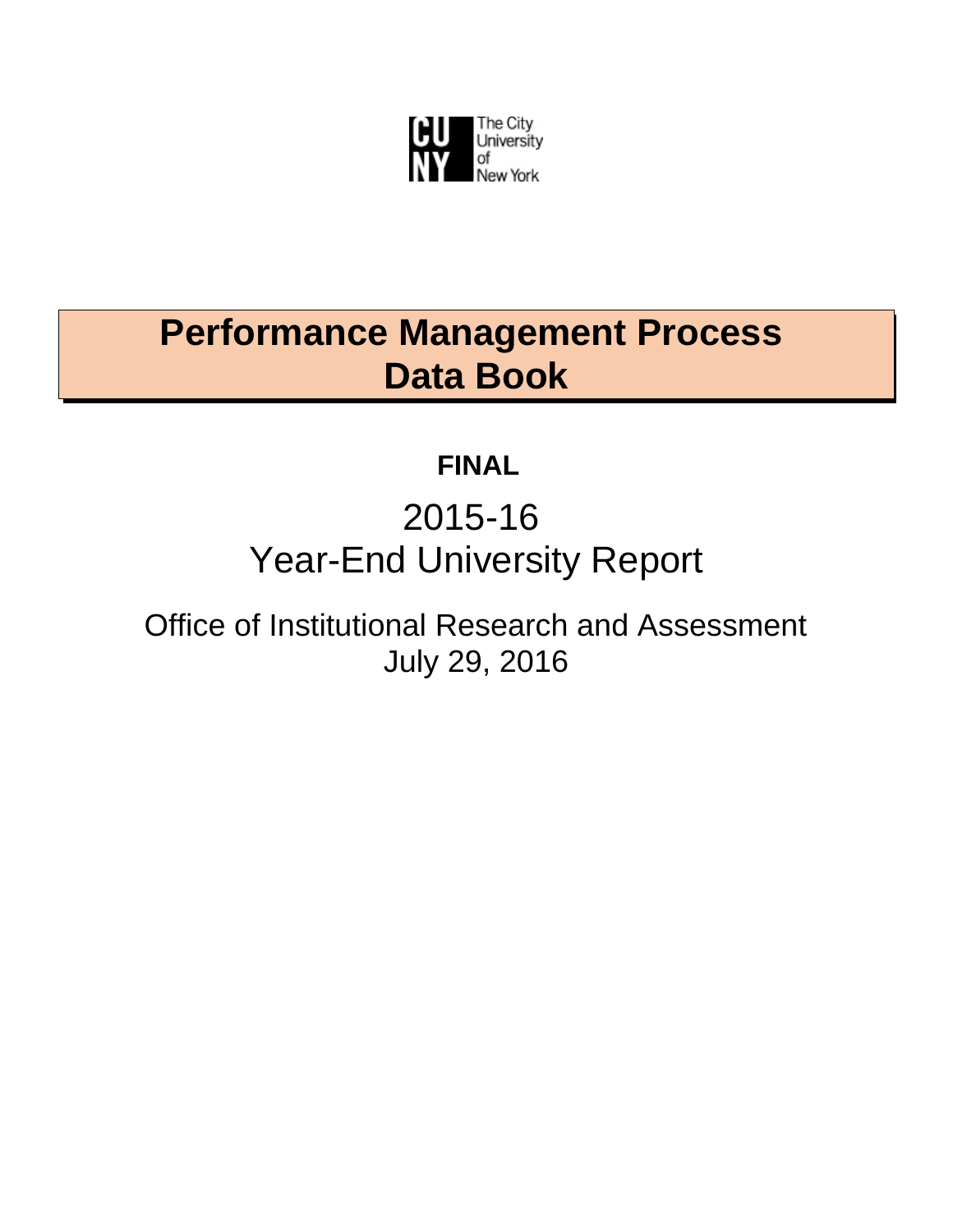The City University of New York

# Performance Management Process Data Book

**FINAL**

2015-16

Year-End University Report

Office of Institutional Research and Assessment

July 29, 2016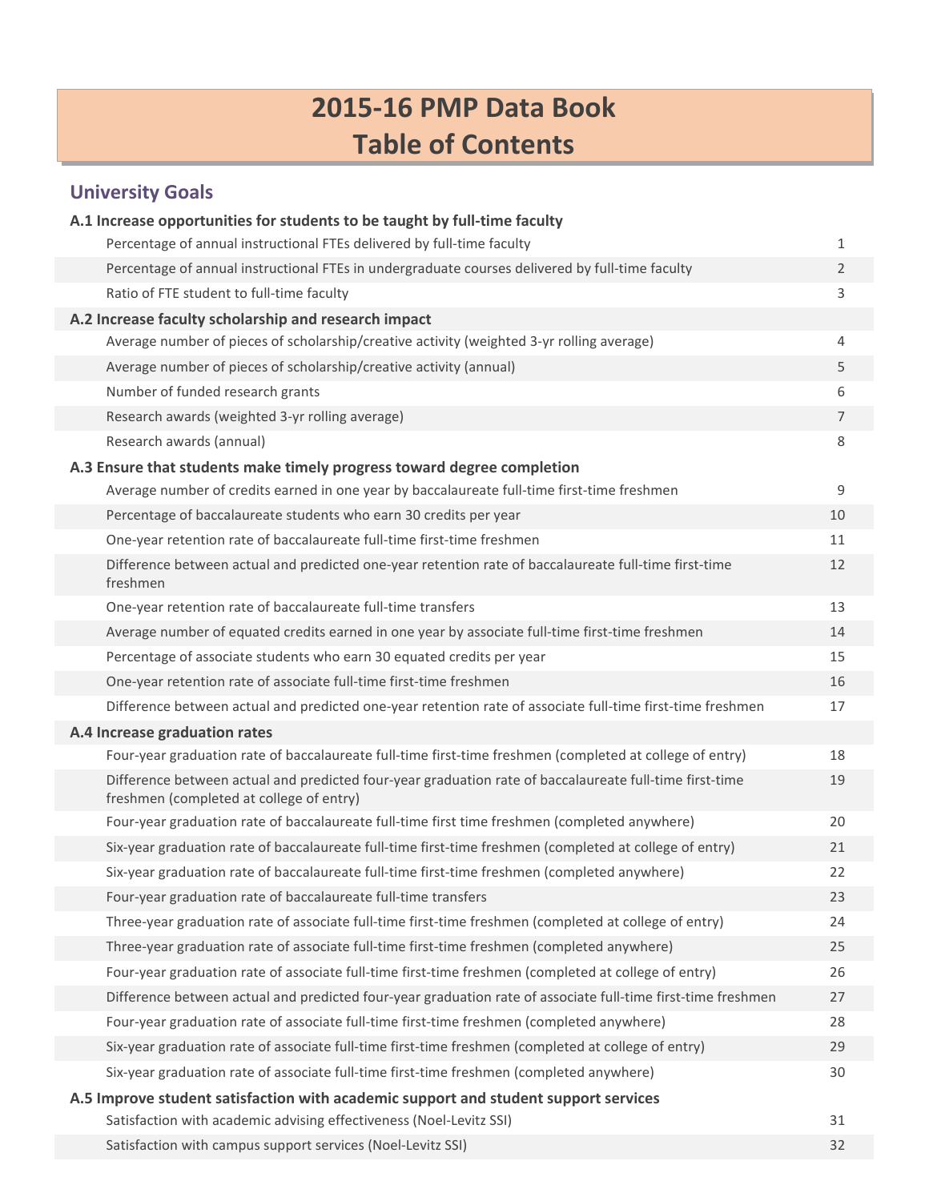# 2015-16 PMP Data Book
# Table of Contents

## University Goals

**A.1 Increase opportunities for students to be taught by full-time faculty**

| | |
|---|---|
| Percentage of annual instructional FTEs delivered by full-time faculty | 1 |
| Percentage of annual instructional FTEs in undergraduate courses delivered by full-time faculty | 2 |
| Ratio of FTE student to full-time faculty | 3 |

**A.2 Increase faculty scholarship and research impact**

| | |
|---|---|
| Average number of pieces of scholarship/creative activity (weighted 3-yr rolling average) | 4 |
| Average number of pieces of scholarship/creative activity (annual) | 5 |
| Number of funded research grants | 6 |
| Research awards (weighted 3-yr rolling average) | 7 |
| Research awards (annual) | 8 |

**A.3 Ensure that students make timely progress toward degree completion**

| | |
|---|---|
| Average number of credits earned in one year by baccalaureate full-time first-time freshmen | 9 |
| Percentage of baccalaureate students who earn 30 credits per year | 10 |
| One-year retention rate of baccalaureate full-time first-time freshmen | 11 |
| Difference between actual and predicted one-year retention rate of baccalaureate full-time first-time freshmen | 12 |
| One-year retention rate of baccalaureate full-time transfers | 13 |
| Average number of equated credits earned in one year by associate full-time first-time freshmen | 14 |
| Percentage of associate students who earn 30 equated credits per year | 15 |
| One-year retention rate of associate full-time first-time freshmen | 16 |
| Difference between actual and predicted one-year retention rate of associate full-time first-time freshmen | 17 |

**A.4 Increase graduation rates**

| | |
|---|---|
| Four-year graduation rate of baccalaureate full-time first-time freshmen (completed at college of entry) | 18 |
| Difference between actual and predicted four-year graduation rate of baccalaureate full-time first-time freshmen (completed at college of entry) | 19 |
| Four-year graduation rate of baccalaureate full-time first time freshmen (completed anywhere) | 20 |
| Six-year graduation rate of baccalaureate full-time first-time freshmen (completed at college of entry) | 21 |
| Six-year graduation rate of baccalaureate full-time first-time freshmen (completed anywhere) | 22 |
| Four-year graduation rate of baccalaureate full-time transfers | 23 |
| Three-year graduation rate of associate full-time first-time freshmen (completed at college of entry) | 24 |
| Three-year graduation rate of associate full-time first-time freshmen (completed anywhere) | 25 |
| Four-year graduation rate of associate full-time first-time freshmen (completed at college of entry) | 26 |
| Difference between actual and predicted four-year graduation rate of associate full-time first-time freshmen | 27 |
| Four-year graduation rate of associate full-time first-time freshmen (completed anywhere) | 28 |
| Six-year graduation rate of associate full-time first-time freshmen (completed at college of entry) | 29 |
| Six-year graduation rate of associate full-time first-time freshmen (completed anywhere) | 30 |

**A.5 Improve student satisfaction with academic support and student support services**

| | |
|---|---|
| Satisfaction with academic advising effectiveness (Noel-Levitz SSI) | 31 |
| Satisfaction with campus support services (Noel-Levitz SSI) | 32 |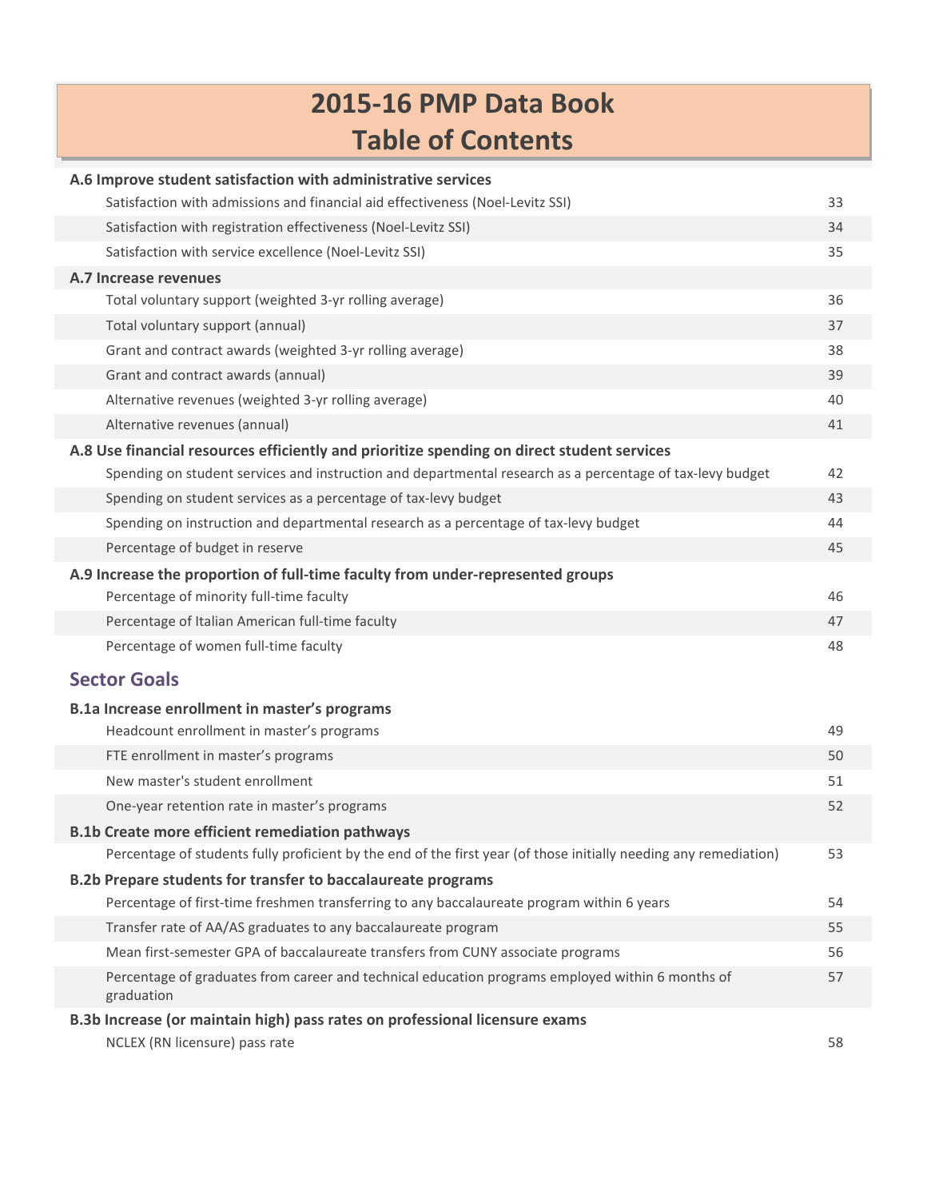# 2015-16 PMP Data Book
# Table of Contents

| | |
|---|---|
| **A.6 Improve student satisfaction with administrative services** | |
| Satisfaction with admissions and financial aid effectiveness (Noel-Levitz SSI) | 33 |
| Satisfaction with registration effectiveness (Noel-Levitz SSI) | 34 |
| Satisfaction with service excellence (Noel-Levitz SSI) | 35 |
| **A.7 Increase revenues** | |
| Total voluntary support (weighted 3-yr rolling average) | 36 |
| Total voluntary support (annual) | 37 |
| Grant and contract awards (weighted 3-yr rolling average) | 38 |
| Grant and contract awards (annual) | 39 |
| Alternative revenues (weighted 3-yr rolling average) | 40 |
| Alternative revenues (annual) | 41 |
| **A.8 Use financial resources efficiently and prioritize spending on direct student services** | |
| Spending on student services and instruction and departmental research as a percentage of tax-levy budget | 42 |
| Spending on student services as a percentage of tax-levy budget | 43 |
| Spending on instruction and departmental research as a percentage of tax-levy budget | 44 |
| Percentage of budget in reserve | 45 |
| **A.9 Increase the proportion of full-time faculty from under-represented groups** | |
| Percentage of minority full-time faculty | 46 |
| Percentage of Italian American full-time faculty | 47 |
| Percentage of women full-time faculty | 48 |

## Sector Goals

| | |
|---|---|
| **B.1a Increase enrollment in master's programs** | |
| Headcount enrollment in master's programs | 49 |
| FTE enrollment in master's programs | 50 |
| New master's student enrollment | 51 |
| One-year retention rate in master's programs | 52 |
| **B.1b Create more efficient remediation pathways** | |
| Percentage of students fully proficient by the end of the first year (of those initially needing any remediation) | 53 |
| **B.2b Prepare students for transfer to baccalaureate programs** | |
| Percentage of first-time freshmen transferring to any baccalaureate program within 6 years | 54 |
| Transfer rate of AA/AS graduates to any baccalaureate program | 55 |
| Mean first-semester GPA of baccalaureate transfers from CUNY associate programs | 56 |
| Percentage of graduates from career and technical education programs employed within 6 months of graduation | 57 |
| **B.3b Increase (or maintain high) pass rates on professional licensure exams** | |
| NCLEX (RN licensure) pass rate | 58 |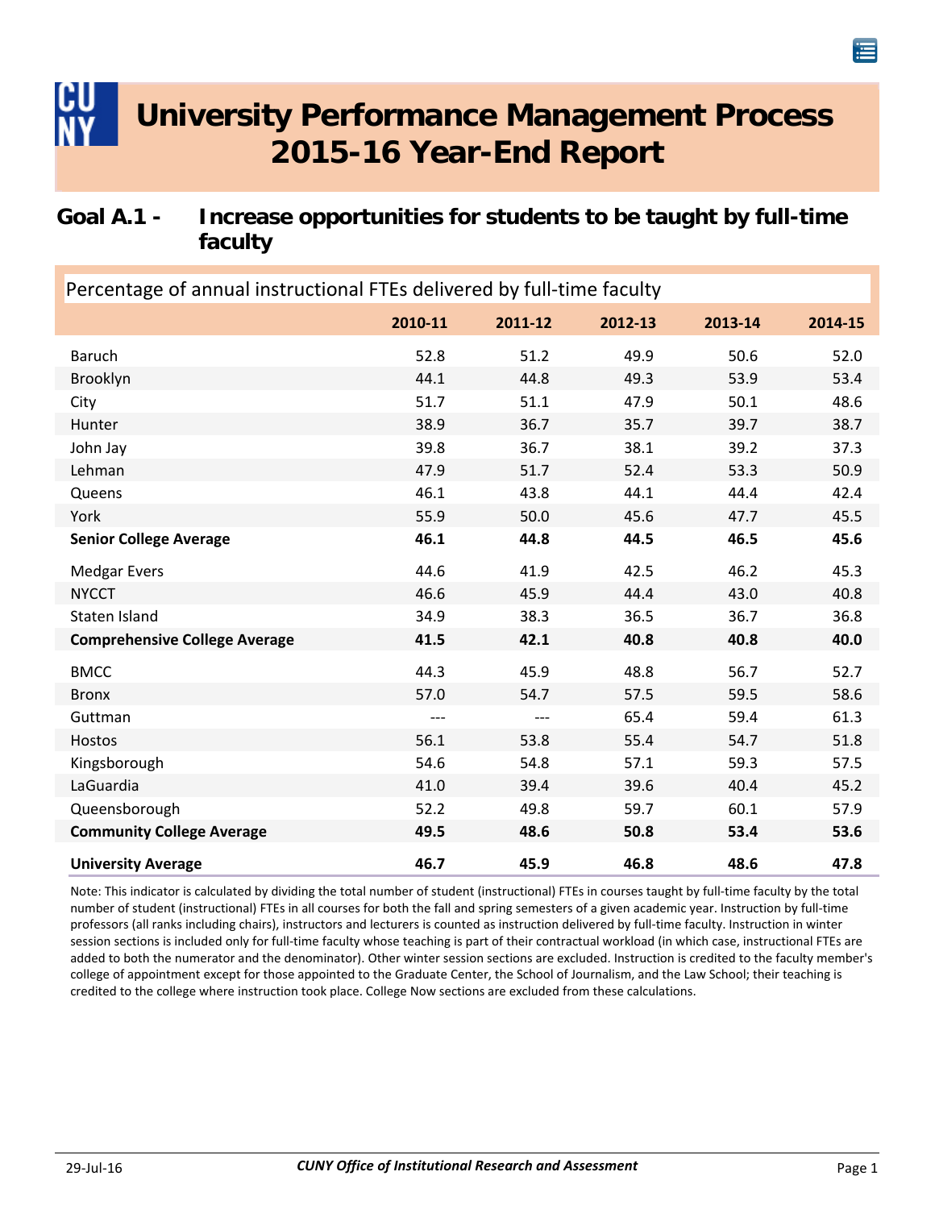# University Performance Management Process 2015-16 Year-End Report

## Goal A.1 - Increase opportunities for students to be taught by full-time faculty

Percentage of annual instructional FTEs delivered by full-time faculty

| | 2010-11 | 2011-12 | 2012-13 | 2013-14 | 2014-15 |
|---|---|---|---|---|---|
| Baruch | 52.8 | 51.2 | 49.9 | 50.6 | 52.0 |
| Brooklyn | 44.1 | 44.8 | 49.3 | 53.9 | 53.4 |
| City | 51.7 | 51.1 | 47.9 | 50.1 | 48.6 |
| Hunter | 38.9 | 36.7 | 35.7 | 39.7 | 38.7 |
| John Jay | 39.8 | 36.7 | 38.1 | 39.2 | 37.3 |
| Lehman | 47.9 | 51.7 | 52.4 | 53.3 | 50.9 |
| Queens | 46.1 | 43.8 | 44.1 | 44.4 | 42.4 |
| York | 55.9 | 50.0 | 45.6 | 47.7 | 45.5 |
| **Senior College Average** | **46.1** | **44.8** | **44.5** | **46.5** | **45.6** |
| Medgar Evers | 44.6 | 41.9 | 42.5 | 46.2 | 45.3 |
| NYCCT | 46.6 | 45.9 | 44.4 | 43.0 | 40.8 |
| Staten Island | 34.9 | 38.3 | 36.5 | 36.7 | 36.8 |
| **Comprehensive College Average** | **41.5** | **42.1** | **40.8** | **40.8** | **40.0** |
| BMCC | 44.3 | 45.9 | 48.8 | 56.7 | 52.7 |
| Bronx | 57.0 | 54.7 | 57.5 | 59.5 | 58.6 |
| Guttman | --- | --- | 65.4 | 59.4 | 61.3 |
| Hostos | 56.1 | 53.8 | 55.4 | 54.7 | 51.8 |
| Kingsborough | 54.6 | 54.8 | 57.1 | 59.3 | 57.5 |
| LaGuardia | 41.0 | 39.4 | 39.6 | 40.4 | 45.2 |
| Queensborough | 52.2 | 49.8 | 59.7 | 60.1 | 57.9 |
| **Community College Average** | **49.5** | **48.6** | **50.8** | **53.4** | **53.6** |
| **University Average** | **46.7** | **45.9** | **46.8** | **48.6** | **47.8** |

Note: This indicator is calculated by dividing the total number of student (instructional) FTEs in courses taught by full-time faculty by the total number of student (instructional) FTEs in all courses for both the fall and spring semesters of a given academic year. Instruction by full-time professors (all ranks including chairs), instructors and lecturers is counted as instruction delivered by full-time faculty. Instruction in winter session sections is included only for full-time faculty whose teaching is part of their contractual workload (in which case, instructional FTEs are added to both the numerator and the denominator). Other winter session sections are excluded. Instruction is credited to the faculty member's college of appointment except for those appointed to the Graduate Center, the School of Journalism, and the Law School; their teaching is credited to the college where instruction took place. College Now sections are excluded from these calculations.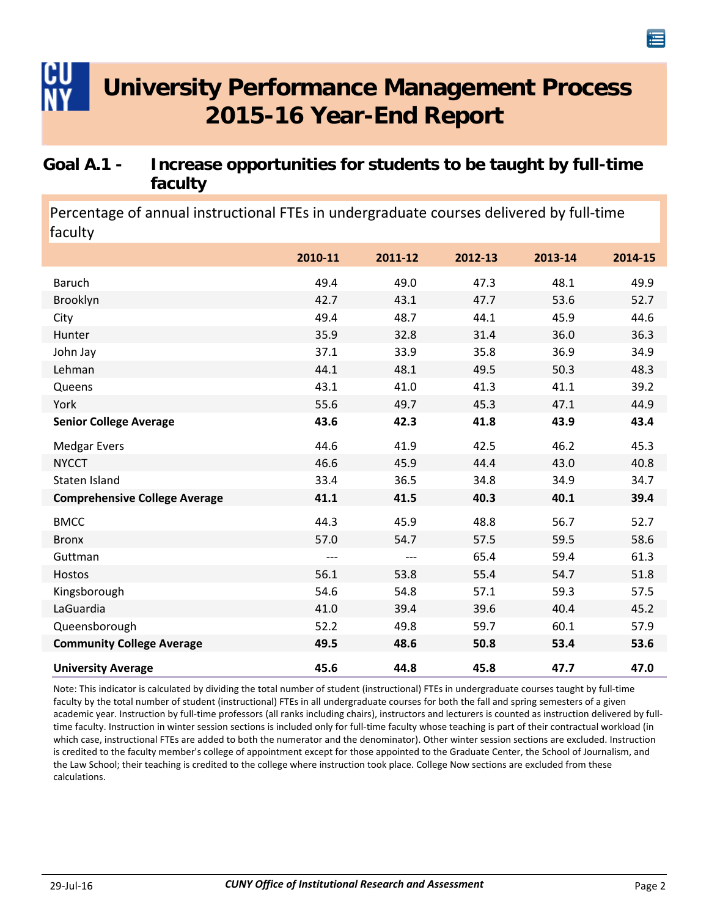# University Performance Management Process 2015-16 Year-End Report

## Goal A.1 - Increase opportunities for students to be taught by full-time faculty

Percentage of annual instructional FTEs in undergraduate courses delivered by full-time faculty

| | 2010-11 | 2011-12 | 2012-13 | 2013-14 | 2014-15 |
|---|---|---|---|---|---|
| Baruch | 49.4 | 49.0 | 47.3 | 48.1 | 49.9 |
| Brooklyn | 42.7 | 43.1 | 47.7 | 53.6 | 52.7 |
| City | 49.4 | 48.7 | 44.1 | 45.9 | 44.6 |
| Hunter | 35.9 | 32.8 | 31.4 | 36.0 | 36.3 |
| John Jay | 37.1 | 33.9 | 35.8 | 36.9 | 34.9 |
| Lehman | 44.1 | 48.1 | 49.5 | 50.3 | 48.3 |
| Queens | 43.1 | 41.0 | 41.3 | 41.1 | 39.2 |
| York | 55.6 | 49.7 | 45.3 | 47.1 | 44.9 |
| **Senior College Average** | **43.6** | **42.3** | **41.8** | **43.9** | **43.4** |
| Medgar Evers | 44.6 | 41.9 | 42.5 | 46.2 | 45.3 |
| NYCCT | 46.6 | 45.9 | 44.4 | 43.0 | 40.8 |
| Staten Island | 33.4 | 36.5 | 34.8 | 34.9 | 34.7 |
| **Comprehensive College Average** | **41.1** | **41.5** | **40.3** | **40.1** | **39.4** |
| BMCC | 44.3 | 45.9 | 48.8 | 56.7 | 52.7 |
| Bronx | 57.0 | 54.7 | 57.5 | 59.5 | 58.6 |
| Guttman | --- | --- | 65.4 | 59.4 | 61.3 |
| Hostos | 56.1 | 53.8 | 55.4 | 54.7 | 51.8 |
| Kingsborough | 54.6 | 54.8 | 57.1 | 59.3 | 57.5 |
| LaGuardia | 41.0 | 39.4 | 39.6 | 40.4 | 45.2 |
| Queensborough | 52.2 | 49.8 | 59.7 | 60.1 | 57.9 |
| **Community College Average** | **49.5** | **48.6** | **50.8** | **53.4** | **53.6** |
| **University Average** | **45.6** | **44.8** | **45.8** | **47.7** | **47.0** |

Note: This indicator is calculated by dividing the total number of student (instructional) FTEs in undergraduate courses taught by full-time faculty by the total number of student (instructional) FTEs in all undergraduate courses for both the fall and spring semesters of a given academic year. Instruction by full-time professors (all ranks including chairs), instructors and lecturers is counted as instruction delivered by full-time faculty. Instruction in winter session sections is included only for full-time faculty whose teaching is part of their contractual workload (in which case, instructional FTEs are added to both the numerator and the denominator). Other winter session sections are excluded. Instruction is credited to the faculty member's college of appointment except for those appointed to the Graduate Center, the School of Journalism, and the Law School; their teaching is credited to the college where instruction took place. College Now sections are excluded from these calculations.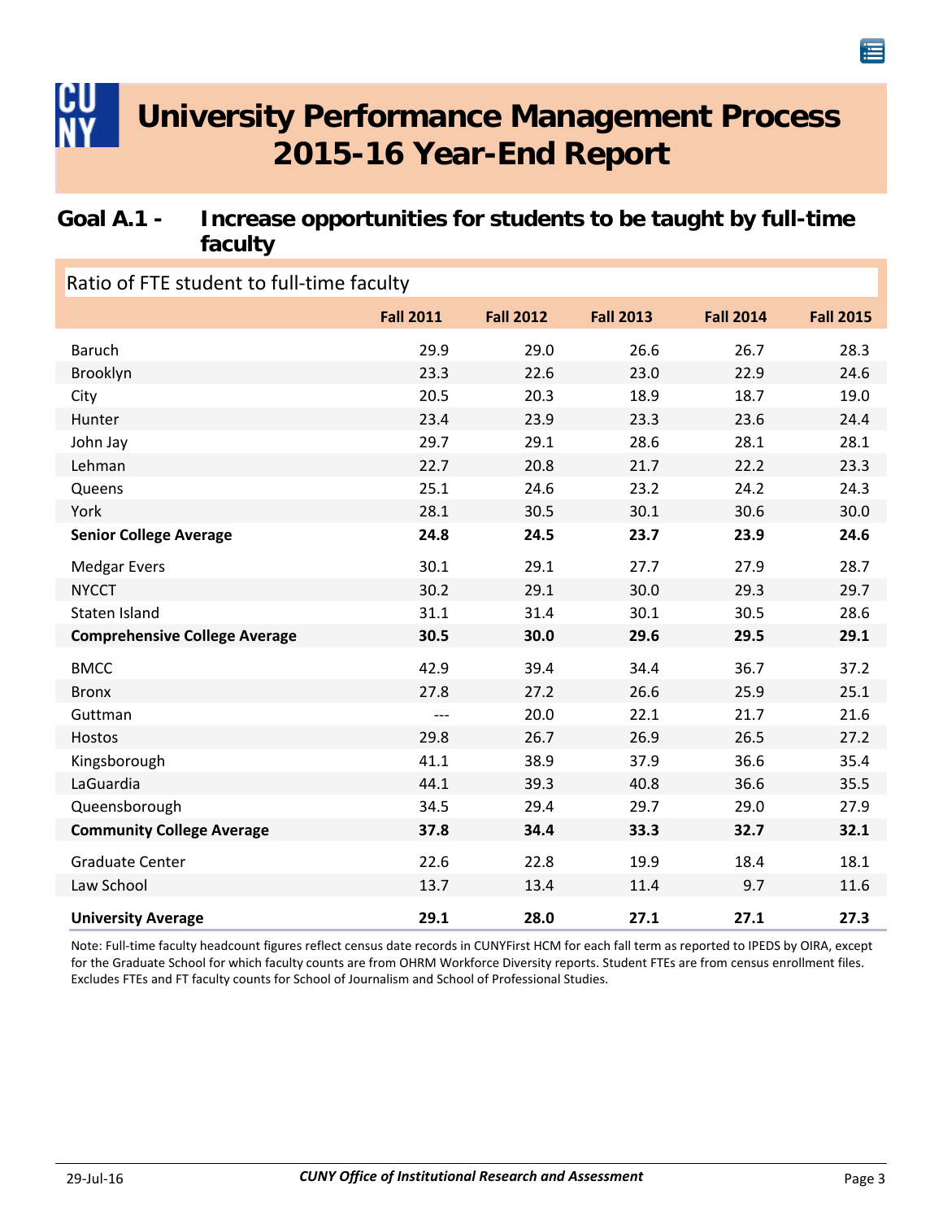# University Performance Management Process 2015-16 Year-End Report

## Goal A.1 - Increase opportunities for students to be taught by full-time faculty

Ratio of FTE student to full-time faculty

| | Fall 2011 | Fall 2012 | Fall 2013 | Fall 2014 | Fall 2015 |
|---|---|---|---|---|---|
| Baruch | 29.9 | 29.0 | 26.6 | 26.7 | 28.3 |
| Brooklyn | 23.3 | 22.6 | 23.0 | 22.9 | 24.6 |
| City | 20.5 | 20.3 | 18.9 | 18.7 | 19.0 |
| Hunter | 23.4 | 23.9 | 23.3 | 23.6 | 24.4 |
| John Jay | 29.7 | 29.1 | 28.6 | 28.1 | 28.1 |
| Lehman | 22.7 | 20.8 | 21.7 | 22.2 | 23.3 |
| Queens | 25.1 | 24.6 | 23.2 | 24.2 | 24.3 |
| York | 28.1 | 30.5 | 30.1 | 30.6 | 30.0 |
| **Senior College Average** | **24.8** | **24.5** | **23.7** | **23.9** | **24.6** |
| Medgar Evers | 30.1 | 29.1 | 27.7 | 27.9 | 28.7 |
| NYCCT | 30.2 | 29.1 | 30.0 | 29.3 | 29.7 |
| Staten Island | 31.1 | 31.4 | 30.1 | 30.5 | 28.6 |
| **Comprehensive College Average** | **30.5** | **30.0** | **29.6** | **29.5** | **29.1** |
| BMCC | 42.9 | 39.4 | 34.4 | 36.7 | 37.2 |
| Bronx | 27.8 | 27.2 | 26.6 | 25.9 | 25.1 |
| Guttman | --- | 20.0 | 22.1 | 21.7 | 21.6 |
| Hostos | 29.8 | 26.7 | 26.9 | 26.5 | 27.2 |
| Kingsborough | 41.1 | 38.9 | 37.9 | 36.6 | 35.4 |
| LaGuardia | 44.1 | 39.3 | 40.8 | 36.6 | 35.5 |
| Queensborough | 34.5 | 29.4 | 29.7 | 29.0 | 27.9 |
| **Community College Average** | **37.8** | **34.4** | **33.3** | **32.7** | **32.1** |
| Graduate Center | 22.6 | 22.8 | 19.9 | 18.4 | 18.1 |
| Law School | 13.7 | 13.4 | 11.4 | 9.7 | 11.6 |
| **University Average** | **29.1** | **28.0** | **27.1** | **27.1** | **27.3** |

Note: Full-time faculty headcount figures reflect census date records in CUNYFirst HCM for each fall term as reported to IPEDS by OIRA, except for the Graduate School for which faculty counts are from OHRM Workforce Diversity reports. Student FTEs are from census enrollment files. Excludes FTEs and FT faculty counts for School of Journalism and School of Professional Studies.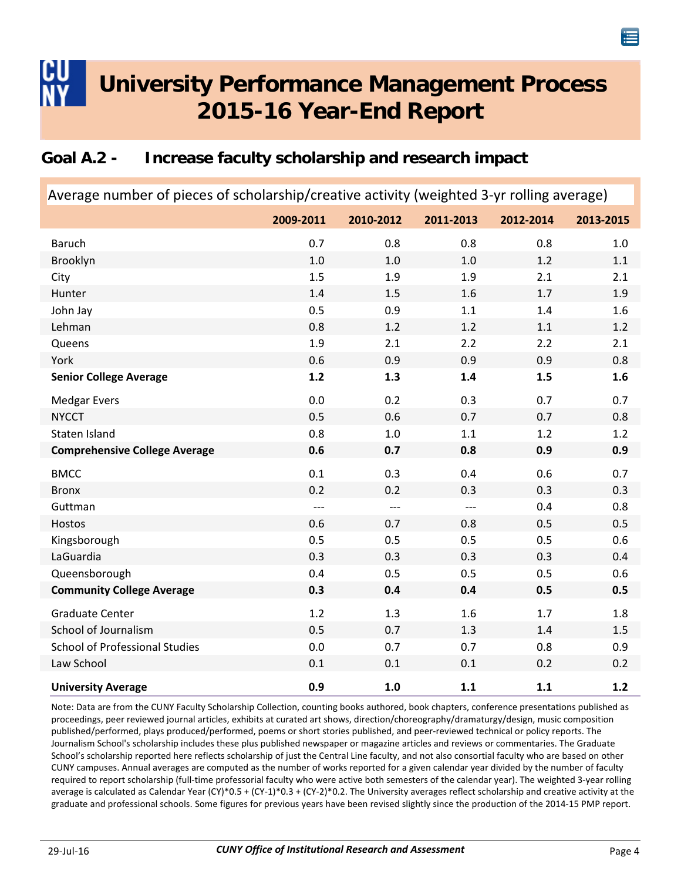# University Performance Management Process 2015-16 Year-End Report

## Goal A.2 - Increase faculty scholarship and research impact

Average number of pieces of scholarship/creative activity (weighted 3-yr rolling average)

| | 2009-2011 | 2010-2012 | 2011-2013 | 2012-2014 | 2013-2015 |
|---|---|---|---|---|---|
| Baruch | 0.7 | 0.8 | 0.8 | 0.8 | 1.0 |
| Brooklyn | 1.0 | 1.0 | 1.0 | 1.2 | 1.1 |
| City | 1.5 | 1.9 | 1.9 | 2.1 | 2.1 |
| Hunter | 1.4 | 1.5 | 1.6 | 1.7 | 1.9 |
| John Jay | 0.5 | 0.9 | 1.1 | 1.4 | 1.6 |
| Lehman | 0.8 | 1.2 | 1.2 | 1.1 | 1.2 |
| Queens | 1.9 | 2.1 | 2.2 | 2.2 | 2.1 |
| York | 0.6 | 0.9 | 0.9 | 0.9 | 0.8 |
| **Senior College Average** | **1.2** | **1.3** | **1.4** | **1.5** | **1.6** |
| Medgar Evers | 0.0 | 0.2 | 0.3 | 0.7 | 0.7 |
| NYCCT | 0.5 | 0.6 | 0.7 | 0.7 | 0.8 |
| Staten Island | 0.8 | 1.0 | 1.1 | 1.2 | 1.2 |
| **Comprehensive College Average** | **0.6** | **0.7** | **0.8** | **0.9** | **0.9** |
| BMCC | 0.1 | 0.3 | 0.4 | 0.6 | 0.7 |
| Bronx | 0.2 | 0.2 | 0.3 | 0.3 | 0.3 |
| Guttman | --- | --- | --- | 0.4 | 0.8 |
| Hostos | 0.6 | 0.7 | 0.8 | 0.5 | 0.5 |
| Kingsborough | 0.5 | 0.5 | 0.5 | 0.5 | 0.6 |
| LaGuardia | 0.3 | 0.3 | 0.3 | 0.3 | 0.4 |
| Queensborough | 0.4 | 0.5 | 0.5 | 0.5 | 0.6 |
| **Community College Average** | **0.3** | **0.4** | **0.4** | **0.5** | **0.5** |
| Graduate Center | 1.2 | 1.3 | 1.6 | 1.7 | 1.8 |
| School of Journalism | 0.5 | 0.7 | 1.3 | 1.4 | 1.5 |
| School of Professional Studies | 0.0 | 0.7 | 0.7 | 0.8 | 0.9 |
| Law School | 0.1 | 0.1 | 0.1 | 0.2 | 0.2 |
| **University Average** | **0.9** | **1.0** | **1.1** | **1.1** | **1.2** |

Note: Data are from the CUNY Faculty Scholarship Collection, counting books authored, book chapters, conference presentations published as proceedings, peer reviewed journal articles, exhibits at curated art shows, direction/choreography/dramaturgy/design, music composition published/performed, plays produced/performed, poems or short stories published, and peer-reviewed technical or policy reports. The Journalism School's scholarship includes these plus published newspaper or magazine articles and reviews or commentaries. The Graduate School's scholarship reported here reflects scholarship of just the Central Line faculty, and not also consortial faculty who are based on other CUNY campuses. Annual averages are computed as the number of works reported for a given calendar year divided by the number of faculty required to report scholarship (full-time professorial faculty who were active both semesters of the calendar year). The weighted 3-year rolling average is calculated as Calendar Year (CY)*0.5 + (CY-1)*0.3 + (CY-2)*0.2. The University averages reflect scholarship and creative activity at the graduate and professional schools. Some figures for previous years have been revised slightly since the production of the 2014-15 PMP report.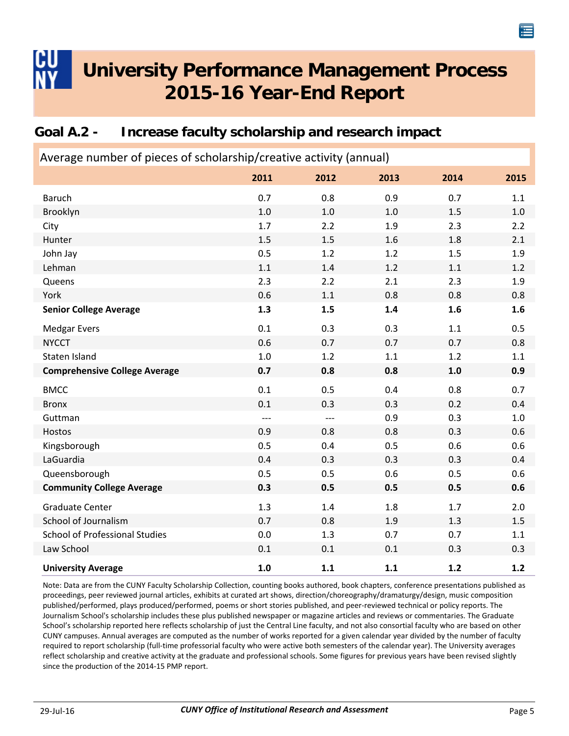# University Performance Management Process 2015-16 Year-End Report

## Goal A.2 - Increase faculty scholarship and research impact

| Average number of pieces of scholarship/creative activity (annual) | 2011 | 2012 | 2013 | 2014 | 2015 |
|---|---|---|---|---|---|
| Baruch | 0.7 | 0.8 | 0.9 | 0.7 | 1.1 |
| Brooklyn | 1.0 | 1.0 | 1.0 | 1.5 | 1.0 |
| City | 1.7 | 2.2 | 1.9 | 2.3 | 2.2 |
| Hunter | 1.5 | 1.5 | 1.6 | 1.8 | 2.1 |
| John Jay | 0.5 | 1.2 | 1.2 | 1.5 | 1.9 |
| Lehman | 1.1 | 1.4 | 1.2 | 1.1 | 1.2 |
| Queens | 2.3 | 2.2 | 2.1 | 2.3 | 1.9 |
| York | 0.6 | 1.1 | 0.8 | 0.8 | 0.8 |
| **Senior College Average** | **1.3** | **1.5** | **1.4** | **1.6** | **1.6** |
| Medgar Evers | 0.1 | 0.3 | 0.3 | 1.1 | 0.5 |
| NYCCT | 0.6 | 0.7 | 0.7 | 0.7 | 0.8 |
| Staten Island | 1.0 | 1.2 | 1.1 | 1.2 | 1.1 |
| **Comprehensive College Average** | **0.7** | **0.8** | **0.8** | **1.0** | **0.9** |
| BMCC | 0.1 | 0.5 | 0.4 | 0.8 | 0.7 |
| Bronx | 0.1 | 0.3 | 0.3 | 0.2 | 0.4 |
| Guttman | --- | --- | 0.9 | 0.3 | 1.0 |
| Hostos | 0.9 | 0.8 | 0.8 | 0.3 | 0.6 |
| Kingsborough | 0.5 | 0.4 | 0.5 | 0.6 | 0.6 |
| LaGuardia | 0.4 | 0.3 | 0.3 | 0.3 | 0.4 |
| Queensborough | 0.5 | 0.5 | 0.6 | 0.5 | 0.6 |
| **Community College Average** | **0.3** | **0.5** | **0.5** | **0.5** | **0.6** |
| Graduate Center | 1.3 | 1.4 | 1.8 | 1.7 | 2.0 |
| School of Journalism | 0.7 | 0.8 | 1.9 | 1.3 | 1.5 |
| School of Professional Studies | 0.0 | 1.3 | 0.7 | 0.7 | 1.1 |
| Law School | 0.1 | 0.1 | 0.1 | 0.3 | 0.3 |
| **University Average** | **1.0** | **1.1** | **1.1** | **1.2** | **1.2** |

Note: Data are from the CUNY Faculty Scholarship Collection, counting books authored, book chapters, conference presentations published as proceedings, peer reviewed journal articles, exhibits at curated art shows, direction/choreography/dramaturgy/design, music composition published/performed, plays produced/performed, poems or short stories published, and peer-reviewed technical or policy reports. The Journalism School's scholarship includes these plus published newspaper or magazine articles and reviews or commentaries. The Graduate School's scholarship reported here reflects scholarship of just the Central Line faculty, and not also consortial faculty who are based on other CUNY campuses. Annual averages are computed as the number of works reported for a given calendar year divided by the number of faculty required to report scholarship (full-time professorial faculty who were active both semesters of the calendar year). The University averages reflect scholarship and creative activity at the graduate and professional schools. Some figures for previous years have been revised slightly since the production of the 2014-15 PMP report.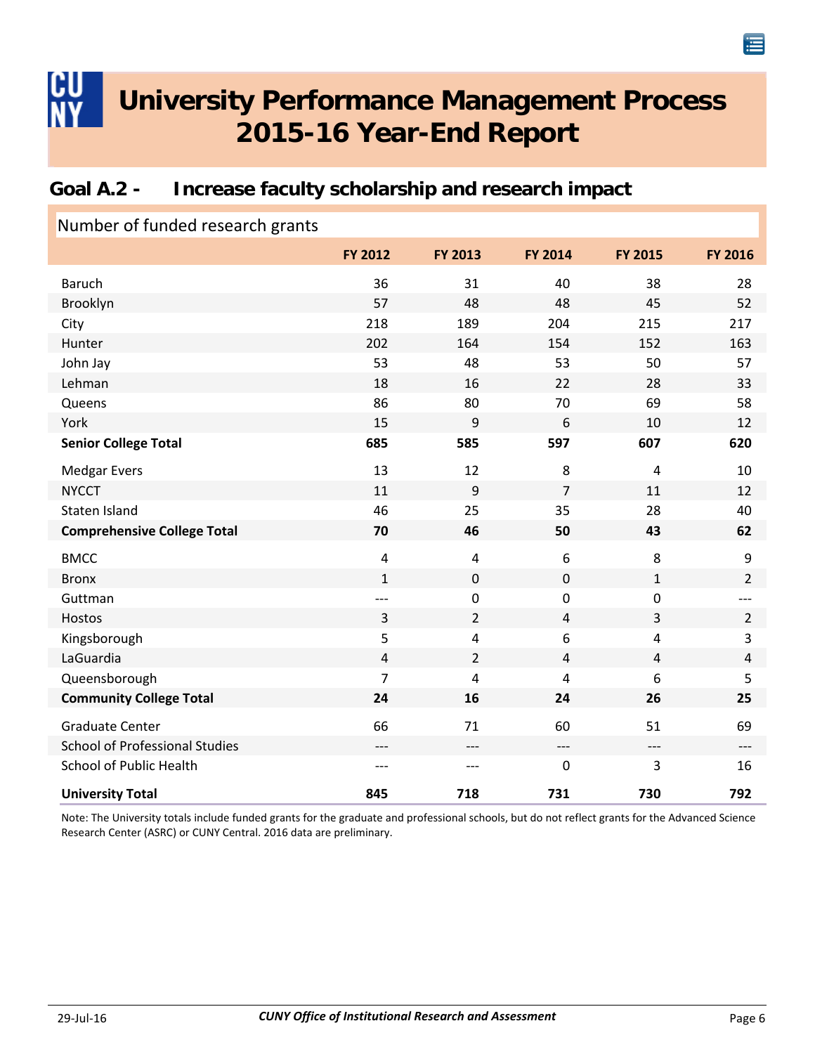# University Performance Management Process 2015-16 Year-End Report

## Goal A.2 - Increase faculty scholarship and research impact

### Number of funded research grants

| | FY 2012 | FY 2013 | FY 2014 | FY 2015 | FY 2016 |
|---|---|---|---|---|---|
| Baruch | 36 | 31 | 40 | 38 | 28 |
| Brooklyn | 57 | 48 | 48 | 45 | 52 |
| City | 218 | 189 | 204 | 215 | 217 |
| Hunter | 202 | 164 | 154 | 152 | 163 |
| John Jay | 53 | 48 | 53 | 50 | 57 |
| Lehman | 18 | 16 | 22 | 28 | 33 |
| Queens | 86 | 80 | 70 | 69 | 58 |
| York | 15 | 9 | 6 | 10 | 12 |
| **Senior College Total** | **685** | **585** | **597** | **607** | **620** |
| Medgar Evers | 13 | 12 | 8 | 4 | 10 |
| NYCCT | 11 | 9 | 7 | 11 | 12 |
| Staten Island | 46 | 25 | 35 | 28 | 40 |
| **Comprehensive College Total** | **70** | **46** | **50** | **43** | **62** |
| BMCC | 4 | 4 | 6 | 8 | 9 |
| Bronx | 1 | 0 | 0 | 1 | 2 |
| Guttman | --- | 0 | 0 | 0 | --- |
| Hostos | 3 | 2 | 4 | 3 | 2 |
| Kingsborough | 5 | 4 | 6 | 4 | 3 |
| LaGuardia | 4 | 2 | 4 | 4 | 4 |
| Queensborough | 7 | 4 | 4 | 6 | 5 |
| **Community College Total** | **24** | **16** | **24** | **26** | **25** |
| Graduate Center | 66 | 71 | 60 | 51 | 69 |
| School of Professional Studies | --- | --- | --- | --- | --- |
| School of Public Health | --- | --- | 0 | 3 | 16 |
| **University Total** | **845** | **718** | **731** | **730** | **792** |

Note: The University totals include funded grants for the graduate and professional schools, but do not reflect grants for the Advanced Science Research Center (ASRC) or CUNY Central. 2016 data are preliminary.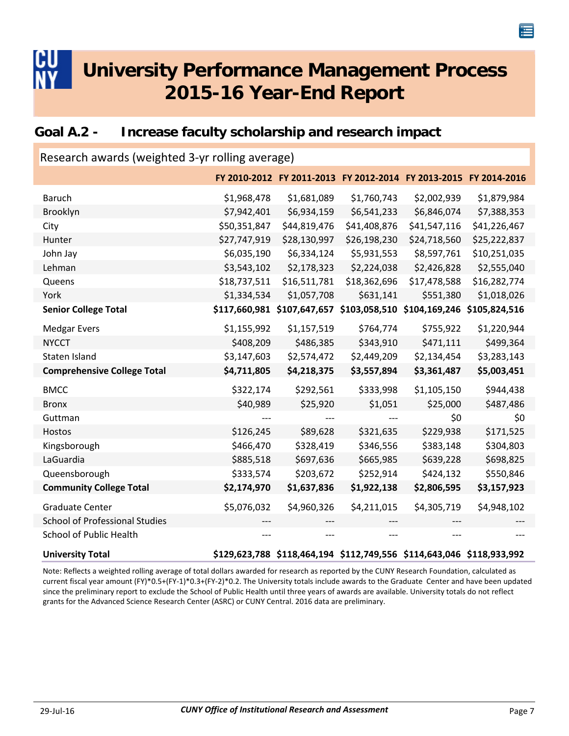# University Performance Management Process 2015-16 Year-End Report

## Goal A.2 - Increase faculty scholarship and research impact

### Research awards (weighted 3-yr rolling average)

| | FY 2010-2012 | FY 2011-2013 | FY 2012-2014 | FY 2013-2015 | FY 2014-2016 |
|---|---|---|---|---|---|
| Baruch | $1,968,478 | $1,681,089 | $1,760,743 | $2,002,939 | $1,879,984 |
| Brooklyn | $7,942,401 | $6,934,159 | $6,541,233 | $6,846,074 | $7,388,353 |
| City | $50,351,847 | $44,819,476 | $41,408,876 | $41,547,116 | $41,226,467 |
| Hunter | $27,747,919 | $28,130,997 | $26,198,230 | $24,718,560 | $25,222,837 |
| John Jay | $6,035,190 | $6,334,124 | $5,931,553 | $8,597,761 | $10,251,035 |
| Lehman | $3,543,102 | $2,178,323 | $2,224,038 | $2,426,828 | $2,555,040 |
| Queens | $18,737,511 | $16,511,781 | $18,362,696 | $17,478,588 | $16,282,774 |
| York | $1,334,534 | $1,057,708 | $631,141 | $551,380 | $1,018,026 |
| **Senior College Total** | **$117,660,981** | **$107,647,657** | **$103,058,510** | **$104,169,246** | **$105,824,516** |
| Medgar Evers | $1,155,992 | $1,157,519 | $764,774 | $755,922 | $1,220,944 |
| NYCCT | $408,209 | $486,385 | $343,910 | $471,111 | $499,364 |
| Staten Island | $3,147,603 | $2,574,472 | $2,449,209 | $2,134,454 | $3,283,143 |
| **Comprehensive College Total** | **$4,711,805** | **$4,218,375** | **$3,557,894** | **$3,361,487** | **$5,003,451** |
| BMCC | $322,174 | $292,561 | $333,998 | $1,105,150 | $944,438 |
| Bronx | $40,989 | $25,920 | $1,051 | $25,000 | $487,486 |
| Guttman | --- | --- | --- | $0 | $0 |
| Hostos | $126,245 | $89,628 | $321,635 | $229,938 | $171,525 |
| Kingsborough | $466,470 | $328,419 | $346,556 | $383,148 | $304,803 |
| LaGuardia | $885,518 | $697,636 | $665,985 | $639,228 | $698,825 |
| Queensborough | $333,574 | $203,672 | $252,914 | $424,132 | $550,846 |
| **Community College Total** | **$2,174,970** | **$1,637,836** | **$1,922,138** | **$2,806,595** | **$3,157,923** |
| Graduate Center | $5,076,032 | $4,960,326 | $4,211,015 | $4,305,719 | $4,948,102 |
| School of Professional Studies | --- | --- | --- | --- | --- |
| School of Public Health | --- | --- | --- | --- | --- |
| **University Total** | **$129,623,788** | **$118,464,194** | **$112,749,556** | **$114,643,046** | **$118,933,992** |

Note: Reflects a weighted rolling average of total dollars awarded for research as reported by the CUNY Research Foundation, calculated as current fiscal year amount (FY)*0.5+(FY-1)*0.3+(FY-2)*0.2. The University totals include awards to the Graduate Center and have been updated since the preliminary report to exclude the School of Public Health until three years of awards are available. University totals do not reflect grants for the Advanced Science Research Center (ASRC) or CUNY Central. 2016 data are preliminary.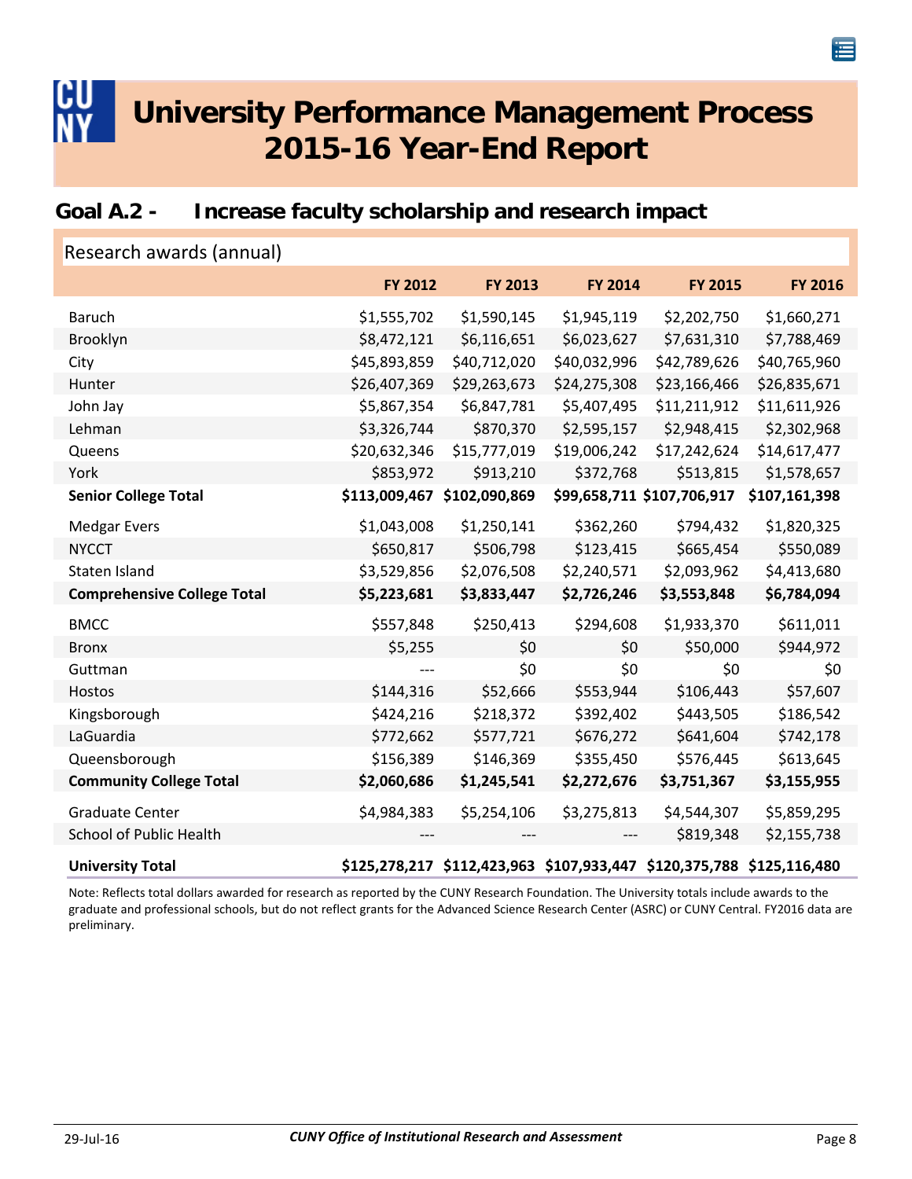# University Performance Management Process 2015-16 Year-End Report

## Goal A.2 - Increase faculty scholarship and research impact

### Research awards (annual)

| | FY 2012 | FY 2013 | FY 2014 | FY 2015 | FY 2016 |
|---|---|---|---|---|---|
| Baruch | $1,555,702 | $1,590,145 | $1,945,119 | $2,202,750 | $1,660,271 |
| Brooklyn | $8,472,121 | $6,116,651 | $6,023,627 | $7,631,310 | $7,788,469 |
| City | $45,893,859 | $40,712,020 | $40,032,996 | $42,789,626 | $40,765,960 |
| Hunter | $26,407,369 | $29,263,673 | $24,275,308 | $23,166,466 | $26,835,671 |
| John Jay | $5,867,354 | $6,847,781 | $5,407,495 | $11,211,912 | $11,611,926 |
| Lehman | $3,326,744 | $870,370 | $2,595,157 | $2,948,415 | $2,302,968 |
| Queens | $20,632,346 | $15,777,019 | $19,006,242 | $17,242,624 | $14,617,477 |
| York | $853,972 | $913,210 | $372,768 | $513,815 | $1,578,657 |
| **Senior College Total** | **$113,009,467** | **$102,090,869** | **$99,658,711** | **$107,706,917** | **$107,161,398** |
| Medgar Evers | $1,043,008 | $1,250,141 | $362,260 | $794,432 | $1,820,325 |
| NYCCT | $650,817 | $506,798 | $123,415 | $665,454 | $550,089 |
| Staten Island | $3,529,856 | $2,076,508 | $2,240,571 | $2,093,962 | $4,413,680 |
| **Comprehensive College Total** | **$5,223,681** | **$3,833,447** | **$2,726,246** | **$3,553,848** | **$6,784,094** |
| BMCC | $557,848 | $250,413 | $294,608 | $1,933,370 | $611,011 |
| Bronx | $5,255 | $0 | $0 | $50,000 | $944,972 |
| Guttman | --- | $0 | $0 | $0 | $0 |
| Hostos | $144,316 | $52,666 | $553,944 | $106,443 | $57,607 |
| Kingsborough | $424,216 | $218,372 | $392,402 | $443,505 | $186,542 |
| LaGuardia | $772,662 | $577,721 | $676,272 | $641,604 | $742,178 |
| Queensborough | $156,389 | $146,369 | $355,450 | $576,445 | $613,645 |
| **Community College Total** | **$2,060,686** | **$1,245,541** | **$2,272,676** | **$3,751,367** | **$3,155,955** |
| Graduate Center | $4,984,383 | $5,254,106 | $3,275,813 | $4,544,307 | $5,859,295 |
| School of Public Health | --- | --- | --- | $819,348 | $2,155,738 |
| **University Total** | **$125,278,217** | **$112,423,963** | **$107,933,447** | **$120,375,788** | **$125,116,480** |

Note: Reflects total dollars awarded for research as reported by the CUNY Research Foundation. The University totals include awards to the graduate and professional schools, but do not reflect grants for the Advanced Science Research Center (ASRC) or CUNY Central. FY2016 data are preliminary.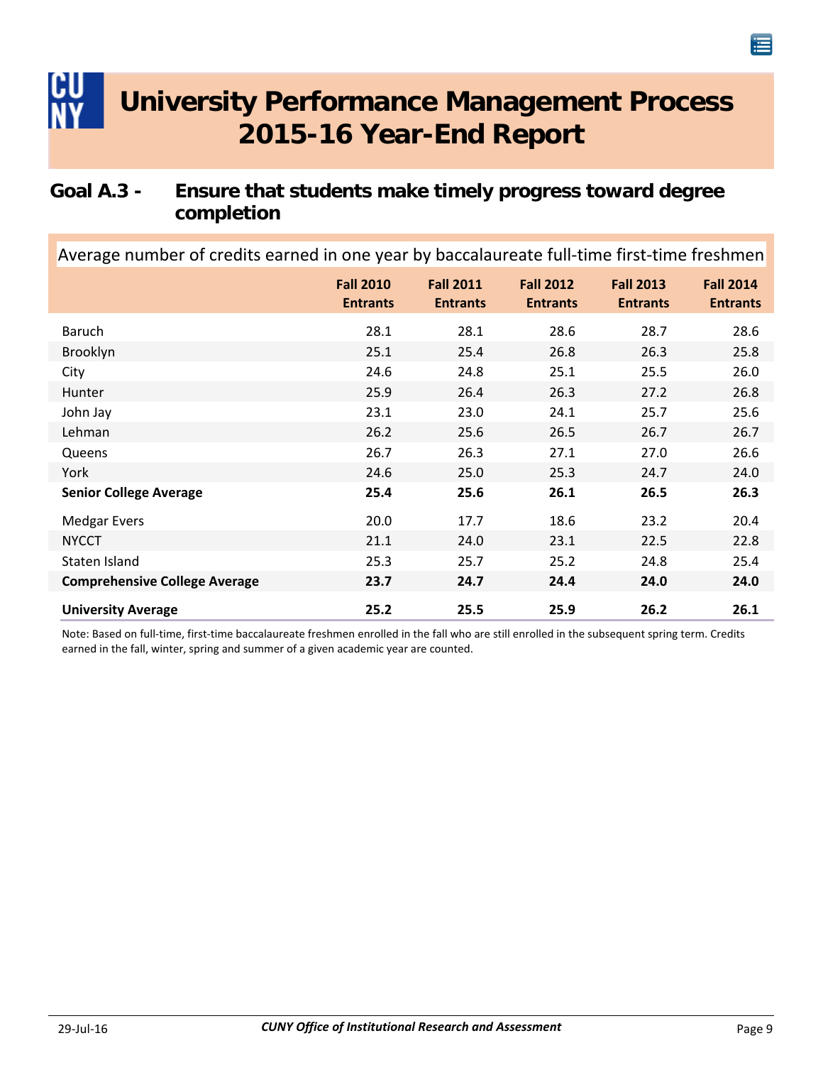# University Performance Management Process 2015-16 Year-End Report

## Goal A.3 - Ensure that students make timely progress toward degree completion

Average number of credits earned in one year by baccalaureate full-time first-time freshmen

| | Fall 2010 Entrants | Fall 2011 Entrants | Fall 2012 Entrants | Fall 2013 Entrants | Fall 2014 Entrants |
|---|---|---|---|---|---|
| Baruch | 28.1 | 28.1 | 28.6 | 28.7 | 28.6 |
| Brooklyn | 25.1 | 25.4 | 26.8 | 26.3 | 25.8 |
| City | 24.6 | 24.8 | 25.1 | 25.5 | 26.0 |
| Hunter | 25.9 | 26.4 | 26.3 | 27.2 | 26.8 |
| John Jay | 23.1 | 23.0 | 24.1 | 25.7 | 25.6 |
| Lehman | 26.2 | 25.6 | 26.5 | 26.7 | 26.7 |
| Queens | 26.7 | 26.3 | 27.1 | 27.0 | 26.6 |
| York | 24.6 | 25.0 | 25.3 | 24.7 | 24.0 |
| **Senior College Average** | **25.4** | **25.6** | **26.1** | **26.5** | **26.3** |
| Medgar Evers | 20.0 | 17.7 | 18.6 | 23.2 | 20.4 |
| NYCCT | 21.1 | 24.0 | 23.1 | 22.5 | 22.8 |
| Staten Island | 25.3 | 25.7 | 25.2 | 24.8 | 25.4 |
| **Comprehensive College Average** | **23.7** | **24.7** | **24.4** | **24.0** | **24.0** |
| **University Average** | **25.2** | **25.5** | **25.9** | **26.2** | **26.1** |

Note: Based on full-time, first-time baccalaureate freshmen enrolled in the fall who are still enrolled in the subsequent spring term. Credits earned in the fall, winter, spring and summer of a given academic year are counted.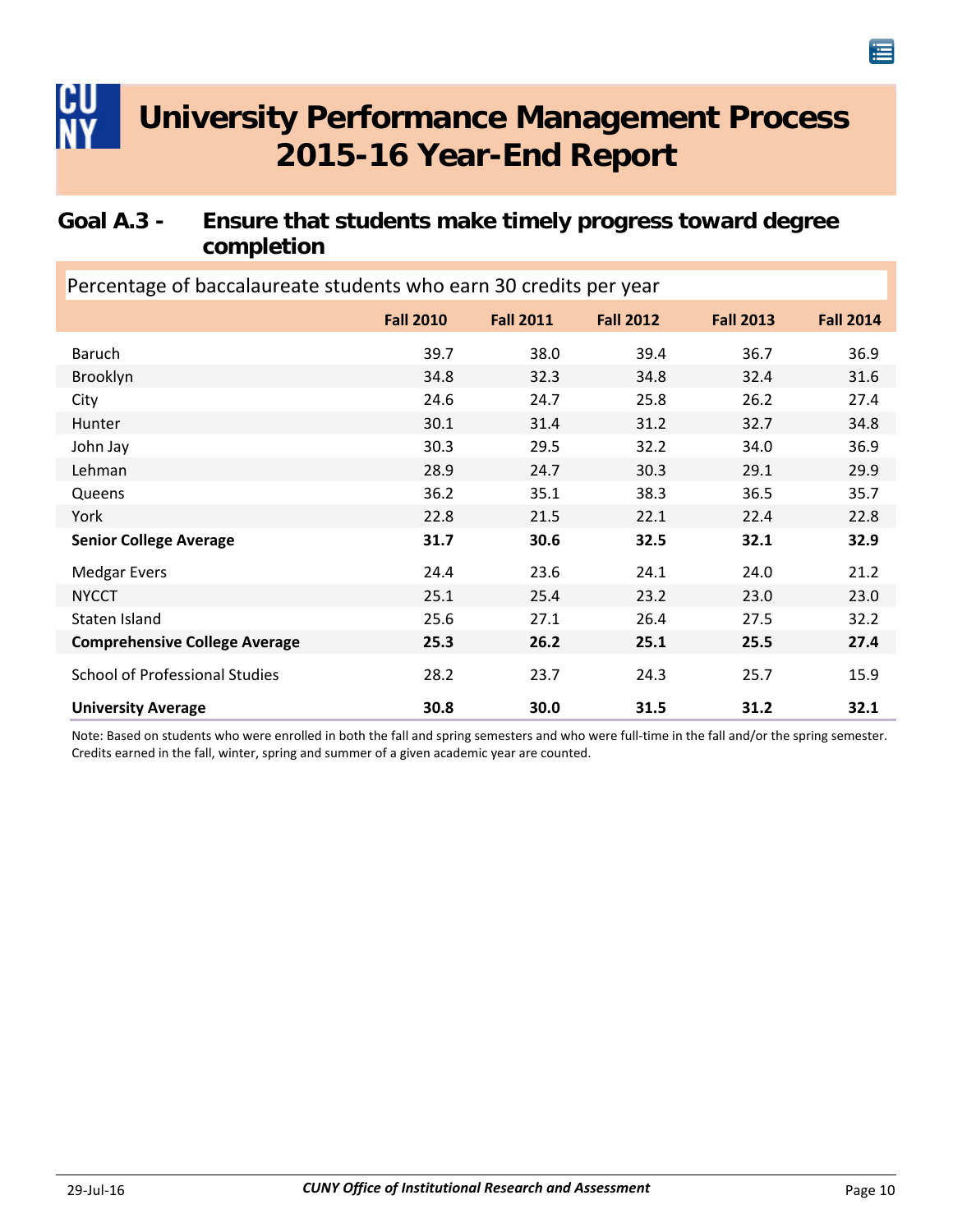# University Performance Management Process 2015-16 Year-End Report

## Goal A.3 - Ensure that students make timely progress toward degree completion

Percentage of baccalaureate students who earn 30 credits per year

| | Fall 2010 | Fall 2011 | Fall 2012 | Fall 2013 | Fall 2014 |
|---|---|---|---|---|---|
| Baruch | 39.7 | 38.0 | 39.4 | 36.7 | 36.9 |
| Brooklyn | 34.8 | 32.3 | 34.8 | 32.4 | 31.6 |
| City | 24.6 | 24.7 | 25.8 | 26.2 | 27.4 |
| Hunter | 30.1 | 31.4 | 31.2 | 32.7 | 34.8 |
| John Jay | 30.3 | 29.5 | 32.2 | 34.0 | 36.9 |
| Lehman | 28.9 | 24.7 | 30.3 | 29.1 | 29.9 |
| Queens | 36.2 | 35.1 | 38.3 | 36.5 | 35.7 |
| York | 22.8 | 21.5 | 22.1 | 22.4 | 22.8 |
| **Senior College Average** | **31.7** | **30.6** | **32.5** | **32.1** | **32.9** |
| Medgar Evers | 24.4 | 23.6 | 24.1 | 24.0 | 21.2 |
| NYCCT | 25.1 | 25.4 | 23.2 | 23.0 | 23.0 |
| Staten Island | 25.6 | 27.1 | 26.4 | 27.5 | 32.2 |
| **Comprehensive College Average** | **25.3** | **26.2** | **25.1** | **25.5** | **27.4** |
| School of Professional Studies | 28.2 | 23.7 | 24.3 | 25.7 | 15.9 |
| **University Average** | **30.8** | **30.0** | **31.5** | **31.2** | **32.1** |

Note: Based on students who were enrolled in both the fall and spring semesters and who were full-time in the fall and/or the spring semester. Credits earned in the fall, winter, spring and summer of a given academic year are counted.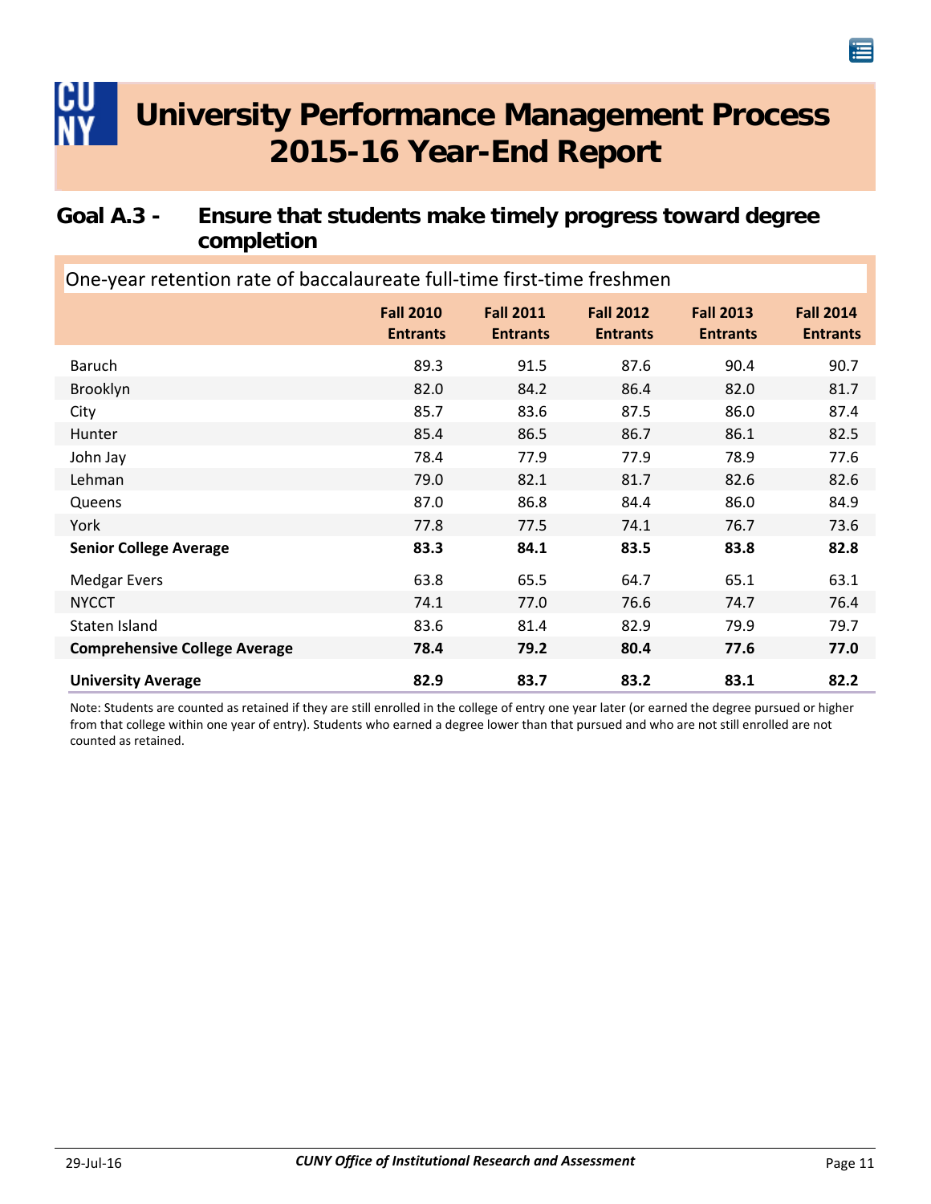# University Performance Management Process 2015-16 Year-End Report

## Goal A.3 - Ensure that students make timely progress toward degree completion

One-year retention rate of baccalaureate full-time first-time freshmen

| | Fall 2010 Entrants | Fall 2011 Entrants | Fall 2012 Entrants | Fall 2013 Entrants | Fall 2014 Entrants |
|---|---|---|---|---|---|
| Baruch | 89.3 | 91.5 | 87.6 | 90.4 | 90.7 |
| Brooklyn | 82.0 | 84.2 | 86.4 | 82.0 | 81.7 |
| City | 85.7 | 83.6 | 87.5 | 86.0 | 87.4 |
| Hunter | 85.4 | 86.5 | 86.7 | 86.1 | 82.5 |
| John Jay | 78.4 | 77.9 | 77.9 | 78.9 | 77.6 |
| Lehman | 79.0 | 82.1 | 81.7 | 82.6 | 82.6 |
| Queens | 87.0 | 86.8 | 84.4 | 86.0 | 84.9 |
| York | 77.8 | 77.5 | 74.1 | 76.7 | 73.6 |
| **Senior College Average** | **83.3** | **84.1** | **83.5** | **83.8** | **82.8** |
| Medgar Evers | 63.8 | 65.5 | 64.7 | 65.1 | 63.1 |
| NYCCT | 74.1 | 77.0 | 76.6 | 74.7 | 76.4 |
| Staten Island | 83.6 | 81.4 | 82.9 | 79.9 | 79.7 |
| **Comprehensive College Average** | **78.4** | **79.2** | **80.4** | **77.6** | **77.0** |
| **University Average** | **82.9** | **83.7** | **83.2** | **83.1** | **82.2** |

Note: Students are counted as retained if they are still enrolled in the college of entry one year later (or earned the degree pursued or higher from that college within one year of entry). Students who earned a degree lower than that pursued and who are not still enrolled are not counted as retained.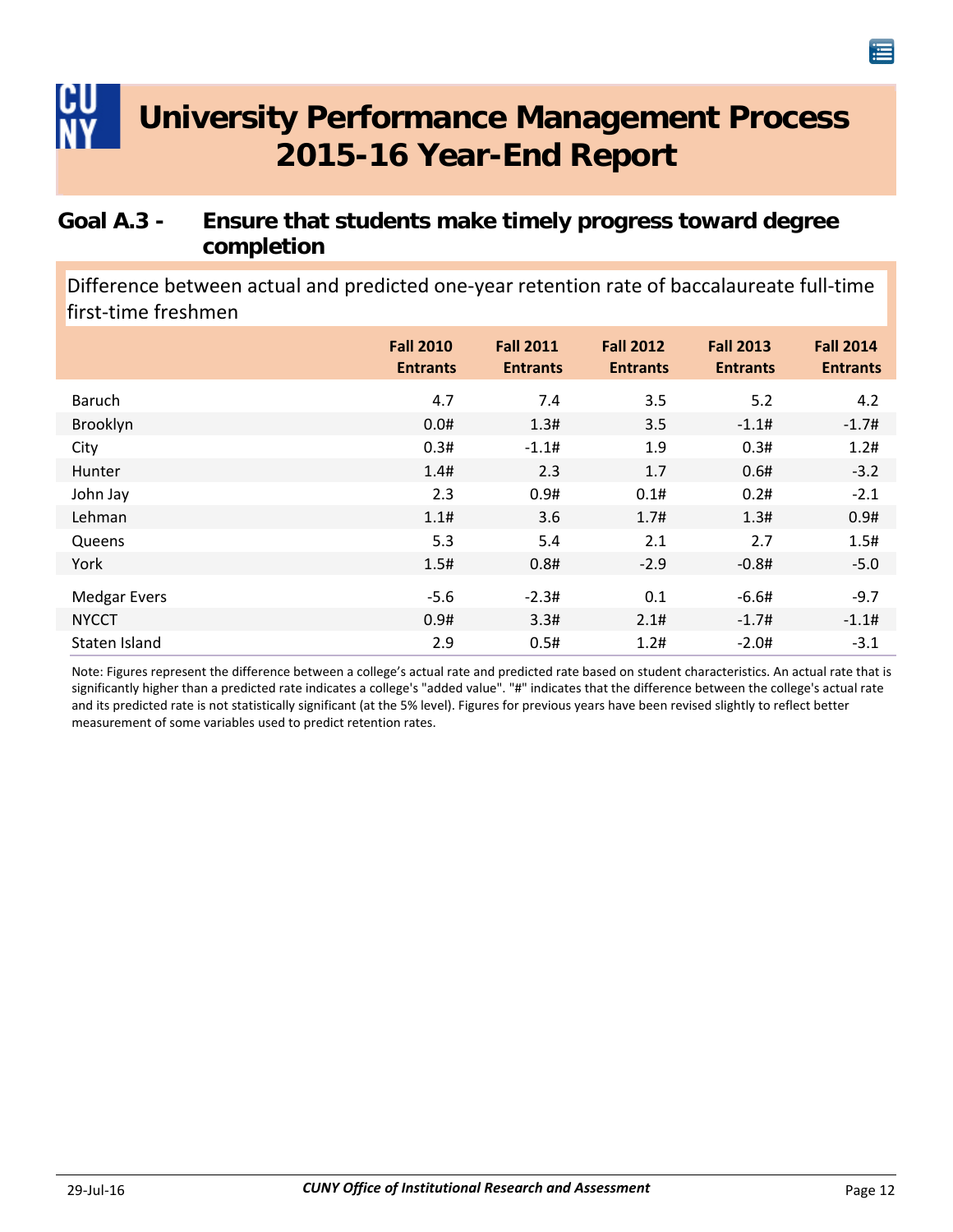# University Performance Management Process 2015-16 Year-End Report

## Goal A.3 - Ensure that students make timely progress toward degree completion

Difference between actual and predicted one-year retention rate of baccalaureate full-time first-time freshmen

| | Fall 2010 Entrants | Fall 2011 Entrants | Fall 2012 Entrants | Fall 2013 Entrants | Fall 2014 Entrants |
|---|---|---|---|---|---|
| Baruch | 4.7 | 7.4 | 3.5 | 5.2 | 4.2 |
| Brooklyn | 0.0# | 1.3# | 3.5 | -1.1# | -1.7# |
| City | 0.3# | -1.1# | 1.9 | 0.3# | 1.2# |
| Hunter | 1.4# | 2.3 | 1.7 | 0.6# | -3.2 |
| John Jay | 2.3 | 0.9# | 0.1# | 0.2# | -2.1 |
| Lehman | 1.1# | 3.6 | 1.7# | 1.3# | 0.9# |
| Queens | 5.3 | 5.4 | 2.1 | 2.7 | 1.5# |
| York | 1.5# | 0.8# | -2.9 | -0.8# | -5.0 |
| Medgar Evers | -5.6 | -2.3# | 0.1 | -6.6# | -9.7 |
| NYCCT | 0.9# | 3.3# | 2.1# | -1.7# | -1.1# |
| Staten Island | 2.9 | 0.5# | 1.2# | -2.0# | -3.1 |

Note: Figures represent the difference between a college's actual rate and predicted rate based on student characteristics. An actual rate that is significantly higher than a predicted rate indicates a college's "added value". "#" indicates that the difference between the college's actual rate and its predicted rate is not statistically significant (at the 5% level). Figures for previous years have been revised slightly to reflect better measurement of some variables used to predict retention rates.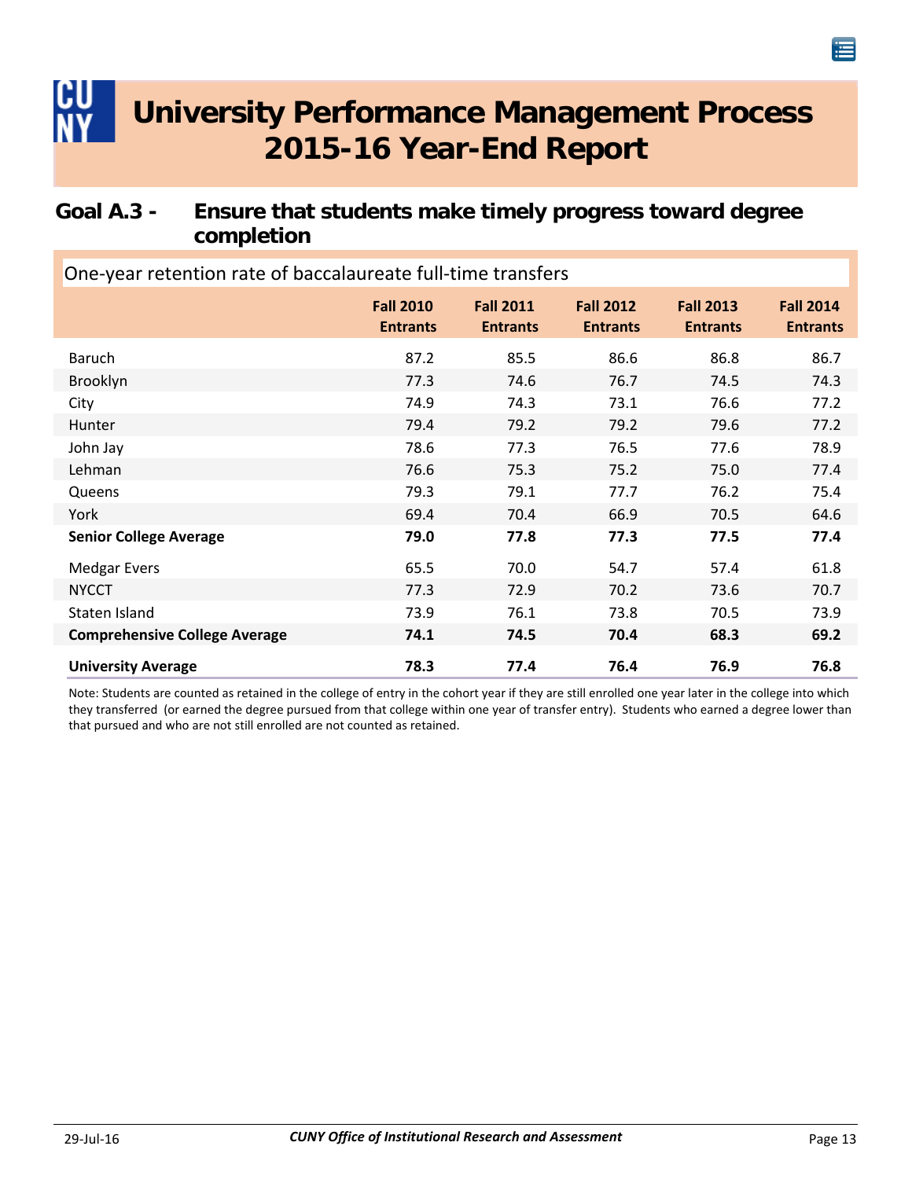# University Performance Management Process 2015-16 Year-End Report

## Goal A.3 - Ensure that students make timely progress toward degree completion

### One-year retention rate of baccalaureate full-time transfers

| | Fall 2010 Entrants | Fall 2011 Entrants | Fall 2012 Entrants | Fall 2013 Entrants | Fall 2014 Entrants |
|---|---|---|---|---|---|
| Baruch | 87.2 | 85.5 | 86.6 | 86.8 | 86.7 |
| Brooklyn | 77.3 | 74.6 | 76.7 | 74.5 | 74.3 |
| City | 74.9 | 74.3 | 73.1 | 76.6 | 77.2 |
| Hunter | 79.4 | 79.2 | 79.2 | 79.6 | 77.2 |
| John Jay | 78.6 | 77.3 | 76.5 | 77.6 | 78.9 |
| Lehman | 76.6 | 75.3 | 75.2 | 75.0 | 77.4 |
| Queens | 79.3 | 79.1 | 77.7 | 76.2 | 75.4 |
| York | 69.4 | 70.4 | 66.9 | 70.5 | 64.6 |
| **Senior College Average** | **79.0** | **77.8** | **77.3** | **77.5** | **77.4** |
| Medgar Evers | 65.5 | 70.0 | 54.7 | 57.4 | 61.8 |
| NYCCT | 77.3 | 72.9 | 70.2 | 73.6 | 70.7 |
| Staten Island | 73.9 | 76.1 | 73.8 | 70.5 | 73.9 |
| **Comprehensive College Average** | **74.1** | **74.5** | **70.4** | **68.3** | **69.2** |
| **University Average** | **78.3** | **77.4** | **76.4** | **76.9** | **76.8** |

Note: Students are counted as retained in the college of entry in the cohort year if they are still enrolled one year later in the college into which they transferred (or earned the degree pursued from that college within one year of transfer entry). Students who earned a degree lower than that pursued and who are not still enrolled are not counted as retained.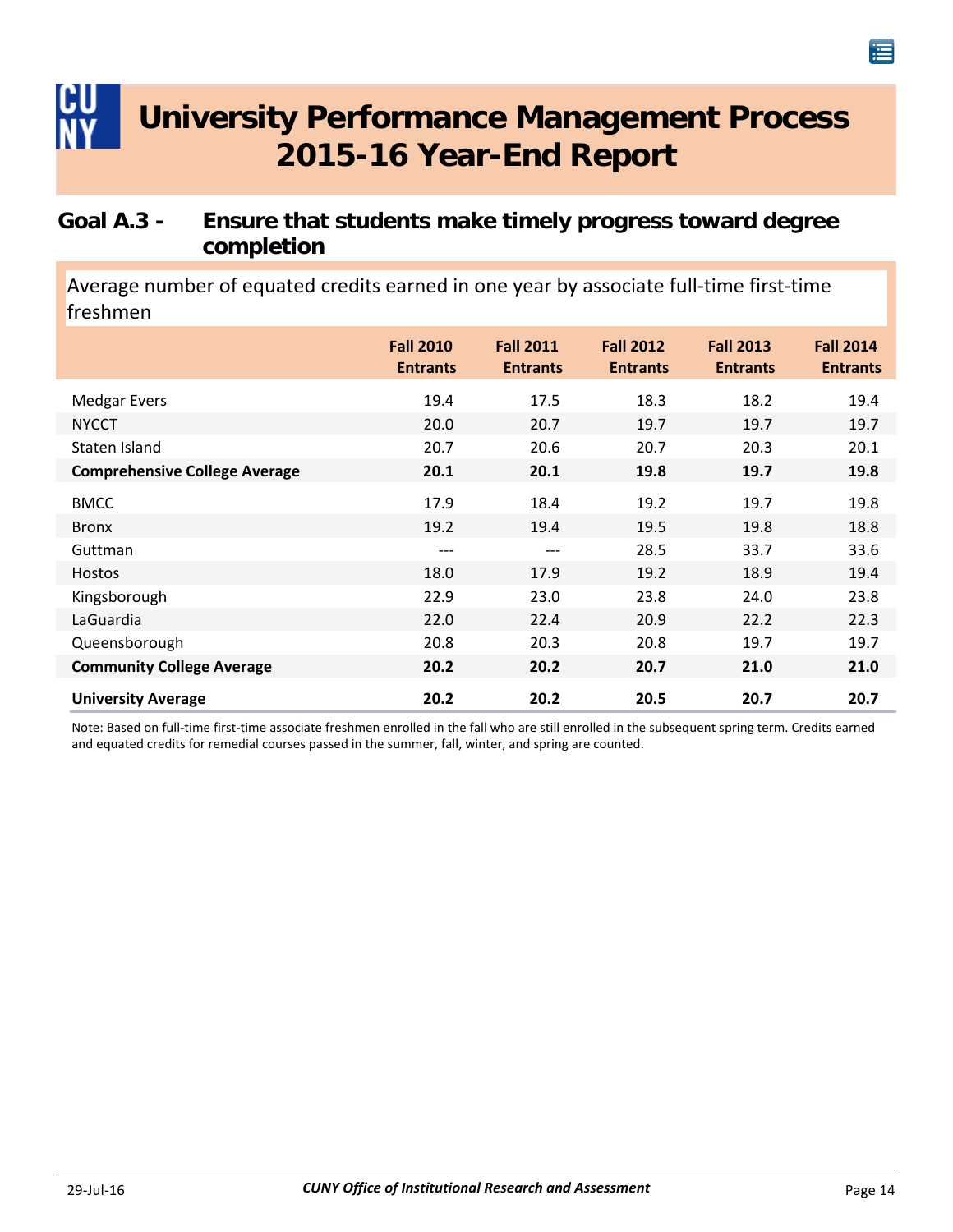# University Performance Management Process 2015-16 Year-End Report

## Goal A.3 - Ensure that students make timely progress toward degree completion

Average number of equated credits earned in one year by associate full-time first-time freshmen

| | Fall 2010 Entrants | Fall 2011 Entrants | Fall 2012 Entrants | Fall 2013 Entrants | Fall 2014 Entrants |
|---|---|---|---|---|---|
| Medgar Evers | 19.4 | 17.5 | 18.3 | 18.2 | 19.4 |
| NYCCT | 20.0 | 20.7 | 19.7 | 19.7 | 19.7 |
| Staten Island | 20.7 | 20.6 | 20.7 | 20.3 | 20.1 |
| **Comprehensive College Average** | **20.1** | **20.1** | **19.8** | **19.7** | **19.8** |
| BMCC | 17.9 | 18.4 | 19.2 | 19.7 | 19.8 |
| Bronx | 19.2 | 19.4 | 19.5 | 19.8 | 18.8 |
| Guttman | --- | --- | 28.5 | 33.7 | 33.6 |
| Hostos | 18.0 | 17.9 | 19.2 | 18.9 | 19.4 |
| Kingsborough | 22.9 | 23.0 | 23.8 | 24.0 | 23.8 |
| LaGuardia | 22.0 | 22.4 | 20.9 | 22.2 | 22.3 |
| Queensborough | 20.8 | 20.3 | 20.8 | 19.7 | 19.7 |
| **Community College Average** | **20.2** | **20.2** | **20.7** | **21.0** | **21.0** |
| **University Average** | **20.2** | **20.2** | **20.5** | **20.7** | **20.7** |

Note: Based on full-time first-time associate freshmen enrolled in the fall who are still enrolled in the subsequent spring term. Credits earned and equated credits for remedial courses passed in the summer, fall, winter, and spring are counted.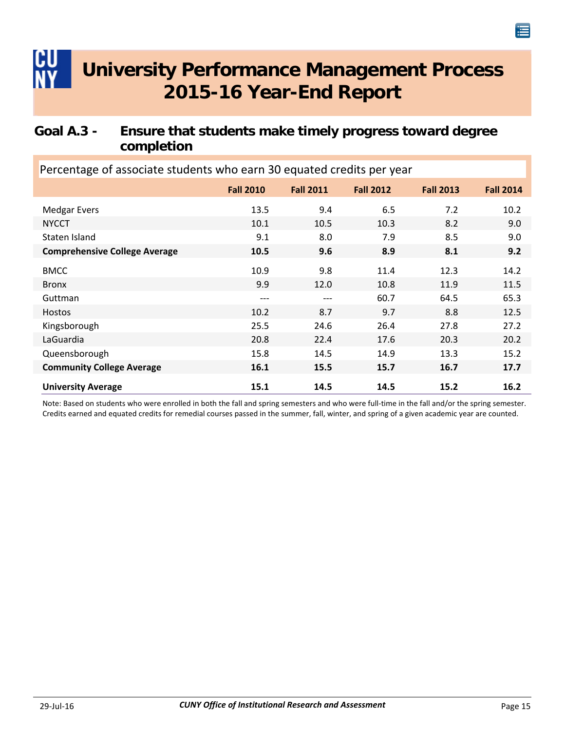# University Performance Management Process 2015-16 Year-End Report

## Goal A.3 - Ensure that students make timely progress toward degree completion

| Percentage of associate students who earn 30 equated credits per year | Fall 2010 | Fall 2011 | Fall 2012 | Fall 2013 | Fall 2014 |
|---|---|---|---|---|---|
| Medgar Evers | 13.5 | 9.4 | 6.5 | 7.2 | 10.2 |
| NYCCT | 10.1 | 10.5 | 10.3 | 8.2 | 9.0 |
| Staten Island | 9.1 | 8.0 | 7.9 | 8.5 | 9.0 |
| **Comprehensive College Average** | **10.5** | **9.6** | **8.9** | **8.1** | **9.2** |
| BMCC | 10.9 | 9.8 | 11.4 | 12.3 | 14.2 |
| Bronx | 9.9 | 12.0 | 10.8 | 11.9 | 11.5 |
| Guttman | --- | --- | 60.7 | 64.5 | 65.3 |
| Hostos | 10.2 | 8.7 | 9.7 | 8.8 | 12.5 |
| Kingsborough | 25.5 | 24.6 | 26.4 | 27.8 | 27.2 |
| LaGuardia | 20.8 | 22.4 | 17.6 | 20.3 | 20.2 |
| Queensborough | 15.8 | 14.5 | 14.9 | 13.3 | 15.2 |
| **Community College Average** | **16.1** | **15.5** | **15.7** | **16.7** | **17.7** |
| **University Average** | **15.1** | **14.5** | **14.5** | **15.2** | **16.2** |

Note: Based on students who were enrolled in both the fall and spring semesters and who were full-time in the fall and/or the spring semester. Credits earned and equated credits for remedial courses passed in the summer, fall, winter, and spring of a given academic year are counted.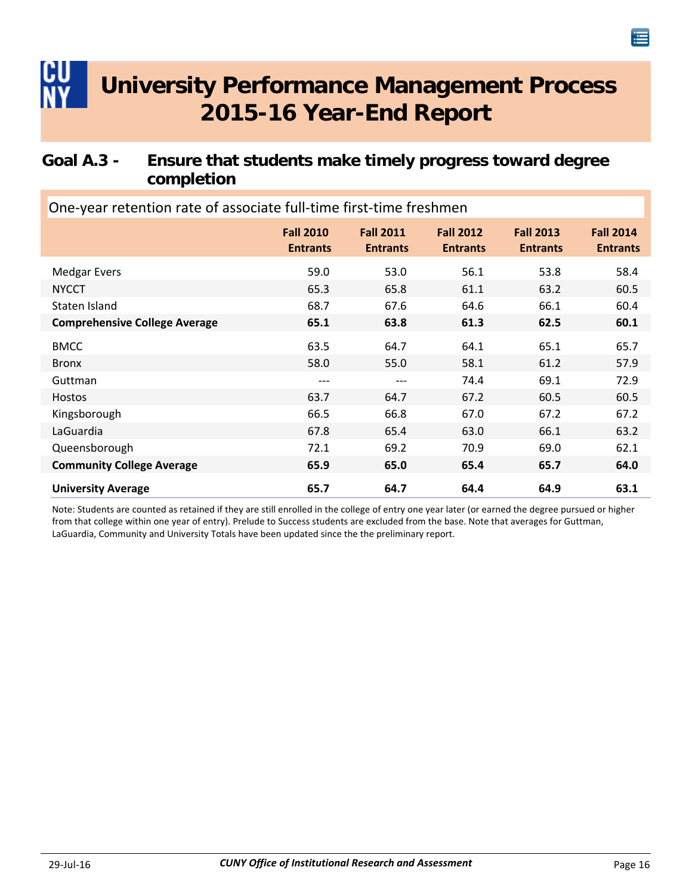# University Performance Management Process 2015-16 Year-End Report

## Goal A.3 - Ensure that students make timely progress toward degree completion

One-year retention rate of associate full-time first-time freshmen

| | Fall 2010 Entrants | Fall 2011 Entrants | Fall 2012 Entrants | Fall 2013 Entrants | Fall 2014 Entrants |
|---|---|---|---|---|---|
| Medgar Evers | 59.0 | 53.0 | 56.1 | 53.8 | 58.4 |
| NYCCT | 65.3 | 65.8 | 61.1 | 63.2 | 60.5 |
| Staten Island | 68.7 | 67.6 | 64.6 | 66.1 | 60.4 |
| **Comprehensive College Average** | **65.1** | **63.8** | **61.3** | **62.5** | **60.1** |
| BMCC | 63.5 | 64.7 | 64.1 | 65.1 | 65.7 |
| Bronx | 58.0 | 55.0 | 58.1 | 61.2 | 57.9 |
| Guttman | --- | --- | 74.4 | 69.1 | 72.9 |
| Hostos | 63.7 | 64.7 | 67.2 | 60.5 | 60.5 |
| Kingsborough | 66.5 | 66.8 | 67.0 | 67.2 | 67.2 |
| LaGuardia | 67.8 | 65.4 | 63.0 | 66.1 | 63.2 |
| Queensborough | 72.1 | 69.2 | 70.9 | 69.0 | 62.1 |
| **Community College Average** | **65.9** | **65.0** | **65.4** | **65.7** | **64.0** |
| **University Average** | **65.7** | **64.7** | **64.4** | **64.9** | **63.1** |

Note: Students are counted as retained if they are still enrolled in the college of entry one year later (or earned the degree pursued or higher from that college within one year of entry). Prelude to Success students are excluded from the base. Note that averages for Guttman, LaGuardia, Community and University Totals have been updated since the the preliminary report.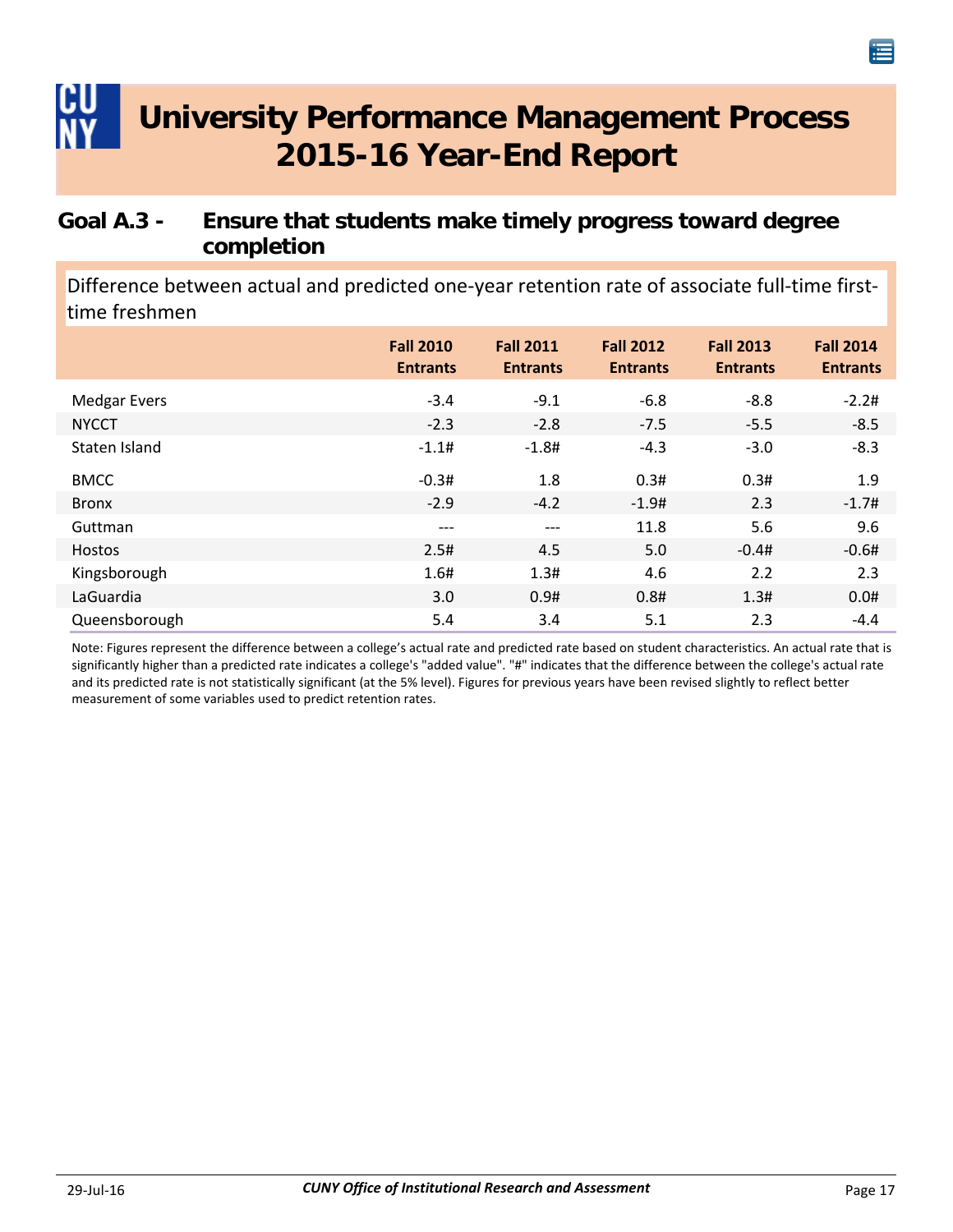# University Performance Management Process 2015-16 Year-End Report

## Goal A.3 - Ensure that students make timely progress toward degree completion

### Difference between actual and predicted one-year retention rate of associate full-time first-time freshmen

| | Fall 2010 Entrants | Fall 2011 Entrants | Fall 2012 Entrants | Fall 2013 Entrants | Fall 2014 Entrants |
|---|---|---|---|---|---|
| Medgar Evers | -3.4 | -9.1 | -6.8 | -8.8 | -2.2# |
| NYCCT | -2.3 | -2.8 | -7.5 | -5.5 | -8.5 |
| Staten Island | -1.1# | -1.8# | -4.3 | -3.0 | -8.3 |
| BMCC | -0.3# | 1.8 | 0.3# | 0.3# | 1.9 |
| Bronx | -2.9 | -4.2 | -1.9# | 2.3 | -1.7# |
| Guttman | --- | --- | 11.8 | 5.6 | 9.6 |
| Hostos | 2.5# | 4.5 | 5.0 | -0.4# | -0.6# |
| Kingsborough | 1.6# | 1.3# | 4.6 | 2.2 | 2.3 |
| LaGuardia | 3.0 | 0.9# | 0.8# | 1.3# | 0.0# |
| Queensborough | 5.4 | 3.4 | 5.1 | 2.3 | -4.4 |

Note: Figures represent the difference between a college's actual rate and predicted rate based on student characteristics. An actual rate that is significantly higher than a predicted rate indicates a college's "added value". "#" indicates that the difference between the college's actual rate and its predicted rate is not statistically significant (at the 5% level). Figures for previous years have been revised slightly to reflect better measurement of some variables used to predict retention rates.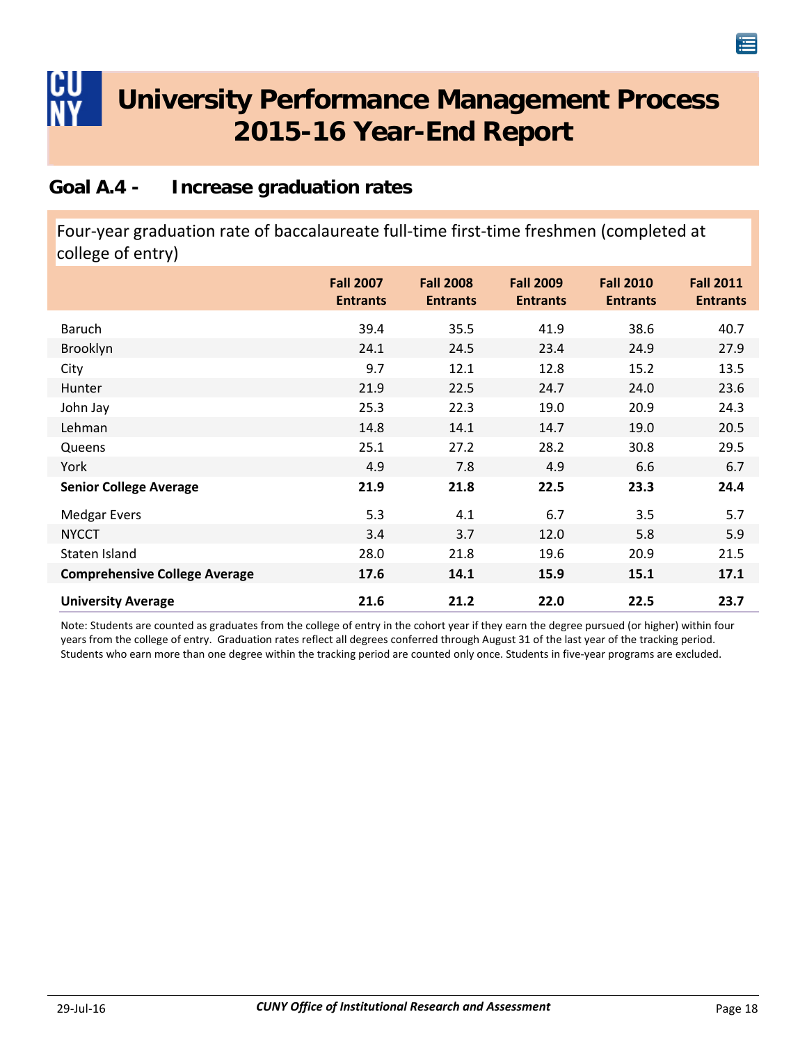# University Performance Management Process 2015-16 Year-End Report

## Goal A.4 - Increase graduation rates

Four-year graduation rate of baccalaureate full-time first-time freshmen (completed at college of entry)

| | Fall 2007 Entrants | Fall 2008 Entrants | Fall 2009 Entrants | Fall 2010 Entrants | Fall 2011 Entrants |
|---|---|---|---|---|---|
| Baruch | 39.4 | 35.5 | 41.9 | 38.6 | 40.7 |
| Brooklyn | 24.1 | 24.5 | 23.4 | 24.9 | 27.9 |
| City | 9.7 | 12.1 | 12.8 | 15.2 | 13.5 |
| Hunter | 21.9 | 22.5 | 24.7 | 24.0 | 23.6 |
| John Jay | 25.3 | 22.3 | 19.0 | 20.9 | 24.3 |
| Lehman | 14.8 | 14.1 | 14.7 | 19.0 | 20.5 |
| Queens | 25.1 | 27.2 | 28.2 | 30.8 | 29.5 |
| York | 4.9 | 7.8 | 4.9 | 6.6 | 6.7 |
| **Senior College Average** | **21.9** | **21.8** | **22.5** | **23.3** | **24.4** |
| Medgar Evers | 5.3 | 4.1 | 6.7 | 3.5 | 5.7 |
| NYCCT | 3.4 | 3.7 | 12.0 | 5.8 | 5.9 |
| Staten Island | 28.0 | 21.8 | 19.6 | 20.9 | 21.5 |
| **Comprehensive College Average** | **17.6** | **14.1** | **15.9** | **15.1** | **17.1** |
| **University Average** | **21.6** | **21.2** | **22.0** | **22.5** | **23.7** |

Note: Students are counted as graduates from the college of entry in the cohort year if they earn the degree pursued (or higher) within four years from the college of entry. Graduation rates reflect all degrees conferred through August 31 of the last year of the tracking period. Students who earn more than one degree within the tracking period are counted only once. Students in five-year programs are excluded.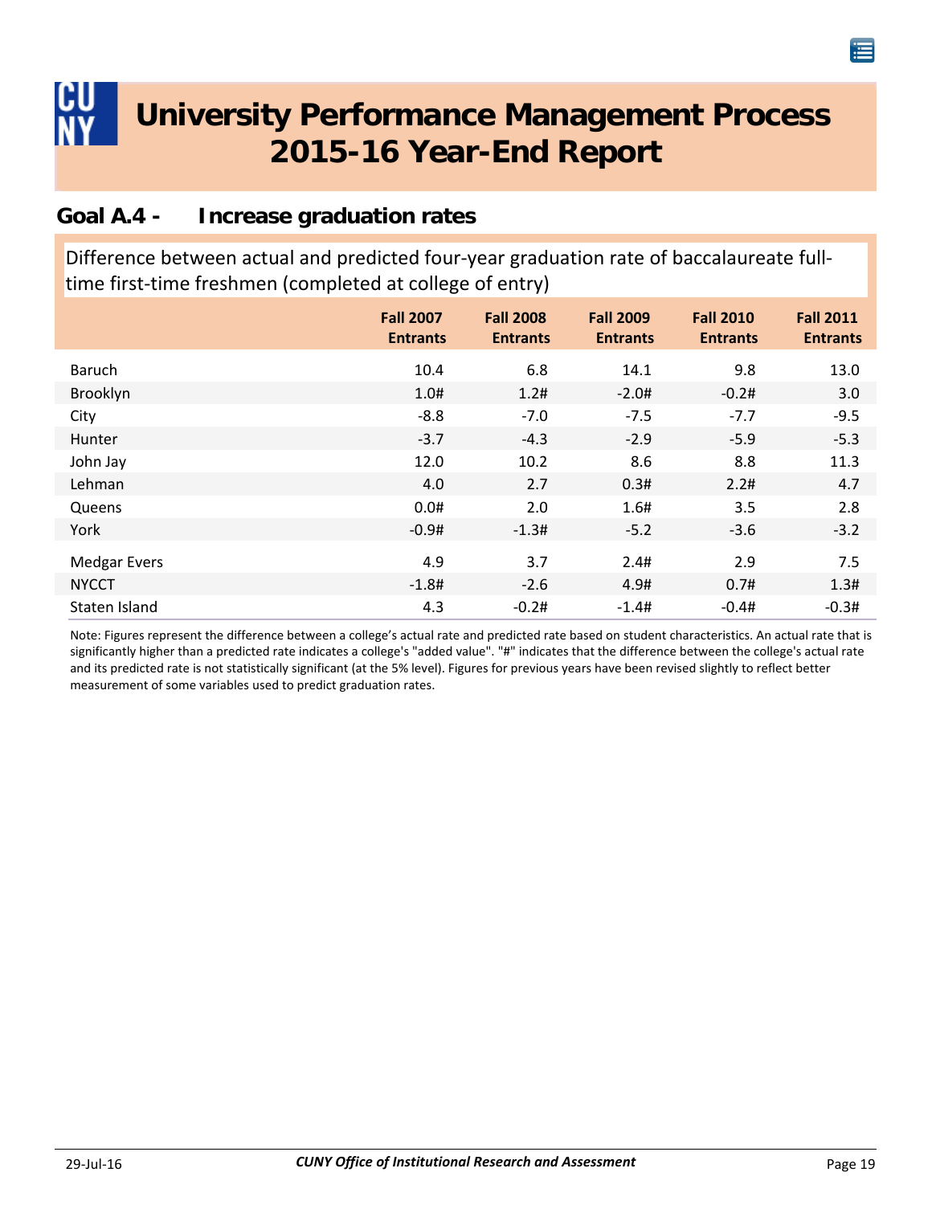# University Performance Management Process 2015-16 Year-End Report

## Goal A.4 - Increase graduation rates

Difference between actual and predicted four-year graduation rate of baccalaureate full-time first-time freshmen (completed at college of entry)

| | Fall 2007 Entrants | Fall 2008 Entrants | Fall 2009 Entrants | Fall 2010 Entrants | Fall 2011 Entrants |
|---|---|---|---|---|---|
| Baruch | 10.4 | 6.8 | 14.1 | 9.8 | 13.0 |
| Brooklyn | 1.0# | 1.2# | -2.0# | -0.2# | 3.0 |
| City | -8.8 | -7.0 | -7.5 | -7.7 | -9.5 |
| Hunter | -3.7 | -4.3 | -2.9 | -5.9 | -5.3 |
| John Jay | 12.0 | 10.2 | 8.6 | 8.8 | 11.3 |
| Lehman | 4.0 | 2.7 | 0.3# | 2.2# | 4.7 |
| Queens | 0.0# | 2.0 | 1.6# | 3.5 | 2.8 |
| York | -0.9# | -1.3# | -5.2 | -3.6 | -3.2 |
| Medgar Evers | 4.9 | 3.7 | 2.4# | 2.9 | 7.5 |
| NYCCT | -1.8# | -2.6 | 4.9# | 0.7# | 1.3# |
| Staten Island | 4.3 | -0.2# | -1.4# | -0.4# | -0.3# |

Note: Figures represent the difference between a college's actual rate and predicted rate based on student characteristics. An actual rate that is significantly higher than a predicted rate indicates a college's "added value". "#" indicates that the difference between the college's actual rate and its predicted rate is not statistically significant (at the 5% level). Figures for previous years have been revised slightly to reflect better measurement of some variables used to predict graduation rates.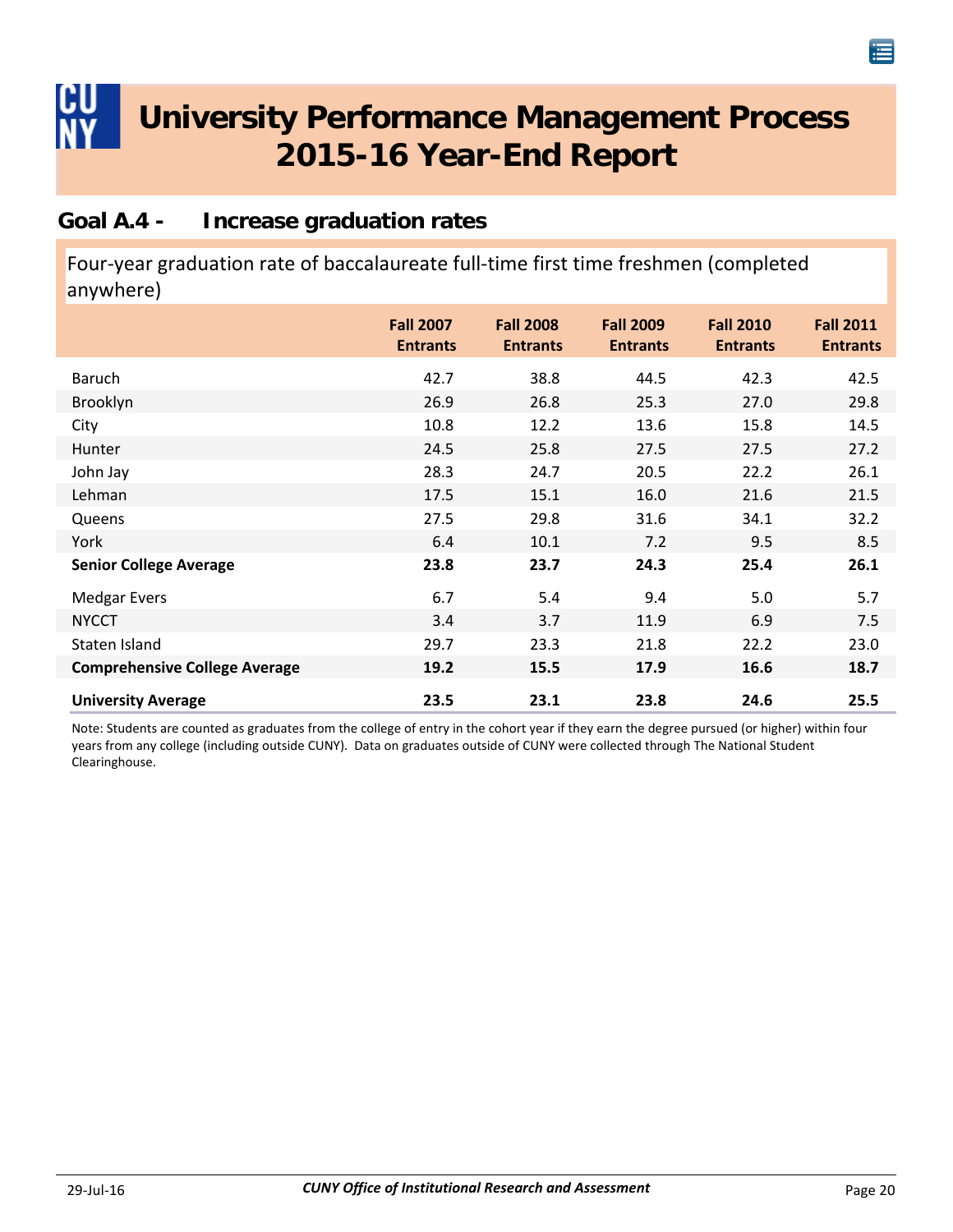# University Performance Management Process 2015-16 Year-End Report

## Goal A.4 - Increase graduation rates

Four-year graduation rate of baccalaureate full-time first time freshmen (completed anywhere)

| | Fall 2007 Entrants | Fall 2008 Entrants | Fall 2009 Entrants | Fall 2010 Entrants | Fall 2011 Entrants |
|---|---|---|---|---|---|
| Baruch | 42.7 | 38.8 | 44.5 | 42.3 | 42.5 |
| Brooklyn | 26.9 | 26.8 | 25.3 | 27.0 | 29.8 |
| City | 10.8 | 12.2 | 13.6 | 15.8 | 14.5 |
| Hunter | 24.5 | 25.8 | 27.5 | 27.5 | 27.2 |
| John Jay | 28.3 | 24.7 | 20.5 | 22.2 | 26.1 |
| Lehman | 17.5 | 15.1 | 16.0 | 21.6 | 21.5 |
| Queens | 27.5 | 29.8 | 31.6 | 34.1 | 32.2 |
| York | 6.4 | 10.1 | 7.2 | 9.5 | 8.5 |
| **Senior College Average** | **23.8** | **23.7** | **24.3** | **25.4** | **26.1** |
| Medgar Evers | 6.7 | 5.4 | 9.4 | 5.0 | 5.7 |
| NYCCT | 3.4 | 3.7 | 11.9 | 6.9 | 7.5 |
| Staten Island | 29.7 | 23.3 | 21.8 | 22.2 | 23.0 |
| **Comprehensive College Average** | **19.2** | **15.5** | **17.9** | **16.6** | **18.7** |
| **University Average** | **23.5** | **23.1** | **23.8** | **24.6** | **25.5** |

Note: Students are counted as graduates from the college of entry in the cohort year if they earn the degree pursued (or higher) within four years from any college (including outside CUNY). Data on graduates outside of CUNY were collected through The National Student Clearinghouse.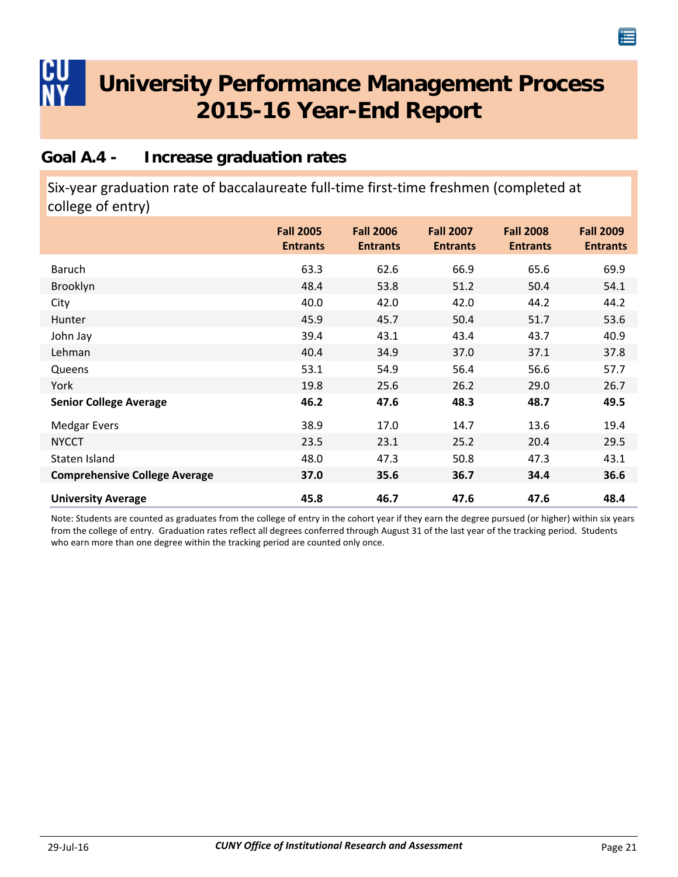# University Performance Management Process 2015-16 Year-End Report

## Goal A.4 - Increase graduation rates

### Six-year graduation rate of baccalaureate full-time first-time freshmen (completed at college of entry)

| | Fall 2005 Entrants | Fall 2006 Entrants | Fall 2007 Entrants | Fall 2008 Entrants | Fall 2009 Entrants |
|---|---|---|---|---|---|
| Baruch | 63.3 | 62.6 | 66.9 | 65.6 | 69.9 |
| Brooklyn | 48.4 | 53.8 | 51.2 | 50.4 | 54.1 |
| City | 40.0 | 42.0 | 42.0 | 44.2 | 44.2 |
| Hunter | 45.9 | 45.7 | 50.4 | 51.7 | 53.6 |
| John Jay | 39.4 | 43.1 | 43.4 | 43.7 | 40.9 |
| Lehman | 40.4 | 34.9 | 37.0 | 37.1 | 37.8 |
| Queens | 53.1 | 54.9 | 56.4 | 56.6 | 57.7 |
| York | 19.8 | 25.6 | 26.2 | 29.0 | 26.7 |
| **Senior College Average** | **46.2** | **47.6** | **48.3** | **48.7** | **49.5** |
| Medgar Evers | 38.9 | 17.0 | 14.7 | 13.6 | 19.4 |
| NYCCT | 23.5 | 23.1 | 25.2 | 20.4 | 29.5 |
| Staten Island | 48.0 | 47.3 | 50.8 | 47.3 | 43.1 |
| **Comprehensive College Average** | **37.0** | **35.6** | **36.7** | **34.4** | **36.6** |
| **University Average** | **45.8** | **46.7** | **47.6** | **47.6** | **48.4** |

Note: Students are counted as graduates from the college of entry in the cohort year if they earn the degree pursued (or higher) within six years from the college of entry. Graduation rates reflect all degrees conferred through August 31 of the last year of the tracking period. Students who earn more than one degree within the tracking period are counted only once.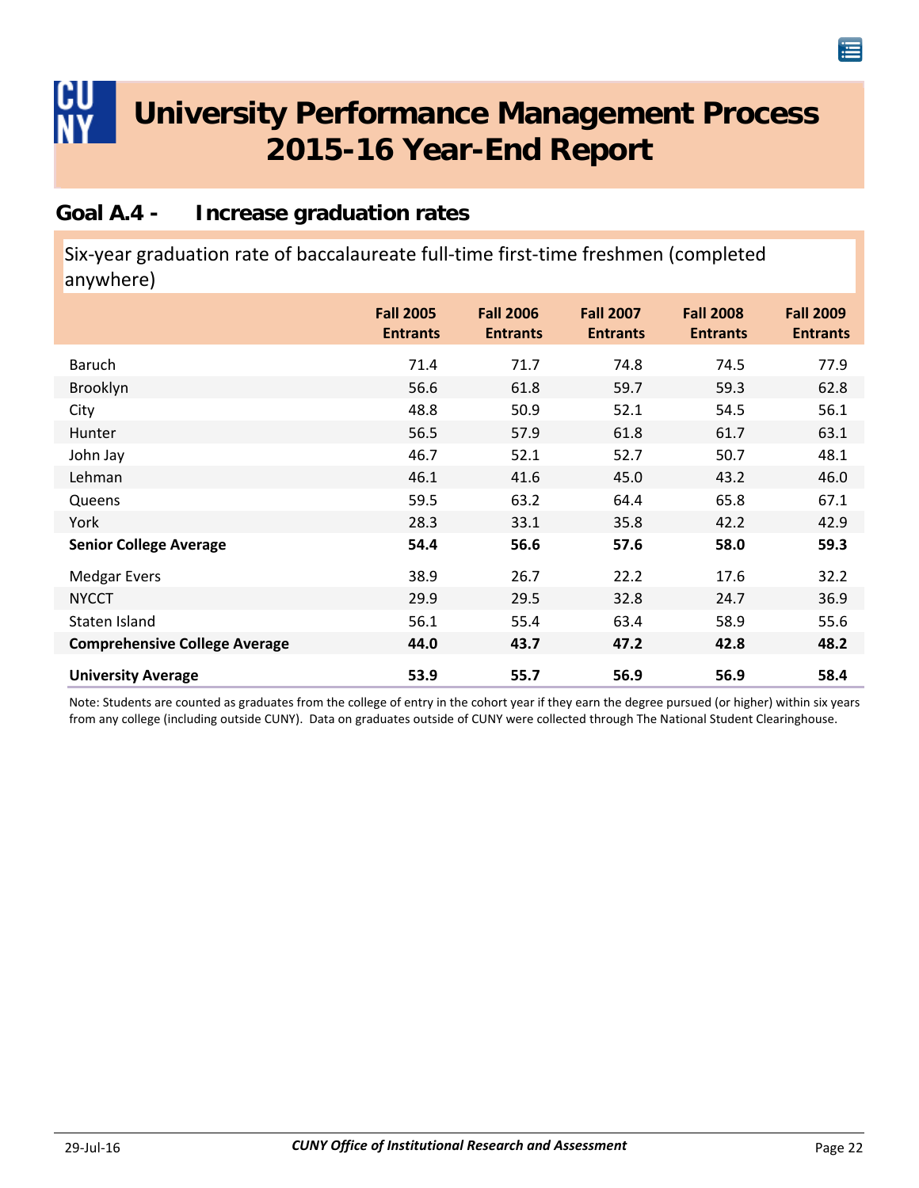# University Performance Management Process 2015-16 Year-End Report

## Goal A.4 - Increase graduation rates

### Six-year graduation rate of baccalaureate full-time first-time freshmen (completed anywhere)

| | Fall 2005 Entrants | Fall 2006 Entrants | Fall 2007 Entrants | Fall 2008 Entrants | Fall 2009 Entrants |
|---|---|---|---|---|---|
| Baruch | 71.4 | 71.7 | 74.8 | 74.5 | 77.9 |
| Brooklyn | 56.6 | 61.8 | 59.7 | 59.3 | 62.8 |
| City | 48.8 | 50.9 | 52.1 | 54.5 | 56.1 |
| Hunter | 56.5 | 57.9 | 61.8 | 61.7 | 63.1 |
| John Jay | 46.7 | 52.1 | 52.7 | 50.7 | 48.1 |
| Lehman | 46.1 | 41.6 | 45.0 | 43.2 | 46.0 |
| Queens | 59.5 | 63.2 | 64.4 | 65.8 | 67.1 |
| York | 28.3 | 33.1 | 35.8 | 42.2 | 42.9 |
| **Senior College Average** | **54.4** | **56.6** | **57.6** | **58.0** | **59.3** |
| Medgar Evers | 38.9 | 26.7 | 22.2 | 17.6 | 32.2 |
| NYCCT | 29.9 | 29.5 | 32.8 | 24.7 | 36.9 |
| Staten Island | 56.1 | 55.4 | 63.4 | 58.9 | 55.6 |
| **Comprehensive College Average** | **44.0** | **43.7** | **47.2** | **42.8** | **48.2** |
| **University Average** | **53.9** | **55.7** | **56.9** | **56.9** | **58.4** |

Note: Students are counted as graduates from the college of entry in the cohort year if they earn the degree pursued (or higher) within six years from any college (including outside CUNY). Data on graduates outside of CUNY were collected through The National Student Clearinghouse.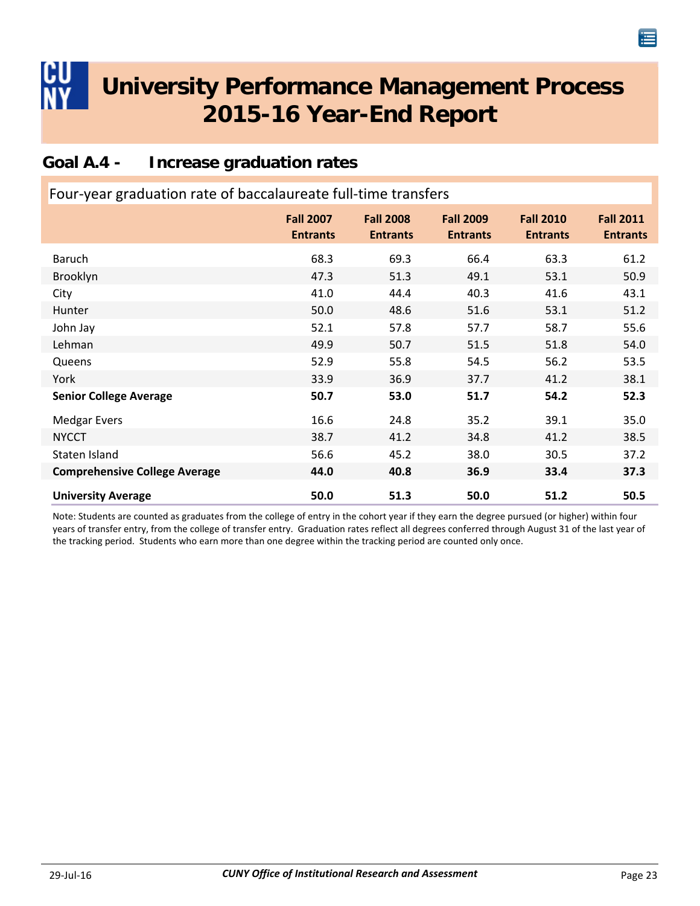# University Performance Management Process 2015-16 Year-End Report

## Goal A.4 - Increase graduation rates

### Four-year graduation rate of baccalaureate full-time transfers

| | Fall 2007 Entrants | Fall 2008 Entrants | Fall 2009 Entrants | Fall 2010 Entrants | Fall 2011 Entrants |
|---|---|---|---|---|---|
| Baruch | 68.3 | 69.3 | 66.4 | 63.3 | 61.2 |
| Brooklyn | 47.3 | 51.3 | 49.1 | 53.1 | 50.9 |
| City | 41.0 | 44.4 | 40.3 | 41.6 | 43.1 |
| Hunter | 50.0 | 48.6 | 51.6 | 53.1 | 51.2 |
| John Jay | 52.1 | 57.8 | 57.7 | 58.7 | 55.6 |
| Lehman | 49.9 | 50.7 | 51.5 | 51.8 | 54.0 |
| Queens | 52.9 | 55.8 | 54.5 | 56.2 | 53.5 |
| York | 33.9 | 36.9 | 37.7 | 41.2 | 38.1 |
| **Senior College Average** | **50.7** | **53.0** | **51.7** | **54.2** | **52.3** |
| Medgar Evers | 16.6 | 24.8 | 35.2 | 39.1 | 35.0 |
| NYCCT | 38.7 | 41.2 | 34.8 | 41.2 | 38.5 |
| Staten Island | 56.6 | 45.2 | 38.0 | 30.5 | 37.2 |
| **Comprehensive College Average** | **44.0** | **40.8** | **36.9** | **33.4** | **37.3** |
| **University Average** | **50.0** | **51.3** | **50.0** | **51.2** | **50.5** |

Note: Students are counted as graduates from the college of entry in the cohort year if they earn the degree pursued (or higher) within four years of transfer entry, from the college of transfer entry. Graduation rates reflect all degrees conferred through August 31 of the last year of the tracking period. Students who earn more than one degree within the tracking period are counted only once.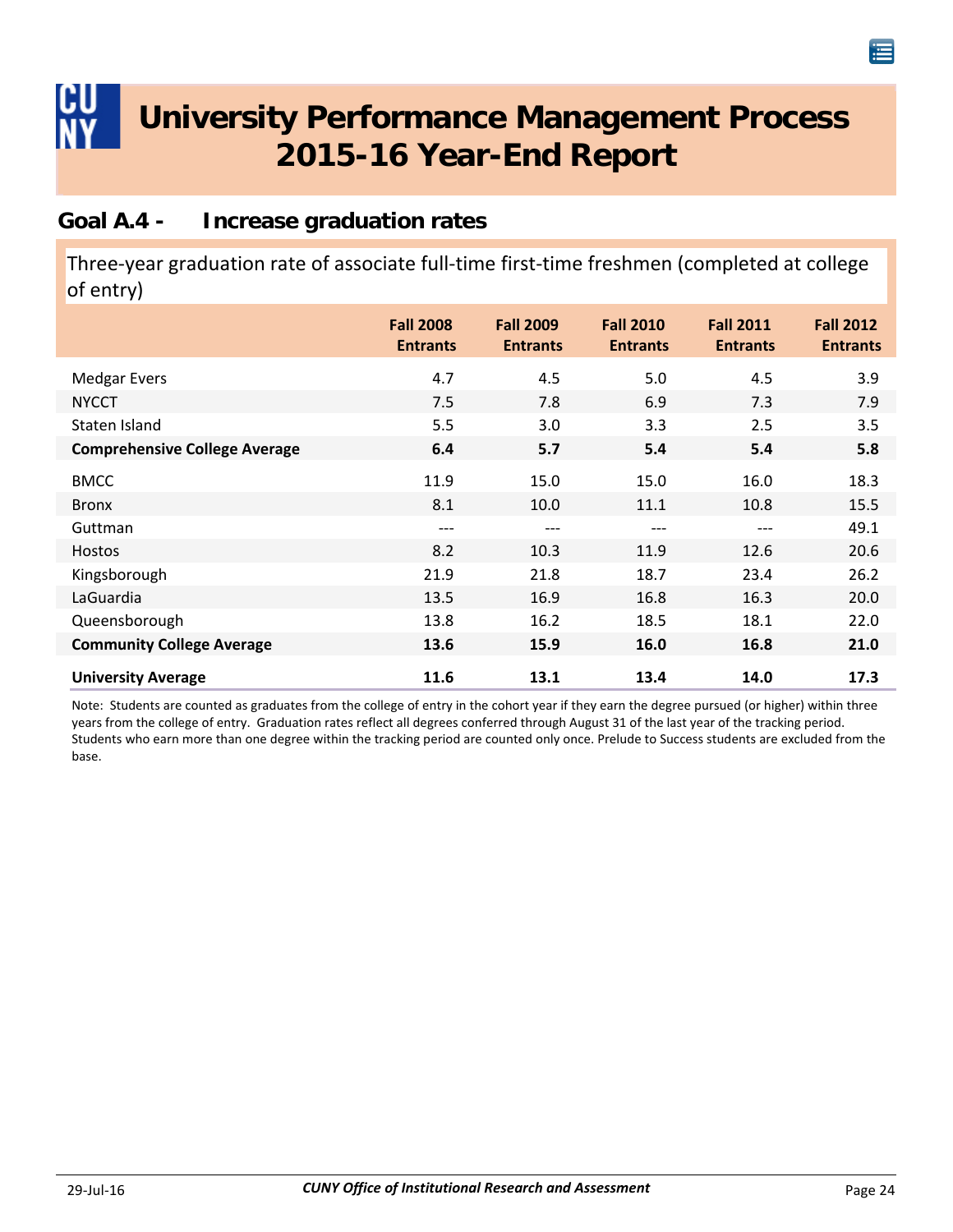# University Performance Management Process 2015-16 Year-End Report

## Goal A.4 - Increase graduation rates

Three-year graduation rate of associate full-time first-time freshmen (completed at college of entry)

| | Fall 2008 Entrants | Fall 2009 Entrants | Fall 2010 Entrants | Fall 2011 Entrants | Fall 2012 Entrants |
|---|---|---|---|---|---|
| Medgar Evers | 4.7 | 4.5 | 5.0 | 4.5 | 3.9 |
| NYCCT | 7.5 | 7.8 | 6.9 | 7.3 | 7.9 |
| Staten Island | 5.5 | 3.0 | 3.3 | 2.5 | 3.5 |
| **Comprehensive College Average** | **6.4** | **5.7** | **5.4** | **5.4** | **5.8** |
| BMCC | 11.9 | 15.0 | 15.0 | 16.0 | 18.3 |
| Bronx | 8.1 | 10.0 | 11.1 | 10.8 | 15.5 |
| Guttman | --- | --- | --- | --- | 49.1 |
| Hostos | 8.2 | 10.3 | 11.9 | 12.6 | 20.6 |
| Kingsborough | 21.9 | 21.8 | 18.7 | 23.4 | 26.2 |
| LaGuardia | 13.5 | 16.9 | 16.8 | 16.3 | 20.0 |
| Queensborough | 13.8 | 16.2 | 18.5 | 18.1 | 22.0 |
| **Community College Average** | **13.6** | **15.9** | **16.0** | **16.8** | **21.0** |
| **University Average** | **11.6** | **13.1** | **13.4** | **14.0** | **17.3** |

Note: Students are counted as graduates from the college of entry in the cohort year if they earn the degree pursued (or higher) within three years from the college of entry. Graduation rates reflect all degrees conferred through August 31 of the last year of the tracking period. Students who earn more than one degree within the tracking period are counted only once. Prelude to Success students are excluded from the base.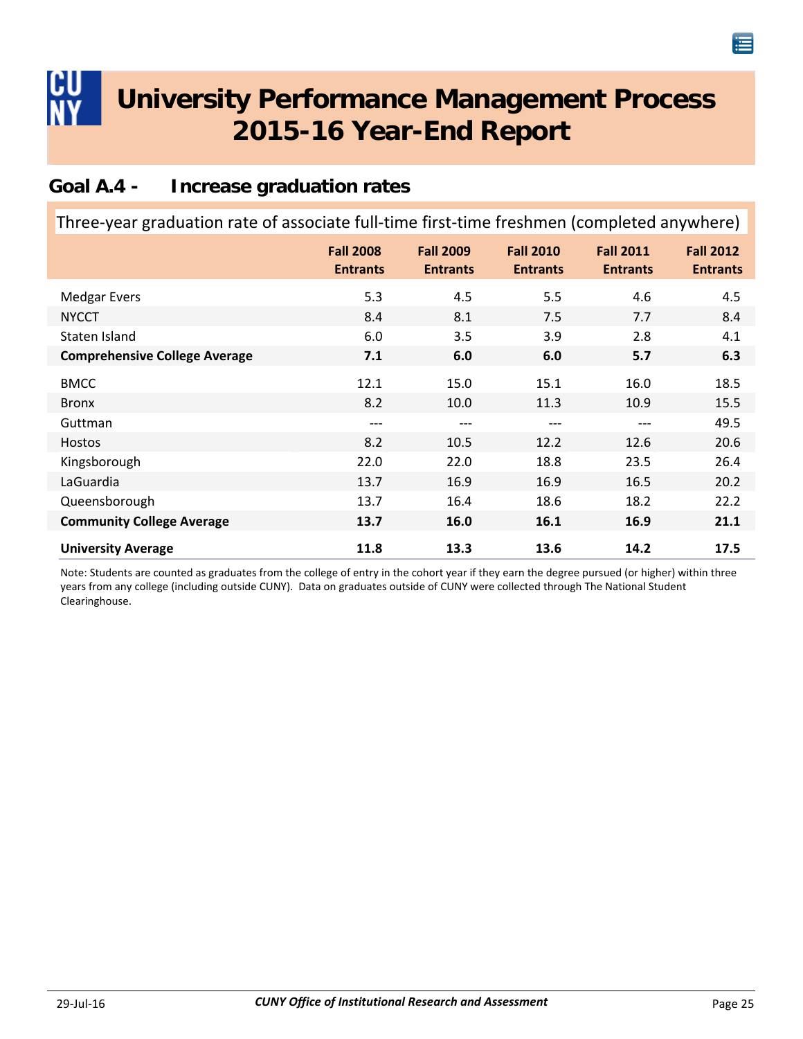# University Performance Management Process 2015-16 Year-End Report

## Goal A.4 - Increase graduation rates

Three-year graduation rate of associate full-time first-time freshmen (completed anywhere)

| | Fall 2008 Entrants | Fall 2009 Entrants | Fall 2010 Entrants | Fall 2011 Entrants | Fall 2012 Entrants |
|---|---|---|---|---|---|
| Medgar Evers | 5.3 | 4.5 | 5.5 | 4.6 | 4.5 |
| NYCCT | 8.4 | 8.1 | 7.5 | 7.7 | 8.4 |
| Staten Island | 6.0 | 3.5 | 3.9 | 2.8 | 4.1 |
| **Comprehensive College Average** | **7.1** | **6.0** | **6.0** | **5.7** | **6.3** |
| BMCC | 12.1 | 15.0 | 15.1 | 16.0 | 18.5 |
| Bronx | 8.2 | 10.0 | 11.3 | 10.9 | 15.5 |
| Guttman | --- | --- | --- | --- | 49.5 |
| Hostos | 8.2 | 10.5 | 12.2 | 12.6 | 20.6 |
| Kingsborough | 22.0 | 22.0 | 18.8 | 23.5 | 26.4 |
| LaGuardia | 13.7 | 16.9 | 16.9 | 16.5 | 20.2 |
| Queensborough | 13.7 | 16.4 | 18.6 | 18.2 | 22.2 |
| **Community College Average** | **13.7** | **16.0** | **16.1** | **16.9** | **21.1** |
| **University Average** | **11.8** | **13.3** | **13.6** | **14.2** | **17.5** |

Note: Students are counted as graduates from the college of entry in the cohort year if they earn the degree pursued (or higher) within three years from any college (including outside CUNY). Data on graduates outside of CUNY were collected through The National Student Clearinghouse.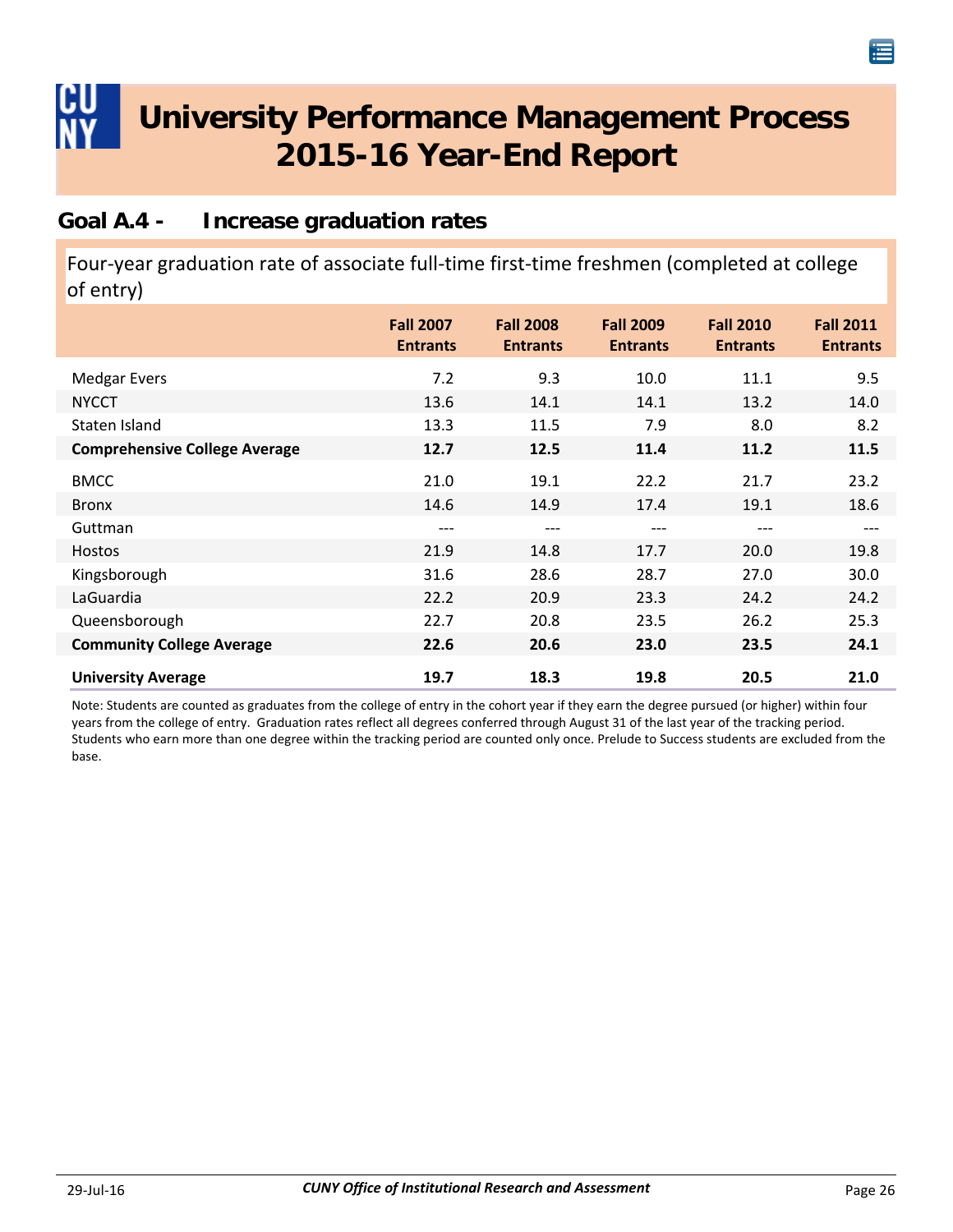# University Performance Management Process 2015-16 Year-End Report

## Goal A.4 - Increase graduation rates

Four-year graduation rate of associate full-time first-time freshmen (completed at college of entry)

| | Fall 2007 Entrants | Fall 2008 Entrants | Fall 2009 Entrants | Fall 2010 Entrants | Fall 2011 Entrants |
|---|---|---|---|---|---|
| Medgar Evers | 7.2 | 9.3 | 10.0 | 11.1 | 9.5 |
| NYCCT | 13.6 | 14.1 | 14.1 | 13.2 | 14.0 |
| Staten Island | 13.3 | 11.5 | 7.9 | 8.0 | 8.2 |
| **Comprehensive College Average** | **12.7** | **12.5** | **11.4** | **11.2** | **11.5** |
| BMCC | 21.0 | 19.1 | 22.2 | 21.7 | 23.2 |
| Bronx | 14.6 | 14.9 | 17.4 | 19.1 | 18.6 |
| Guttman | --- | --- | --- | --- | --- |
| Hostos | 21.9 | 14.8 | 17.7 | 20.0 | 19.8 |
| Kingsborough | 31.6 | 28.6 | 28.7 | 27.0 | 30.0 |
| LaGuardia | 22.2 | 20.9 | 23.3 | 24.2 | 24.2 |
| Queensborough | 22.7 | 20.8 | 23.5 | 26.2 | 25.3 |
| **Community College Average** | **22.6** | **20.6** | **23.0** | **23.5** | **24.1** |
| **University Average** | **19.7** | **18.3** | **19.8** | **20.5** | **21.0** |

Note: Students are counted as graduates from the college of entry in the cohort year if they earn the degree pursued (or higher) within four years from the college of entry. Graduation rates reflect all degrees conferred through August 31 of the last year of the tracking period. Students who earn more than one degree within the tracking period are counted only once. Prelude to Success students are excluded from the base.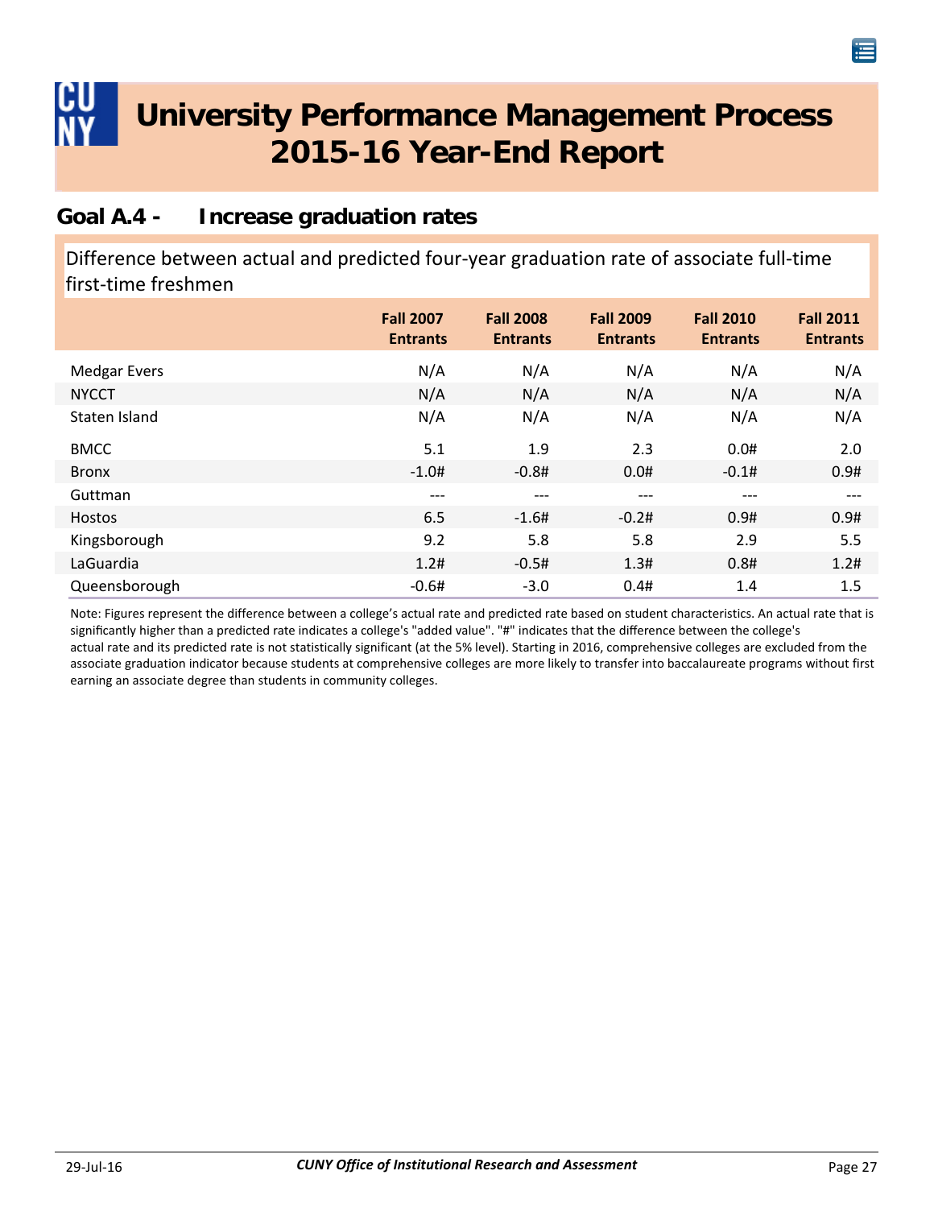# University Performance Management Process 2015-16 Year-End Report

## Goal A.4 - Increase graduation rates

### Difference between actual and predicted four-year graduation rate of associate full-time first-time freshmen

| | Fall 2007 Entrants | Fall 2008 Entrants | Fall 2009 Entrants | Fall 2010 Entrants | Fall 2011 Entrants |
|---|---|---|---|---|---|
| Medgar Evers | N/A | N/A | N/A | N/A | N/A |
| NYCCT | N/A | N/A | N/A | N/A | N/A |
| Staten Island | N/A | N/A | N/A | N/A | N/A |
| BMCC | 5.1 | 1.9 | 2.3 | 0.0# | 2.0 |
| Bronx | -1.0# | -0.8# | 0.0# | -0.1# | 0.9# |
| Guttman | --- | --- | --- | --- | --- |
| Hostos | 6.5 | -1.6# | -0.2# | 0.9# | 0.9# |
| Kingsborough | 9.2 | 5.8 | 5.8 | 2.9 | 5.5 |
| LaGuardia | 1.2# | -0.5# | 1.3# | 0.8# | 1.2# |
| Queensborough | -0.6# | -3.0 | 0.4# | 1.4 | 1.5 |

Note: Figures represent the difference between a college's actual rate and predicted rate based on student characteristics. An actual rate that is significantly higher than a predicted rate indicates a college's "added value". "#" indicates that the difference between the college's actual rate and its predicted rate is not statistically significant (at the 5% level). Starting in 2016, comprehensive colleges are excluded from the associate graduation indicator because students at comprehensive colleges are more likely to transfer into baccalaureate programs without first earning an associate degree than students in community colleges.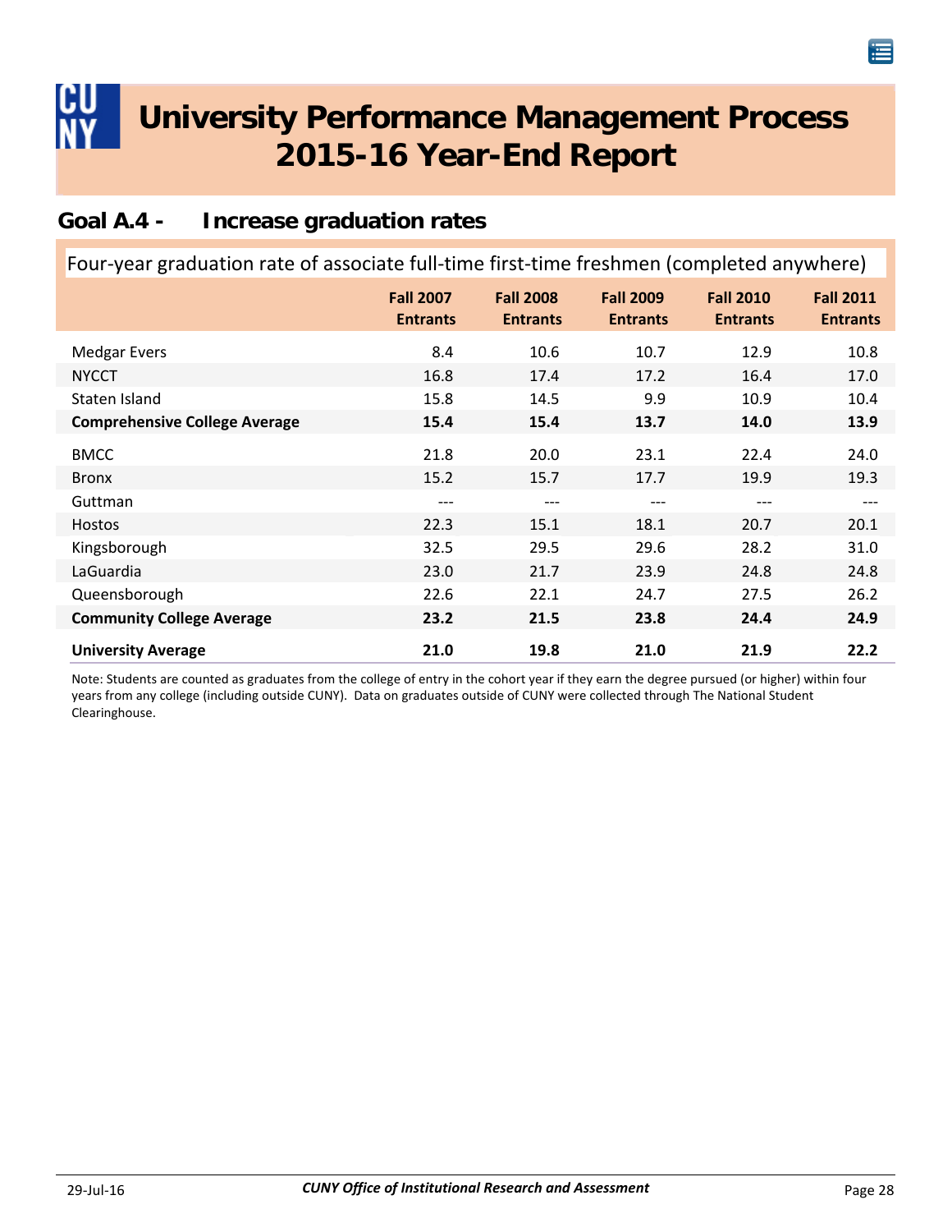# University Performance Management Process 2015-16 Year-End Report

## Goal A.4 - Increase graduation rates

Four-year graduation rate of associate full-time first-time freshmen (completed anywhere)

| | Fall 2007 Entrants | Fall 2008 Entrants | Fall 2009 Entrants | Fall 2010 Entrants | Fall 2011 Entrants |
|---|---|---|---|---|---|
| Medgar Evers | 8.4 | 10.6 | 10.7 | 12.9 | 10.8 |
| NYCCT | 16.8 | 17.4 | 17.2 | 16.4 | 17.0 |
| Staten Island | 15.8 | 14.5 | 9.9 | 10.9 | 10.4 |
| **Comprehensive College Average** | **15.4** | **15.4** | **13.7** | **14.0** | **13.9** |
| BMCC | 21.8 | 20.0 | 23.1 | 22.4 | 24.0 |
| Bronx | 15.2 | 15.7 | 17.7 | 19.9 | 19.3 |
| Guttman | --- | --- | --- | --- | --- |
| Hostos | 22.3 | 15.1 | 18.1 | 20.7 | 20.1 |
| Kingsborough | 32.5 | 29.5 | 29.6 | 28.2 | 31.0 |
| LaGuardia | 23.0 | 21.7 | 23.9 | 24.8 | 24.8 |
| Queensborough | 22.6 | 22.1 | 24.7 | 27.5 | 26.2 |
| **Community College Average** | **23.2** | **21.5** | **23.8** | **24.4** | **24.9** |
| **University Average** | **21.0** | **19.8** | **21.0** | **21.9** | **22.2** |

Note: Students are counted as graduates from the college of entry in the cohort year if they earn the degree pursued (or higher) within four years from any college (including outside CUNY). Data on graduates outside of CUNY were collected through The National Student Clearinghouse.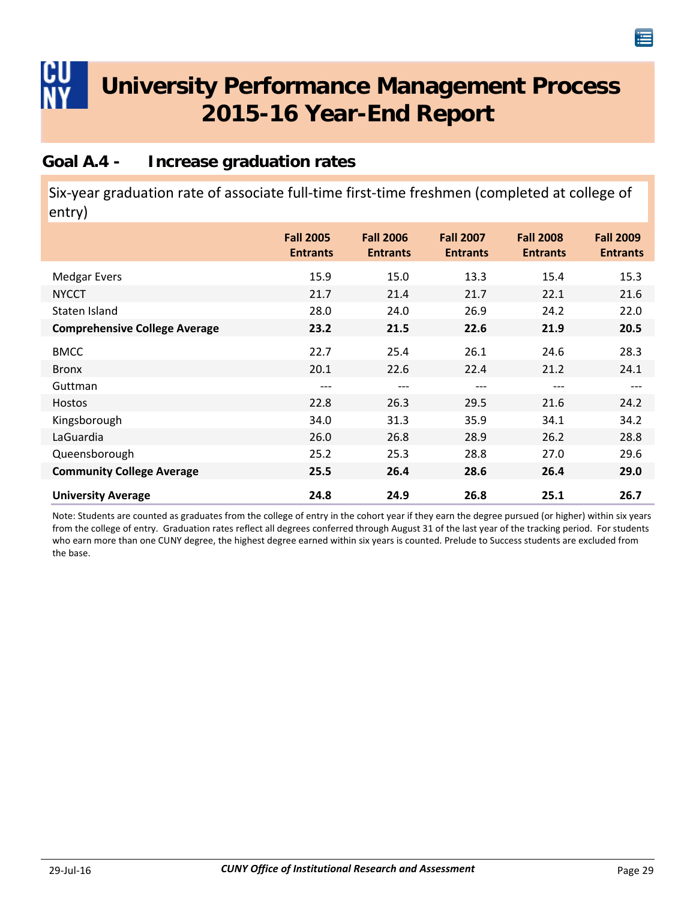# University Performance Management Process 2015-16 Year-End Report

## Goal A.4 - Increase graduation rates

### Six-year graduation rate of associate full-time first-time freshmen (completed at college of entry)

| | Fall 2005 Entrants | Fall 2006 Entrants | Fall 2007 Entrants | Fall 2008 Entrants | Fall 2009 Entrants |
|---|---|---|---|---|---|
| Medgar Evers | 15.9 | 15.0 | 13.3 | 15.4 | 15.3 |
| NYCCT | 21.7 | 21.4 | 21.7 | 22.1 | 21.6 |
| Staten Island | 28.0 | 24.0 | 26.9 | 24.2 | 22.0 |
| **Comprehensive College Average** | **23.2** | **21.5** | **22.6** | **21.9** | **20.5** |
| BMCC | 22.7 | 25.4 | 26.1 | 24.6 | 28.3 |
| Bronx | 20.1 | 22.6 | 22.4 | 21.2 | 24.1 |
| Guttman | --- | --- | --- | --- | --- |
| Hostos | 22.8 | 26.3 | 29.5 | 21.6 | 24.2 |
| Kingsborough | 34.0 | 31.3 | 35.9 | 34.1 | 34.2 |
| LaGuardia | 26.0 | 26.8 | 28.9 | 26.2 | 28.8 |
| Queensborough | 25.2 | 25.3 | 28.8 | 27.0 | 29.6 |
| **Community College Average** | **25.5** | **26.4** | **28.6** | **26.4** | **29.0** |
| **University Average** | **24.8** | **24.9** | **26.8** | **25.1** | **26.7** |

Note: Students are counted as graduates from the college of entry in the cohort year if they earn the degree pursued (or higher) within six years from the college of entry. Graduation rates reflect all degrees conferred through August 31 of the last year of the tracking period. For students who earn more than one CUNY degree, the highest degree earned within six years is counted. Prelude to Success students are excluded from the base.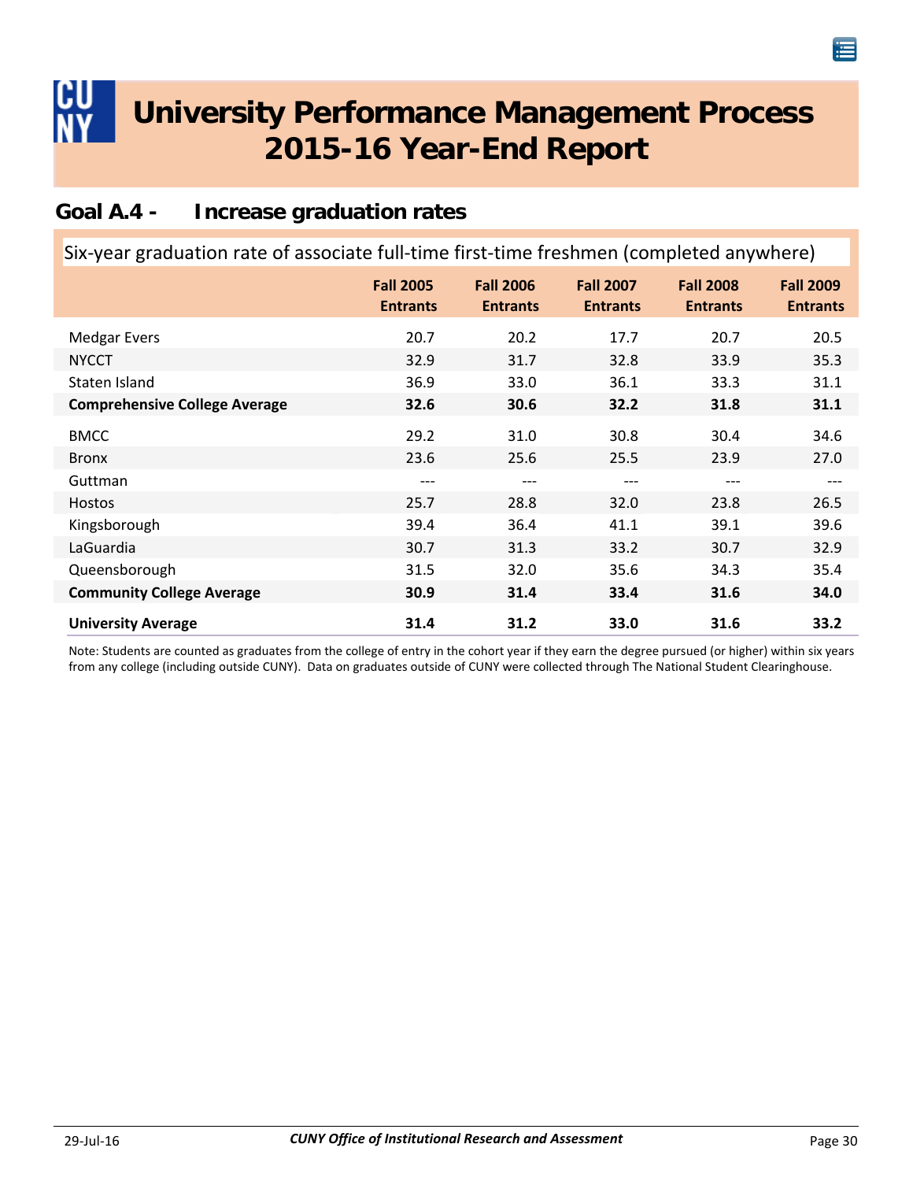# University Performance Management Process
# 2015-16 Year-End Report

## Goal A.4 - Increase graduation rates

### Six-year graduation rate of associate full-time first-time freshmen (completed anywhere)

| | Fall 2005 Entrants | Fall 2006 Entrants | Fall 2007 Entrants | Fall 2008 Entrants | Fall 2009 Entrants |
|---|---|---|---|---|---|
| Medgar Evers | 20.7 | 20.2 | 17.7 | 20.7 | 20.5 |
| NYCCT | 32.9 | 31.7 | 32.8 | 33.9 | 35.3 |
| Staten Island | 36.9 | 33.0 | 36.1 | 33.3 | 31.1 |
| **Comprehensive College Average** | **32.6** | **30.6** | **32.2** | **31.8** | **31.1** |
| BMCC | 29.2 | 31.0 | 30.8 | 30.4 | 34.6 |
| Bronx | 23.6 | 25.6 | 25.5 | 23.9 | 27.0 |
| Guttman | --- | --- | --- | --- | --- |
| Hostos | 25.7 | 28.8 | 32.0 | 23.8 | 26.5 |
| Kingsborough | 39.4 | 36.4 | 41.1 | 39.1 | 39.6 |
| LaGuardia | 30.7 | 31.3 | 33.2 | 30.7 | 32.9 |
| Queensborough | 31.5 | 32.0 | 35.6 | 34.3 | 35.4 |
| **Community College Average** | **30.9** | **31.4** | **33.4** | **31.6** | **34.0** |
| **University Average** | **31.4** | **31.2** | **33.0** | **31.6** | **33.2** |

Note: Students are counted as graduates from the college of entry in the cohort year if they earn the degree pursued (or higher) within six years from any college (including outside CUNY). Data on graduates outside of CUNY were collected through The National Student Clearinghouse.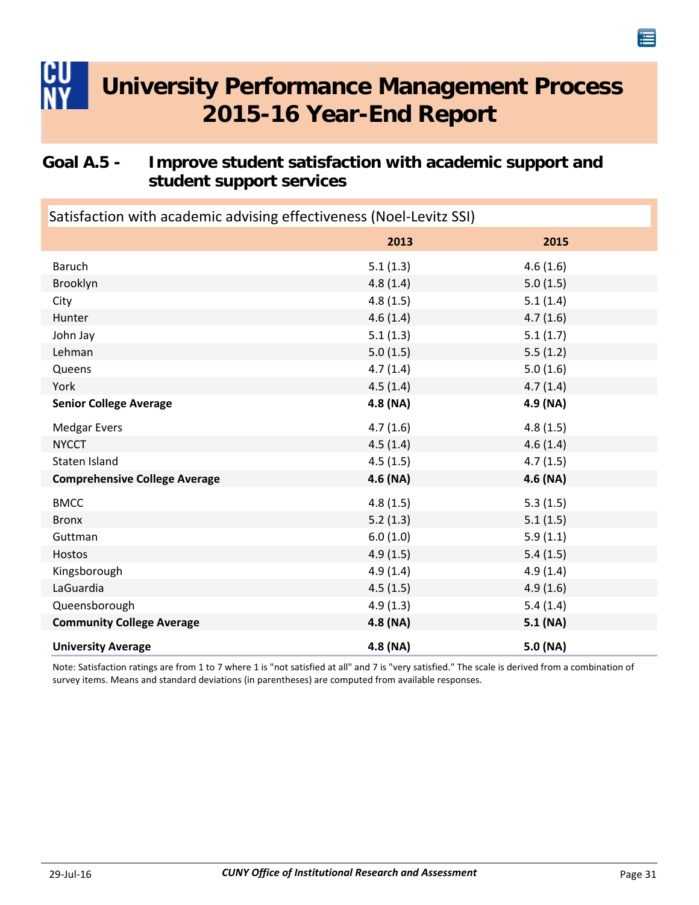# University Performance Management Process 2015-16 Year-End Report

## Goal A.5 - Improve student satisfaction with academic support and student support services

### Satisfaction with academic advising effectiveness (Noel-Levitz SSI)

| | 2013 | 2015 |
|---|---|---|
| Baruch | 5.1 (1.3) | 4.6 (1.6) |
| Brooklyn | 4.8 (1.4) | 5.0 (1.5) |
| City | 4.8 (1.5) | 5.1 (1.4) |
| Hunter | 4.6 (1.4) | 4.7 (1.6) |
| John Jay | 5.1 (1.3) | 5.1 (1.7) |
| Lehman | 5.0 (1.5) | 5.5 (1.2) |
| Queens | 4.7 (1.4) | 5.0 (1.6) |
| York | 4.5 (1.4) | 4.7 (1.4) |
| **Senior College Average** | **4.8 (NA)** | **4.9 (NA)** |
| Medgar Evers | 4.7 (1.6) | 4.8 (1.5) |
| NYCCT | 4.5 (1.4) | 4.6 (1.4) |
| Staten Island | 4.5 (1.5) | 4.7 (1.5) |
| **Comprehensive College Average** | **4.6 (NA)** | **4.6 (NA)** |
| BMCC | 4.8 (1.5) | 5.3 (1.5) |
| Bronx | 5.2 (1.3) | 5.1 (1.5) |
| Guttman | 6.0 (1.0) | 5.9 (1.1) |
| Hostos | 4.9 (1.5) | 5.4 (1.5) |
| Kingsborough | 4.9 (1.4) | 4.9 (1.4) |
| LaGuardia | 4.5 (1.5) | 4.9 (1.6) |
| Queensborough | 4.9 (1.3) | 5.4 (1.4) |
| **Community College Average** | **4.8 (NA)** | **5.1 (NA)** |
| **University Average** | **4.8 (NA)** | **5.0 (NA)** |

Note: Satisfaction ratings are from 1 to 7 where 1 is "not satisfied at all" and 7 is "very satisfied." The scale is derived from a combination of survey items. Means and standard deviations (in parentheses) are computed from available responses.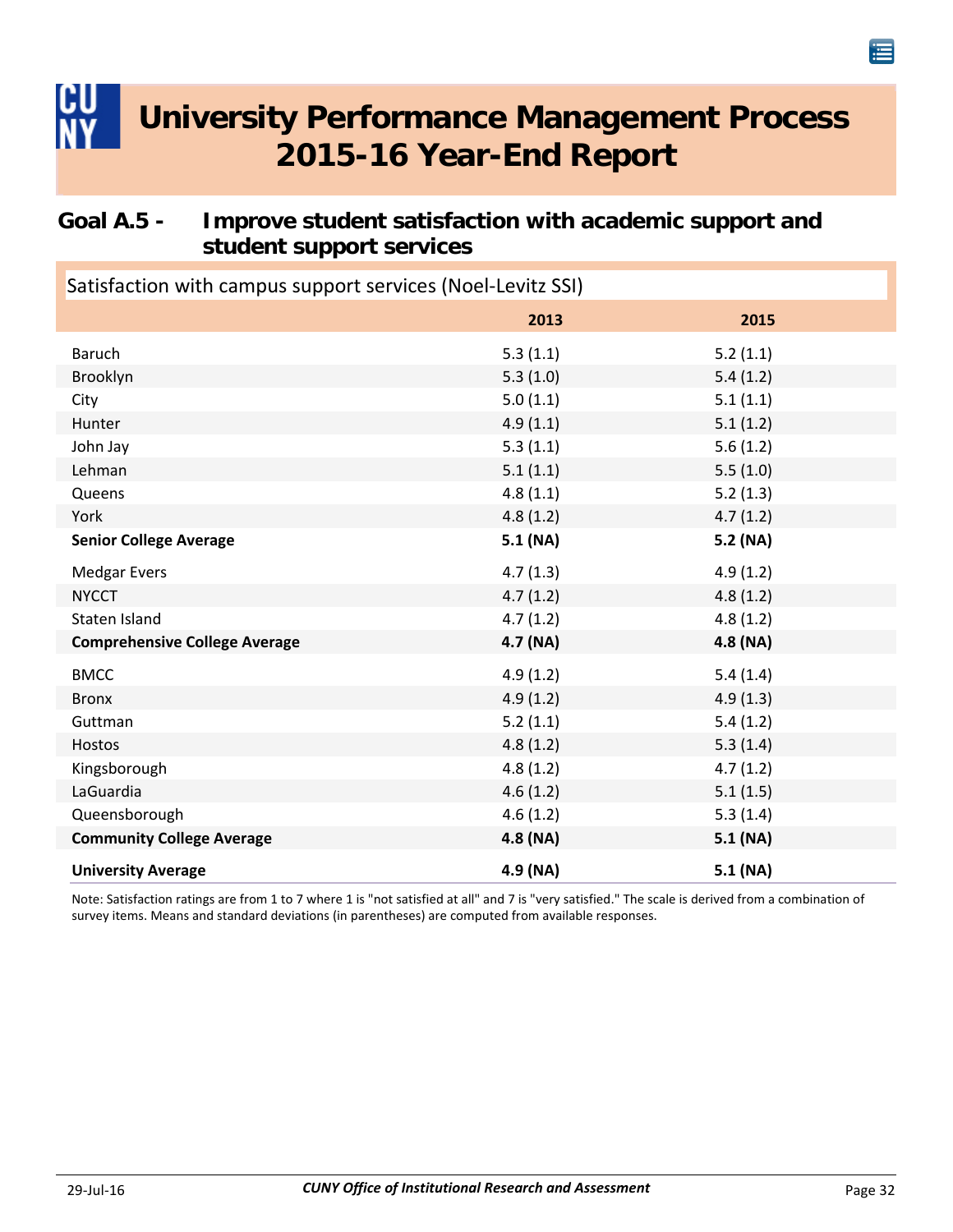# University Performance Management Process 2015-16 Year-End Report

## Goal A.5 - Improve student satisfaction with academic support and student support services

Satisfaction with campus support services (Noel-Levitz SSI)

| | 2013 | 2015 |
|---|---|---|
| Baruch | 5.3 (1.1) | 5.2 (1.1) |
| Brooklyn | 5.3 (1.0) | 5.4 (1.2) |
| City | 5.0 (1.1) | 5.1 (1.1) |
| Hunter | 4.9 (1.1) | 5.1 (1.2) |
| John Jay | 5.3 (1.1) | 5.6 (1.2) |
| Lehman | 5.1 (1.1) | 5.5 (1.0) |
| Queens | 4.8 (1.1) | 5.2 (1.3) |
| York | 4.8 (1.2) | 4.7 (1.2) |
| **Senior College Average** | **5.1 (NA)** | **5.2 (NA)** |
| Medgar Evers | 4.7 (1.3) | 4.9 (1.2) |
| NYCCT | 4.7 (1.2) | 4.8 (1.2) |
| Staten Island | 4.7 (1.2) | 4.8 (1.2) |
| **Comprehensive College Average** | **4.7 (NA)** | **4.8 (NA)** |
| BMCC | 4.9 (1.2) | 5.4 (1.4) |
| Bronx | 4.9 (1.2) | 4.9 (1.3) |
| Guttman | 5.2 (1.1) | 5.4 (1.2) |
| Hostos | 4.8 (1.2) | 5.3 (1.4) |
| Kingsborough | 4.8 (1.2) | 4.7 (1.2) |
| LaGuardia | 4.6 (1.2) | 5.1 (1.5) |
| Queensborough | 4.6 (1.2) | 5.3 (1.4) |
| **Community College Average** | **4.8 (NA)** | **5.1 (NA)** |
| **University Average** | **4.9 (NA)** | **5.1 (NA)** |

Note: Satisfaction ratings are from 1 to 7 where 1 is "not satisfied at all" and 7 is "very satisfied." The scale is derived from a combination of survey items. Means and standard deviations (in parentheses) are computed from available responses.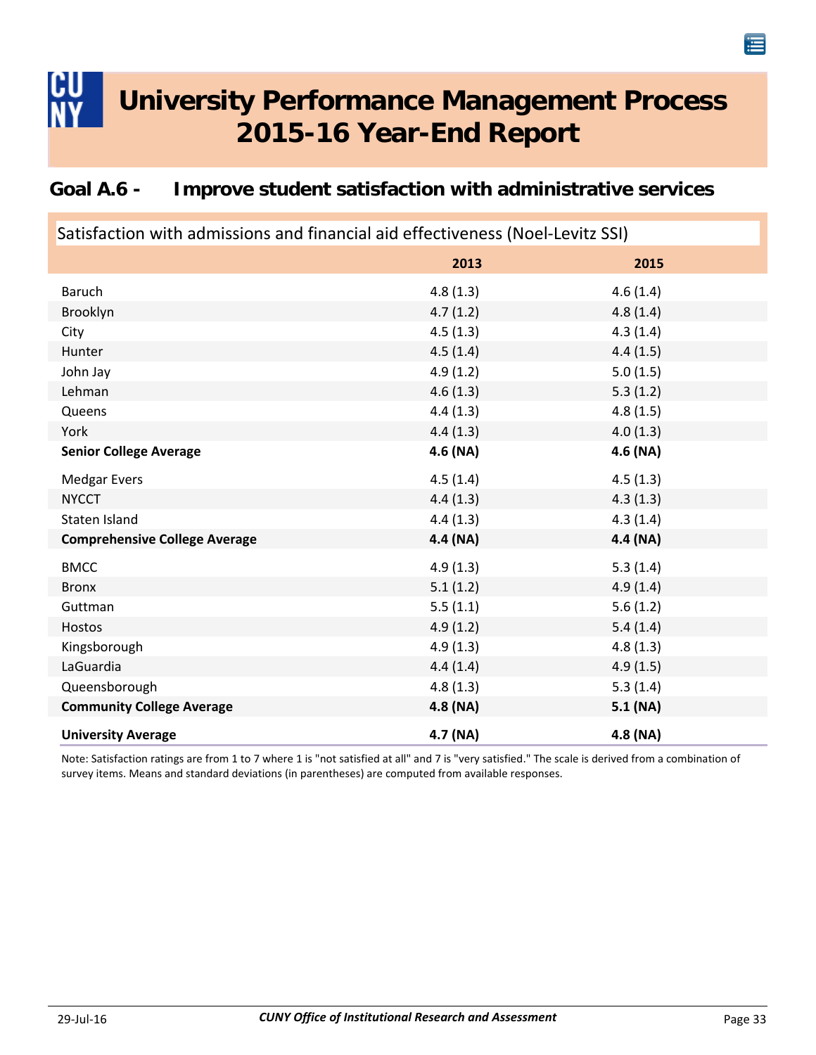# University Performance Management Process 2015-16 Year-End Report

## Goal A.6 - Improve student satisfaction with administrative services

Satisfaction with admissions and financial aid effectiveness (Noel-Levitz SSI)

| | 2013 | 2015 |
|---|---|---|
| Baruch | 4.8 (1.3) | 4.6 (1.4) |
| Brooklyn | 4.7 (1.2) | 4.8 (1.4) |
| City | 4.5 (1.3) | 4.3 (1.4) |
| Hunter | 4.5 (1.4) | 4.4 (1.5) |
| John Jay | 4.9 (1.2) | 5.0 (1.5) |
| Lehman | 4.6 (1.3) | 5.3 (1.2) |
| Queens | 4.4 (1.3) | 4.8 (1.5) |
| York | 4.4 (1.3) | 4.0 (1.3) |
| **Senior College Average** | **4.6 (NA)** | **4.6 (NA)** |
| Medgar Evers | 4.5 (1.4) | 4.5 (1.3) |
| NYCCT | 4.4 (1.3) | 4.3 (1.3) |
| Staten Island | 4.4 (1.3) | 4.3 (1.4) |
| **Comprehensive College Average** | **4.4 (NA)** | **4.4 (NA)** |
| BMCC | 4.9 (1.3) | 5.3 (1.4) |
| Bronx | 5.1 (1.2) | 4.9 (1.4) |
| Guttman | 5.5 (1.1) | 5.6 (1.2) |
| Hostos | 4.9 (1.2) | 5.4 (1.4) |
| Kingsborough | 4.9 (1.3) | 4.8 (1.3) |
| LaGuardia | 4.4 (1.4) | 4.9 (1.5) |
| Queensborough | 4.8 (1.3) | 5.3 (1.4) |
| **Community College Average** | **4.8 (NA)** | **5.1 (NA)** |
| **University Average** | **4.7 (NA)** | **4.8 (NA)** |

Note: Satisfaction ratings are from 1 to 7 where 1 is "not satisfied at all" and 7 is "very satisfied." The scale is derived from a combination of survey items. Means and standard deviations (in parentheses) are computed from available responses.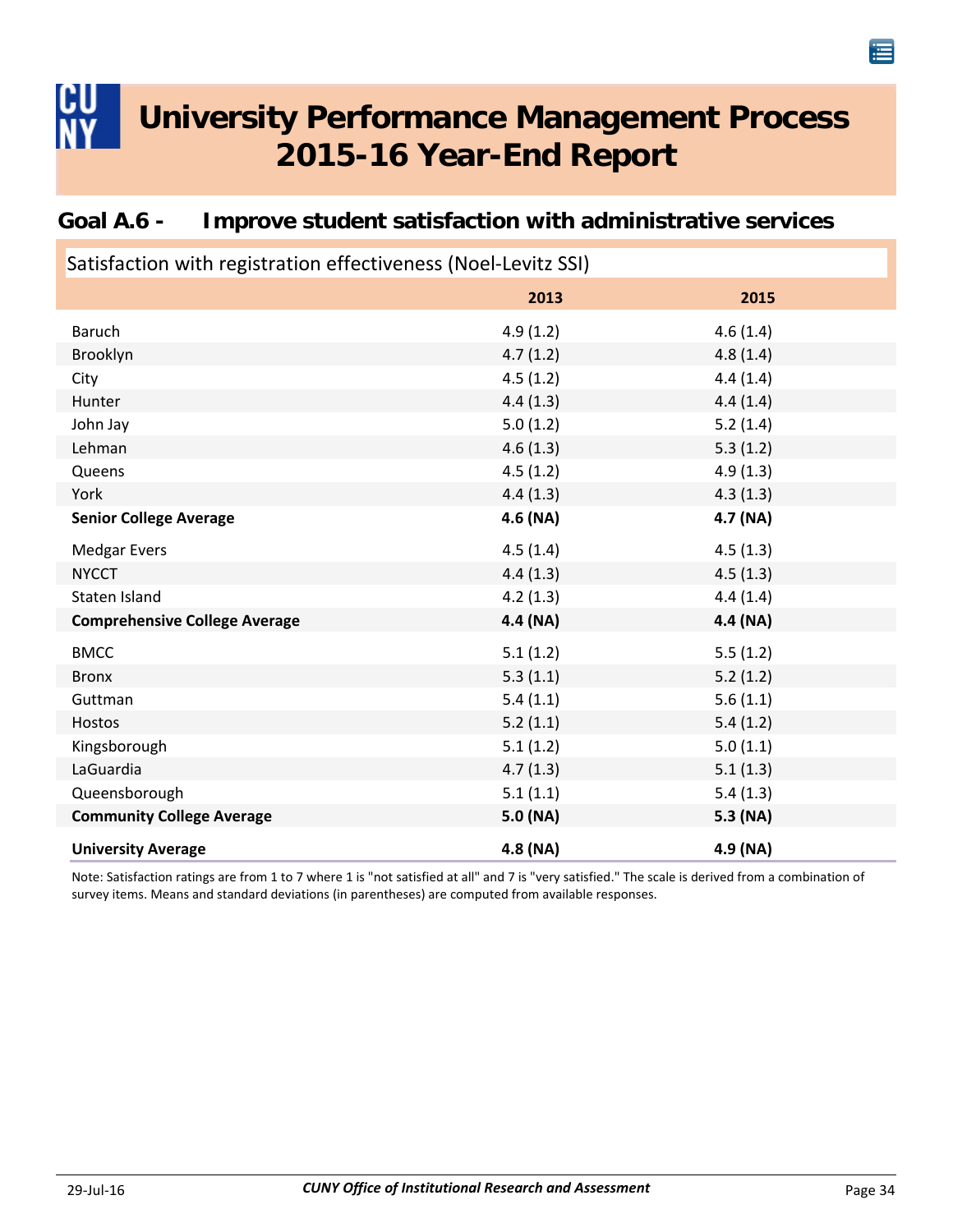# University Performance Management Process 2015-16 Year-End Report

## Goal A.6 - Improve student satisfaction with administrative services

Satisfaction with registration effectiveness (Noel-Levitz SSI)

| | 2013 | 2015 |
|---|---|---|
| Baruch | 4.9 (1.2) | 4.6 (1.4) |
| Brooklyn | 4.7 (1.2) | 4.8 (1.4) |
| City | 4.5 (1.2) | 4.4 (1.4) |
| Hunter | 4.4 (1.3) | 4.4 (1.4) |
| John Jay | 5.0 (1.2) | 5.2 (1.4) |
| Lehman | 4.6 (1.3) | 5.3 (1.2) |
| Queens | 4.5 (1.2) | 4.9 (1.3) |
| York | 4.4 (1.3) | 4.3 (1.3) |
| **Senior College Average** | **4.6 (NA)** | **4.7 (NA)** |
| Medgar Evers | 4.5 (1.4) | 4.5 (1.3) |
| NYCCT | 4.4 (1.3) | 4.5 (1.3) |
| Staten Island | 4.2 (1.3) | 4.4 (1.4) |
| **Comprehensive College Average** | **4.4 (NA)** | **4.4 (NA)** |
| BMCC | 5.1 (1.2) | 5.5 (1.2) |
| Bronx | 5.3 (1.1) | 5.2 (1.2) |
| Guttman | 5.4 (1.1) | 5.6 (1.1) |
| Hostos | 5.2 (1.1) | 5.4 (1.2) |
| Kingsborough | 5.1 (1.2) | 5.0 (1.1) |
| LaGuardia | 4.7 (1.3) | 5.1 (1.3) |
| Queensborough | 5.1 (1.1) | 5.4 (1.3) |
| **Community College Average** | **5.0 (NA)** | **5.3 (NA)** |
| **University Average** | **4.8 (NA)** | **4.9 (NA)** |

Note: Satisfaction ratings are from 1 to 7 where 1 is "not satisfied at all" and 7 is "very satisfied." The scale is derived from a combination of survey items. Means and standard deviations (in parentheses) are computed from available responses.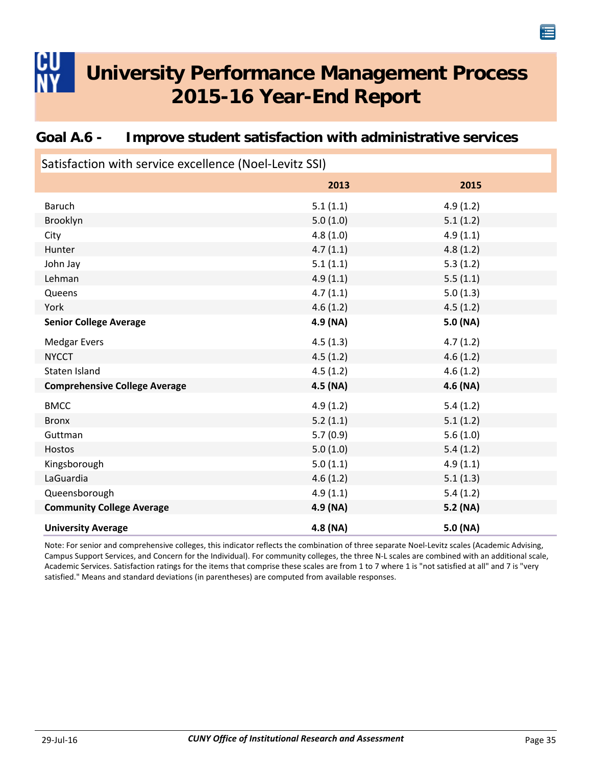# University Performance Management Process 2015-16 Year-End Report

## Goal A.6 - Improve student satisfaction with administrative services

Satisfaction with service excellence (Noel-Levitz SSI)

| | 2013 | 2015 |
|---|---|---|
| Baruch | 5.1 (1.1) | 4.9 (1.2) |
| Brooklyn | 5.0 (1.0) | 5.1 (1.2) |
| City | 4.8 (1.0) | 4.9 (1.1) |
| Hunter | 4.7 (1.1) | 4.8 (1.2) |
| John Jay | 5.1 (1.1) | 5.3 (1.2) |
| Lehman | 4.9 (1.1) | 5.5 (1.1) |
| Queens | 4.7 (1.1) | 5.0 (1.3) |
| York | 4.6 (1.2) | 4.5 (1.2) |
| **Senior College Average** | **4.9 (NA)** | **5.0 (NA)** |
| Medgar Evers | 4.5 (1.3) | 4.7 (1.2) |
| NYCCT | 4.5 (1.2) | 4.6 (1.2) |
| Staten Island | 4.5 (1.2) | 4.6 (1.2) |
| **Comprehensive College Average** | **4.5 (NA)** | **4.6 (NA)** |
| BMCC | 4.9 (1.2) | 5.4 (1.2) |
| Bronx | 5.2 (1.1) | 5.1 (1.2) |
| Guttman | 5.7 (0.9) | 5.6 (1.0) |
| Hostos | 5.0 (1.0) | 5.4 (1.2) |
| Kingsborough | 5.0 (1.1) | 4.9 (1.1) |
| LaGuardia | 4.6 (1.2) | 5.1 (1.3) |
| Queensborough | 4.9 (1.1) | 5.4 (1.2) |
| **Community College Average** | **4.9 (NA)** | **5.2 (NA)** |
| **University Average** | **4.8 (NA)** | **5.0 (NA)** |

Note: For senior and comprehensive colleges, this indicator reflects the combination of three separate Noel-Levitz scales (Academic Advising, Campus Support Services, and Concern for the Individual). For community colleges, the three N-L scales are combined with an additional scale, Academic Services. Satisfaction ratings for the items that comprise these scales are from 1 to 7 where 1 is "not satisfied at all" and 7 is "very satisfied." Means and standard deviations (in parentheses) are computed from available responses.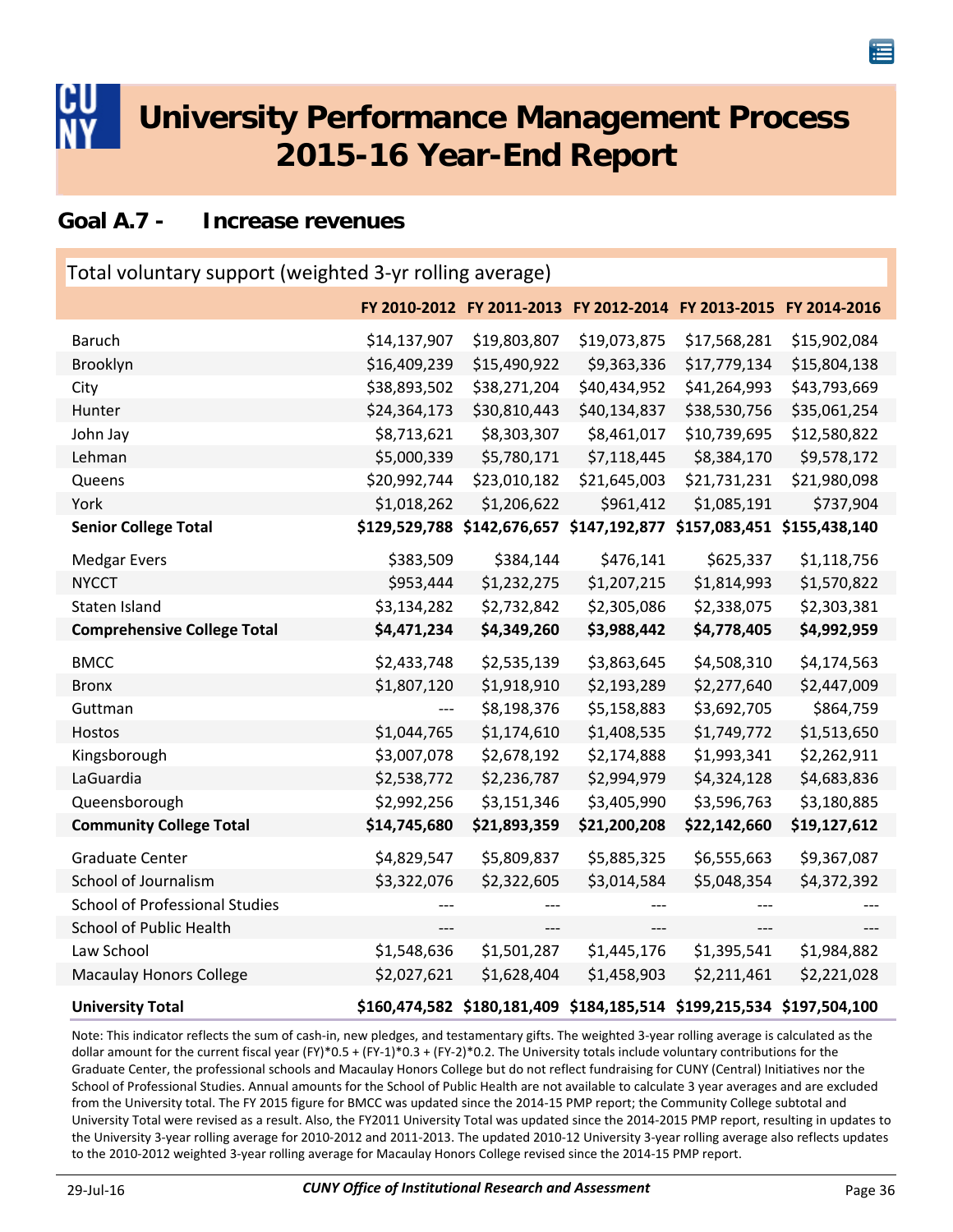# University Performance Management Process 2015-16 Year-End Report

## Goal A.7 - Increase revenues

### Total voluntary support (weighted 3-yr rolling average)

| | FY 2010-2012 | FY 2011-2013 | FY 2012-2014 | FY 2013-2015 | FY 2014-2016 |
|---|---|---|---|---|---|
| Baruch | $14,137,907 | $19,803,807 | $19,073,875 | $17,568,281 | $15,902,084 |
| Brooklyn | $16,409,239 | $15,490,922 | $9,363,336 | $17,779,134 | $15,804,138 |
| City | $38,893,502 | $38,271,204 | $40,434,952 | $41,264,993 | $43,793,669 |
| Hunter | $24,364,173 | $30,810,443 | $40,134,837 | $38,530,756 | $35,061,254 |
| John Jay | $8,713,621 | $8,303,307 | $8,461,017 | $10,739,695 | $12,580,822 |
| Lehman | $5,000,339 | $5,780,171 | $7,118,445 | $8,384,170 | $9,578,172 |
| Queens | $20,992,744 | $23,010,182 | $21,645,003 | $21,731,231 | $21,980,098 |
| York | $1,018,262 | $1,206,622 | $961,412 | $1,085,191 | $737,904 |
| **Senior College Total** | **$129,529,788** | **$142,676,657** | **$147,192,877** | **$157,083,451** | **$155,438,140** |
| Medgar Evers | $383,509 | $384,144 | $476,141 | $625,337 | $1,118,756 |
| NYCCT | $953,444 | $1,232,275 | $1,207,215 | $1,814,993 | $1,570,822 |
| Staten Island | $3,134,282 | $2,732,842 | $2,305,086 | $2,338,075 | $2,303,381 |
| **Comprehensive College Total** | **$4,471,234** | **$4,349,260** | **$3,988,442** | **$4,778,405** | **$4,992,959** |
| BMCC | $2,433,748 | $2,535,139 | $3,863,645 | $4,508,310 | $4,174,563 |
| Bronx | $1,807,120 | $1,918,910 | $2,193,289 | $2,277,640 | $2,447,009 |
| Guttman | --- | $8,198,376 | $5,158,883 | $3,692,705 | $864,759 |
| Hostos | $1,044,765 | $1,174,610 | $1,408,535 | $1,749,772 | $1,513,650 |
| Kingsborough | $3,007,078 | $2,678,192 | $2,174,888 | $1,993,341 | $2,262,911 |
| LaGuardia | $2,538,772 | $2,236,787 | $2,994,979 | $4,324,128 | $4,683,836 |
| Queensborough | $2,992,256 | $3,151,346 | $3,405,990 | $3,596,763 | $3,180,885 |
| **Community College Total** | **$14,745,680** | **$21,893,359** | **$21,200,208** | **$22,142,660** | **$19,127,612** |
| Graduate Center | $4,829,547 | $5,809,837 | $5,885,325 | $6,555,663 | $9,367,087 |
| School of Journalism | $3,322,076 | $2,322,605 | $3,014,584 | $5,048,354 | $4,372,392 |
| School of Professional Studies | --- | --- | --- | --- | --- |
| School of Public Health | --- | --- | --- | --- | --- |
| Law School | $1,548,636 | $1,501,287 | $1,445,176 | $1,395,541 | $1,984,882 |
| Macaulay Honors College | $2,027,621 | $1,628,404 | $1,458,903 | $2,211,461 | $2,221,028 |
| **University Total** | **$160,474,582** | **$180,181,409** | **$184,185,514** | **$199,215,534** | **$197,504,100** |

Note: This indicator reflects the sum of cash-in, new pledges, and testamentary gifts. The weighted 3-year rolling average is calculated as the dollar amount for the current fiscal year (FY)*0.5 + (FY-1)*0.3 + (FY-2)*0.2. The University totals include voluntary contributions for the Graduate Center, the professional schools and Macaulay Honors College but do not reflect fundraising for CUNY (Central) Initiatives nor the School of Professional Studies. Annual amounts for the School of Public Health are not available to calculate 3 year averages and are excluded from the University total. The FY 2015 figure for BMCC was updated since the 2014-15 PMP report; the Community College subtotal and University Total were revised as a result. Also, the FY2011 University Total was updated since the 2014-2015 PMP report, resulting in updates to the University 3-year rolling average for 2010-2012 and 2011-2013. The updated 2010-12 University 3-year rolling average also reflects updates to the 2010-2012 weighted 3-year rolling average for Macaulay Honors College revised since the 2014-15 PMP report.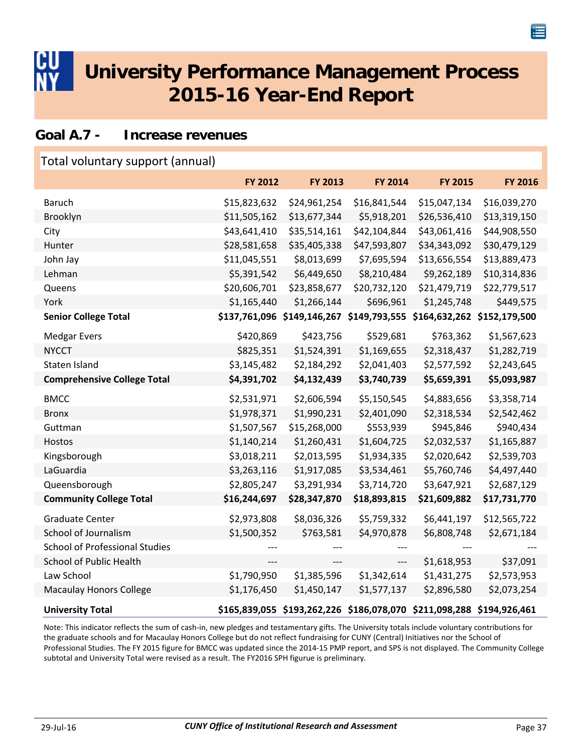# University Performance Management Process 2015-16 Year-End Report

## Goal A.7 - Increase revenues

### Total voluntary support (annual)

| | FY 2012 | FY 2013 | FY 2014 | FY 2015 | FY 2016 |
|---|---|---|---|---|---|
| Baruch | $15,823,632 | $24,961,254 | $16,841,544 | $15,047,134 | $16,039,270 |
| Brooklyn | $11,505,162 | $13,677,344 | $5,918,201 | $26,536,410 | $13,319,150 |
| City | $43,641,410 | $35,514,161 | $42,104,844 | $43,061,416 | $44,908,550 |
| Hunter | $28,581,658 | $35,405,338 | $47,593,807 | $34,343,092 | $30,479,129 |
| John Jay | $11,045,551 | $8,013,699 | $7,695,594 | $13,656,554 | $13,889,473 |
| Lehman | $5,391,542 | $6,449,650 | $8,210,484 | $9,262,189 | $10,314,836 |
| Queens | $20,606,701 | $23,858,677 | $20,732,120 | $21,479,719 | $22,779,517 |
| York | $1,165,440 | $1,266,144 | $696,961 | $1,245,748 | $449,575 |
| **Senior College Total** | **$137,761,096** | **$149,146,267** | **$149,793,555** | **$164,632,262** | **$152,179,500** |
| Medgar Evers | $420,869 | $423,756 | $529,681 | $763,362 | $1,567,623 |
| NYCCT | $825,351 | $1,524,391 | $1,169,655 | $2,318,437 | $1,282,719 |
| Staten Island | $3,145,482 | $2,184,292 | $2,041,403 | $2,577,592 | $2,243,645 |
| **Comprehensive College Total** | **$4,391,702** | **$4,132,439** | **$3,740,739** | **$5,659,391** | **$5,093,987** |
| BMCC | $2,531,971 | $2,606,594 | $5,150,545 | $4,883,656 | $3,358,714 |
| Bronx | $1,978,371 | $1,990,231 | $2,401,090 | $2,318,534 | $2,542,462 |
| Guttman | $1,507,567 | $15,268,000 | $553,939 | $945,846 | $940,434 |
| Hostos | $1,140,214 | $1,260,431 | $1,604,725 | $2,032,537 | $1,165,887 |
| Kingsborough | $3,018,211 | $2,013,595 | $1,934,335 | $2,020,642 | $2,539,703 |
| LaGuardia | $3,263,116 | $1,917,085 | $3,534,461 | $5,760,746 | $4,497,440 |
| Queensborough | $2,805,247 | $3,291,934 | $3,714,720 | $3,647,921 | $2,687,129 |
| **Community College Total** | **$16,244,697** | **$28,347,870** | **$18,893,815** | **$21,609,882** | **$17,731,770** |
| Graduate Center | $2,973,808 | $8,036,326 | $5,759,332 | $6,441,197 | $12,565,722 |
| School of Journalism | $1,500,352 | $763,581 | $4,970,878 | $6,808,748 | $2,671,184 |
| School of Professional Studies | --- | --- | --- | --- | --- |
| School of Public Health | --- | --- | --- | $1,618,953 | $37,091 |
| Law School | $1,790,950 | $1,385,596 | $1,342,614 | $1,431,275 | $2,573,953 |
| Macaulay Honors College | $1,176,450 | $1,450,147 | $1,577,137 | $2,896,580 | $2,073,254 |
| **University Total** | **$165,839,055** | **$193,262,226** | **$186,078,070** | **$211,098,288** | **$194,926,461** |

Note: This indicator reflects the sum of cash-in, new pledges and testamentary gifts. The University totals include voluntary contributions for the graduate schools and for Macaulay Honors College but do not reflect fundraising for CUNY (Central) Initiatives nor the School of Professional Studies. The FY 2015 figure for BMCC was updated since the 2014-15 PMP report, and SPS is not displayed. The Community College subtotal and University Total were revised as a result. The FY2016 SPH figurue is preliminary.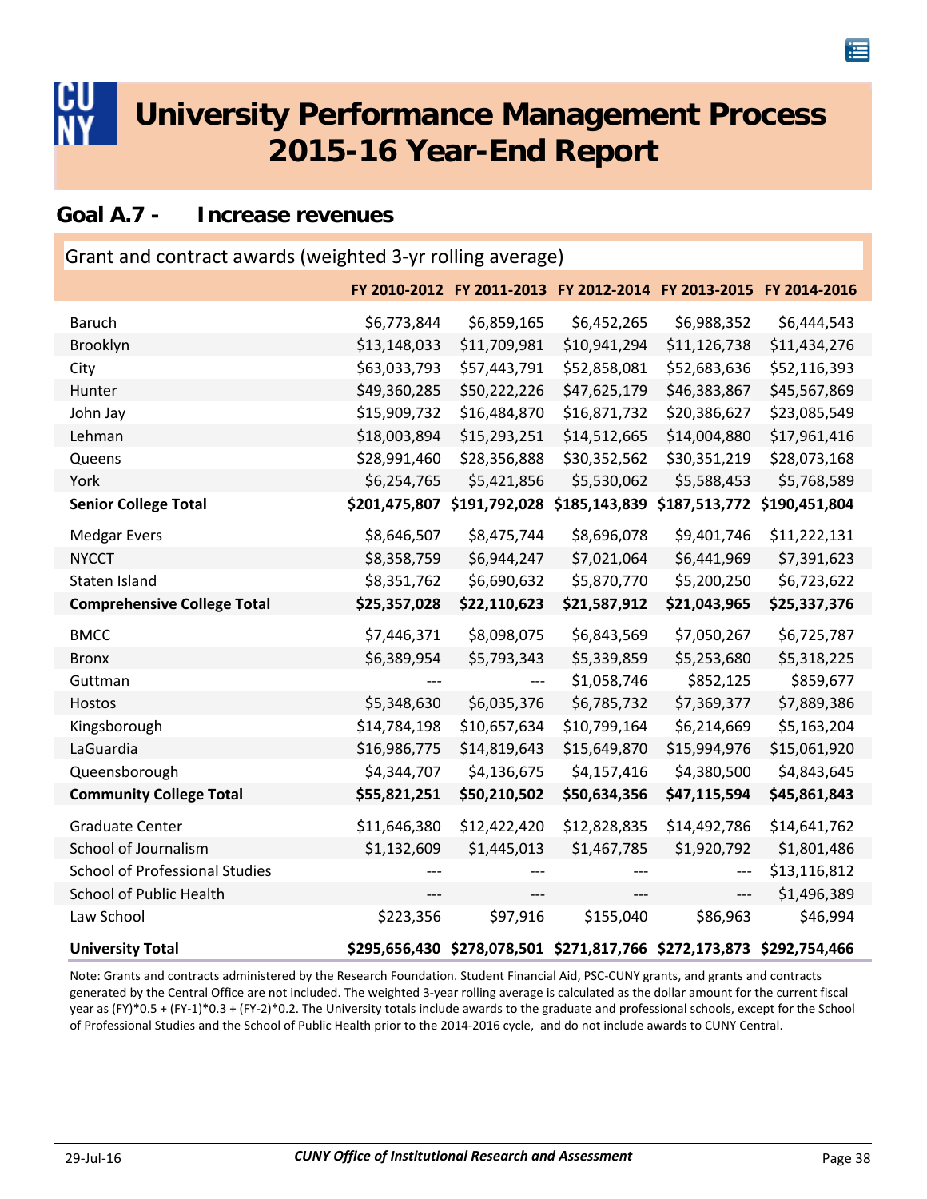# University Performance Management Process 2015-16 Year-End Report

## Goal A.7 - Increase revenues

### Grant and contract awards (weighted 3-yr rolling average)

| | FY 2010-2012 | FY 2011-2013 | FY 2012-2014 | FY 2013-2015 | FY 2014-2016 |
|---|---|---|---|---|---|
| Baruch | $6,773,844 | $6,859,165 | $6,452,265 | $6,988,352 | $6,444,543 |
| Brooklyn | $13,148,033 | $11,709,981 | $10,941,294 | $11,126,738 | $11,434,276 |
| City | $63,033,793 | $57,443,791 | $52,858,081 | $52,683,636 | $52,116,393 |
| Hunter | $49,360,285 | $50,222,226 | $47,625,179 | $46,383,867 | $45,567,869 |
| John Jay | $15,909,732 | $16,484,870 | $16,871,732 | $20,386,627 | $23,085,549 |
| Lehman | $18,003,894 | $15,293,251 | $14,512,665 | $14,004,880 | $17,961,416 |
| Queens | $28,991,460 | $28,356,888 | $30,352,562 | $30,351,219 | $28,073,168 |
| York | $6,254,765 | $5,421,856 | $5,530,062 | $5,588,453 | $5,768,589 |
| **Senior College Total** | **$201,475,807** | **$191,792,028** | **$185,143,839** | **$187,513,772** | **$190,451,804** |
| Medgar Evers | $8,646,507 | $8,475,744 | $8,696,078 | $9,401,746 | $11,222,131 |
| NYCCT | $8,358,759 | $6,944,247 | $7,021,064 | $6,441,969 | $7,391,623 |
| Staten Island | $8,351,762 | $6,690,632 | $5,870,770 | $5,200,250 | $6,723,622 |
| **Comprehensive College Total** | **$25,357,028** | **$22,110,623** | **$21,587,912** | **$21,043,965** | **$25,337,376** |
| BMCC | $7,446,371 | $8,098,075 | $6,843,569 | $7,050,267 | $6,725,787 |
| Bronx | $6,389,954 | $5,793,343 | $5,339,859 | $5,253,680 | $5,318,225 |
| Guttman | --- | --- | $1,058,746 | $852,125 | $859,677 |
| Hostos | $5,348,630 | $6,035,376 | $6,785,732 | $7,369,377 | $7,889,386 |
| Kingsborough | $14,784,198 | $10,657,634 | $10,799,164 | $6,214,669 | $5,163,204 |
| LaGuardia | $16,986,775 | $14,819,643 | $15,649,870 | $15,994,976 | $15,061,920 |
| Queensborough | $4,344,707 | $4,136,675 | $4,157,416 | $4,380,500 | $4,843,645 |
| **Community College Total** | **$55,821,251** | **$50,210,502** | **$50,634,356** | **$47,115,594** | **$45,861,843** |
| Graduate Center | $11,646,380 | $12,422,420 | $12,828,835 | $14,492,786 | $14,641,762 |
| School of Journalism | $1,132,609 | $1,445,013 | $1,467,785 | $1,920,792 | $1,801,486 |
| School of Professional Studies | --- | --- | --- | --- | $13,116,812 |
| School of Public Health | --- | --- | --- | --- | $1,496,389 |
| Law School | $223,356 | $97,916 | $155,040 | $86,963 | $46,994 |
| **University Total** | **$295,656,430** | **$278,078,501** | **$271,817,766** | **$272,173,873** | **$292,754,466** |

Note: Grants and contracts administered by the Research Foundation. Student Financial Aid, PSC-CUNY grants, and grants and contracts generated by the Central Office are not included. The weighted 3-year rolling average is calculated as the dollar amount for the current fiscal year as (FY)*0.5 + (FY-1)*0.3 + (FY-2)*0.2. The University totals include awards to the graduate and professional schools, except for the School of Professional Studies and the School of Public Health prior to the 2014-2016 cycle, and do not include awards to CUNY Central.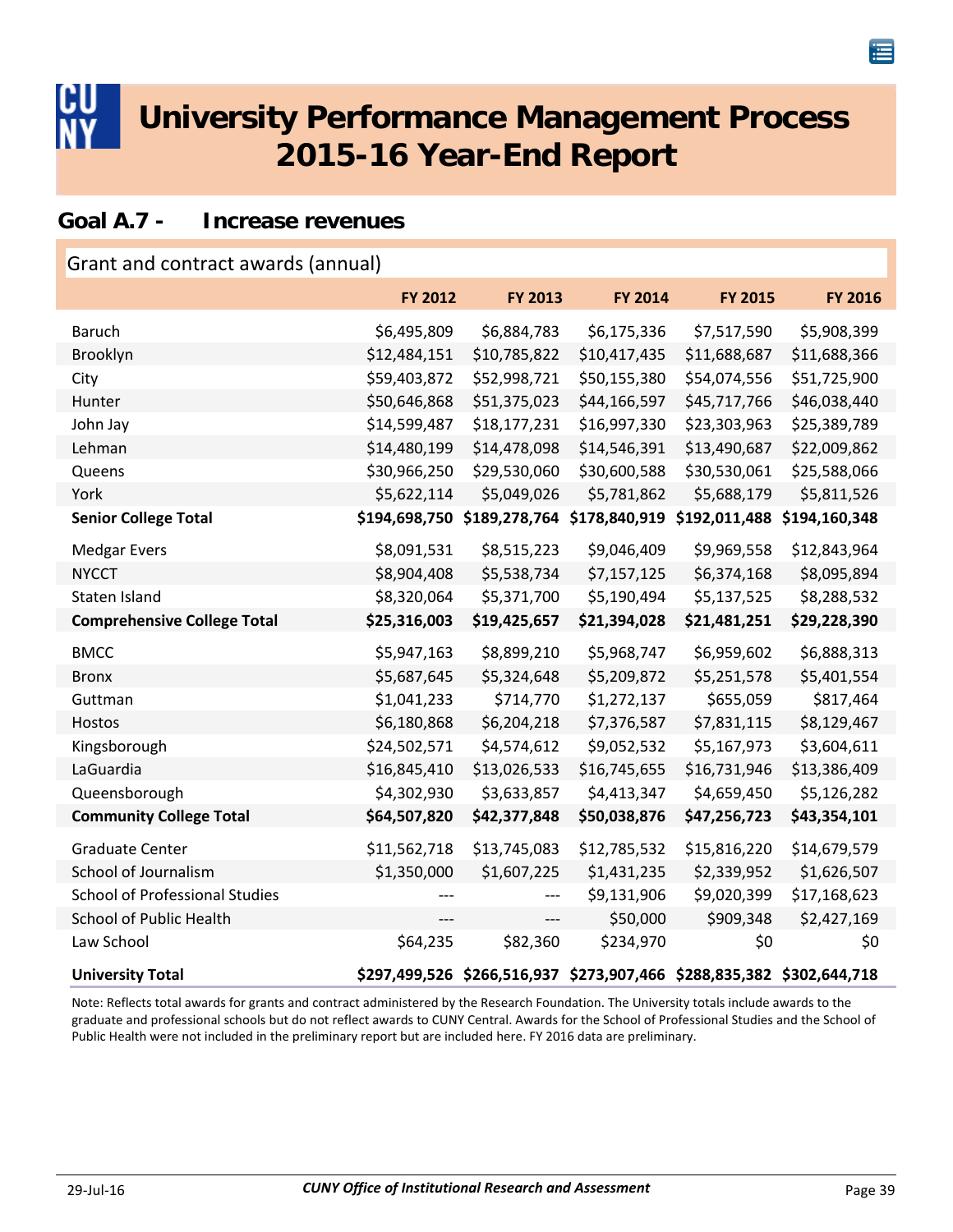# University Performance Management Process 2015-16 Year-End Report

## Goal A.7 - Increase revenues

### Grant and contract awards (annual)

| | FY 2012 | FY 2013 | FY 2014 | FY 2015 | FY 2016 |
|---|---|---|---|---|---|
| Baruch | $6,495,809 | $6,884,783 | $6,175,336 | $7,517,590 | $5,908,399 |
| Brooklyn | $12,484,151 | $10,785,822 | $10,417,435 | $11,688,687 | $11,688,366 |
| City | $59,403,872 | $52,998,721 | $50,155,380 | $54,074,556 | $51,725,900 |
| Hunter | $50,646,868 | $51,375,023 | $44,166,597 | $45,717,766 | $46,038,440 |
| John Jay | $14,599,487 | $18,177,231 | $16,997,330 | $23,303,963 | $25,389,789 |
| Lehman | $14,480,199 | $14,478,098 | $14,546,391 | $13,490,687 | $22,009,862 |
| Queens | $30,966,250 | $29,530,060 | $30,600,588 | $30,530,061 | $25,588,066 |
| York | $5,622,114 | $5,049,026 | $5,781,862 | $5,688,179 | $5,811,526 |
| **Senior College Total** | **$194,698,750** | **$189,278,764** | **$178,840,919** | **$192,011,488** | **$194,160,348** |
| Medgar Evers | $8,091,531 | $8,515,223 | $9,046,409 | $9,969,558 | $12,843,964 |
| NYCCT | $8,904,408 | $5,538,734 | $7,157,125 | $6,374,168 | $8,095,894 |
| Staten Island | $8,320,064 | $5,371,700 | $5,190,494 | $5,137,525 | $8,288,532 |
| **Comprehensive College Total** | **$25,316,003** | **$19,425,657** | **$21,394,028** | **$21,481,251** | **$29,228,390** |
| BMCC | $5,947,163 | $8,899,210 | $5,968,747 | $6,959,602 | $6,888,313 |
| Bronx | $5,687,645 | $5,324,648 | $5,209,872 | $5,251,578 | $5,401,554 |
| Guttman | $1,041,233 | $714,770 | $1,272,137 | $655,059 | $817,464 |
| Hostos | $6,180,868 | $6,204,218 | $7,376,587 | $7,831,115 | $8,129,467 |
| Kingsborough | $24,502,571 | $4,574,612 | $9,052,532 | $5,167,973 | $3,604,611 |
| LaGuardia | $16,845,410 | $13,026,533 | $16,745,655 | $16,731,946 | $13,386,409 |
| Queensborough | $4,302,930 | $3,633,857 | $4,413,347 | $4,659,450 | $5,126,282 |
| **Community College Total** | **$64,507,820** | **$42,377,848** | **$50,038,876** | **$47,256,723** | **$43,354,101** |
| Graduate Center | $11,562,718 | $13,745,083 | $12,785,532 | $15,816,220 | $14,679,579 |
| School of Journalism | $1,350,000 | $1,607,225 | $1,431,235 | $2,339,952 | $1,626,507 |
| School of Professional Studies | --- | --- | $9,131,906 | $9,020,399 | $17,168,623 |
| School of Public Health | --- | --- | $50,000 | $909,348 | $2,427,169 |
| Law School | $64,235 | $82,360 | $234,970 | $0 | $0 |
| **University Total** | **$297,499,526** | **$266,516,937** | **$273,907,466** | **$288,835,382** | **$302,644,718** |

Note: Reflects total awards for grants and contract administered by the Research Foundation. The University totals include awards to the graduate and professional schools but do not reflect awards to CUNY Central. Awards for the School of Professional Studies and the School of Public Health were not included in the preliminary report but are included here. FY 2016 data are preliminary.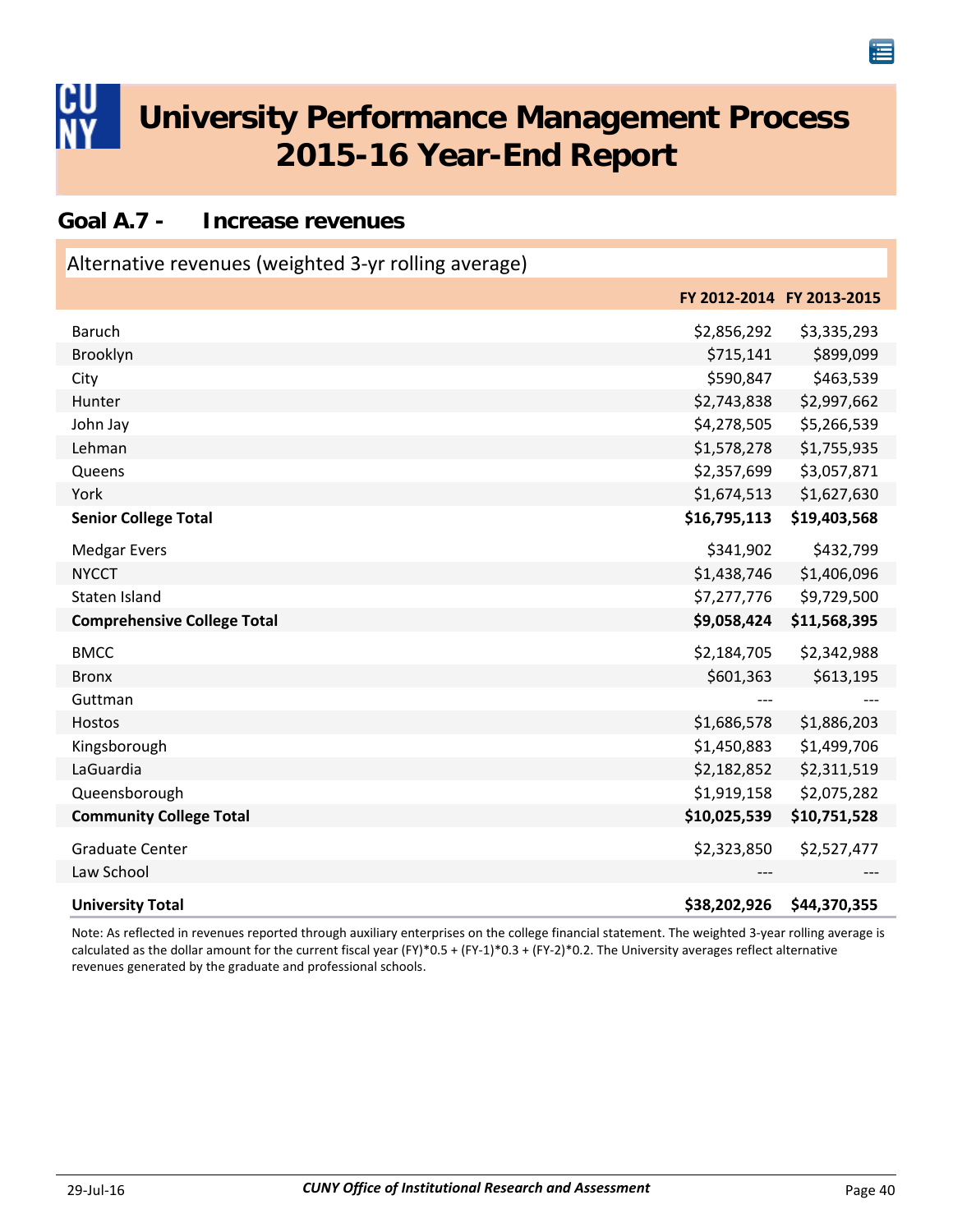# University Performance Management Process 2015-16 Year-End Report

## Goal A.7 - Increase revenues

### Alternative revenues (weighted 3-yr rolling average)

| | FY 2012-2014 | FY 2013-2015 |
|---|---|---|
| Baruch | $2,856,292 | $3,335,293 |
| Brooklyn | $715,141 | $899,099 |
| City | $590,847 | $463,539 |
| Hunter | $2,743,838 | $2,997,662 |
| John Jay | $4,278,505 | $5,266,539 |
| Lehman | $1,578,278 | $1,755,935 |
| Queens | $2,357,699 | $3,057,871 |
| York | $1,674,513 | $1,627,630 |
| **Senior College Total** | **$16,795,113** | **$19,403,568** |
| Medgar Evers | $341,902 | $432,799 |
| NYCCT | $1,438,746 | $1,406,096 |
| Staten Island | $7,277,776 | $9,729,500 |
| **Comprehensive College Total** | **$9,058,424** | **$11,568,395** |
| BMCC | $2,184,705 | $2,342,988 |
| Bronx | $601,363 | $613,195 |
| Guttman | --- | --- |
| Hostos | $1,686,578 | $1,886,203 |
| Kingsborough | $1,450,883 | $1,499,706 |
| LaGuardia | $2,182,852 | $2,311,519 |
| Queensborough | $1,919,158 | $2,075,282 |
| **Community College Total** | **$10,025,539** | **$10,751,528** |
| Graduate Center | $2,323,850 | $2,527,477 |
| Law School | --- | --- |
| **University Total** | **$38,202,926** | **$44,370,355** |

Note: As reflected in revenues reported through auxiliary enterprises on the college financial statement. The weighted 3-year rolling average is calculated as the dollar amount for the current fiscal year (FY)*0.5 + (FY-1)*0.3 + (FY-2)*0.2. The University averages reflect alternative revenues generated by the graduate and professional schools.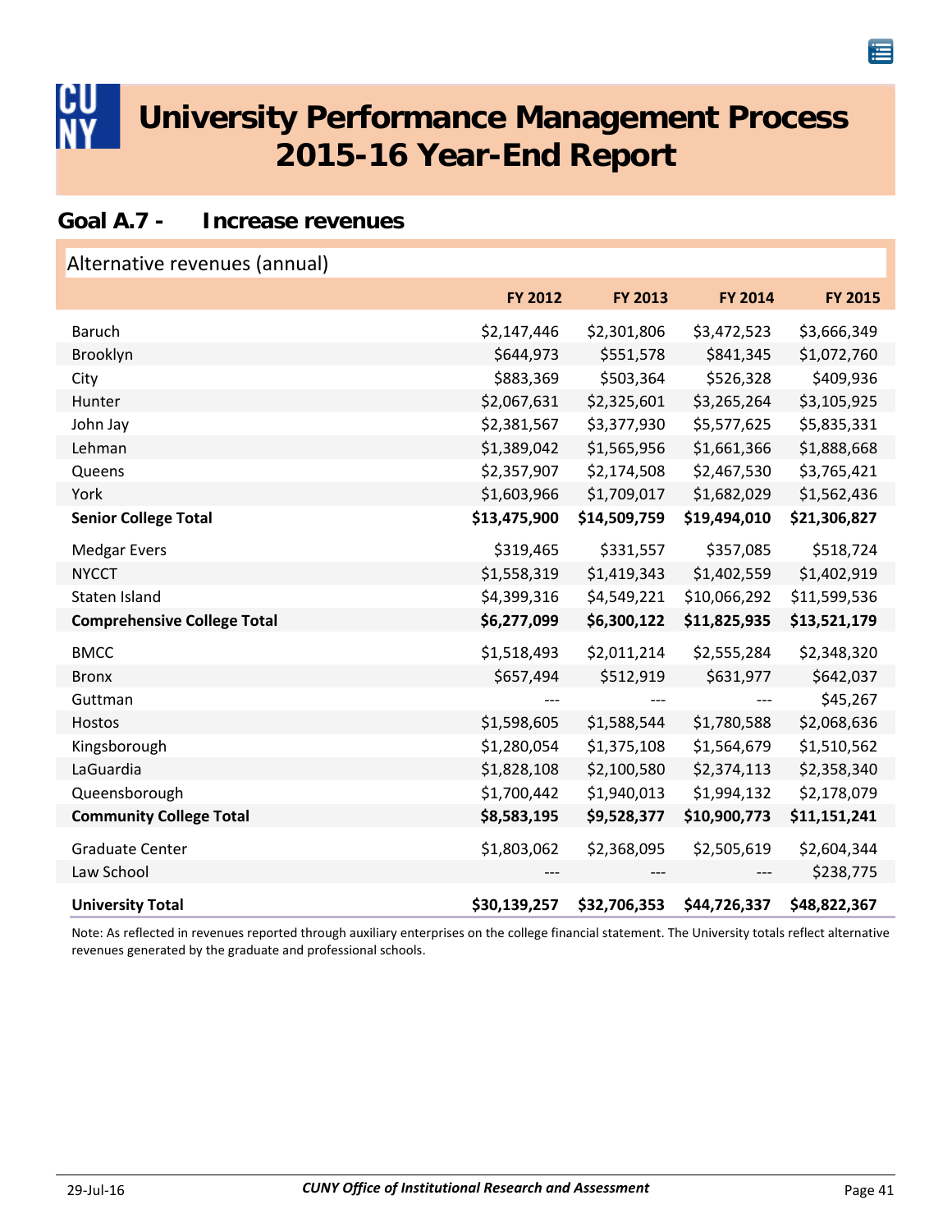# University Performance Management Process 2015-16 Year-End Report

## Goal A.7 - Increase revenues

### Alternative revenues (annual)

| | FY 2012 | FY 2013 | FY 2014 | FY 2015 |
|---|---|---|---|---|
| Baruch | $2,147,446 | $2,301,806 | $3,472,523 | $3,666,349 |
| Brooklyn | $644,973 | $551,578 | $841,345 | $1,072,760 |
| City | $883,369 | $503,364 | $526,328 | $409,936 |
| Hunter | $2,067,631 | $2,325,601 | $3,265,264 | $3,105,925 |
| John Jay | $2,381,567 | $3,377,930 | $5,577,625 | $5,835,331 |
| Lehman | $1,389,042 | $1,565,956 | $1,661,366 | $1,888,668 |
| Queens | $2,357,907 | $2,174,508 | $2,467,530 | $3,765,421 |
| York | $1,603,966 | $1,709,017 | $1,682,029 | $1,562,436 |
| **Senior College Total** | **$13,475,900** | **$14,509,759** | **$19,494,010** | **$21,306,827** |
| Medgar Evers | $319,465 | $331,557 | $357,085 | $518,724 |
| NYCCT | $1,558,319 | $1,419,343 | $1,402,559 | $1,402,919 |
| Staten Island | $4,399,316 | $4,549,221 | $10,066,292 | $11,599,536 |
| **Comprehensive College Total** | **$6,277,099** | **$6,300,122** | **$11,825,935** | **$13,521,179** |
| BMCC | $1,518,493 | $2,011,214 | $2,555,284 | $2,348,320 |
| Bronx | $657,494 | $512,919 | $631,977 | $642,037 |
| Guttman | --- | --- | --- | $45,267 |
| Hostos | $1,598,605 | $1,588,544 | $1,780,588 | $2,068,636 |
| Kingsborough | $1,280,054 | $1,375,108 | $1,564,679 | $1,510,562 |
| LaGuardia | $1,828,108 | $2,100,580 | $2,374,113 | $2,358,340 |
| Queensborough | $1,700,442 | $1,940,013 | $1,994,132 | $2,178,079 |
| **Community College Total** | **$8,583,195** | **$9,528,377** | **$10,900,773** | **$11,151,241** |
| Graduate Center | $1,803,062 | $2,368,095 | $2,505,619 | $2,604,344 |
| Law School | --- | --- | --- | $238,775 |
| **University Total** | **$30,139,257** | **$32,706,353** | **$44,726,337** | **$48,822,367** |

Note: As reflected in revenues reported through auxiliary enterprises on the college financial statement. The University totals reflect alternative revenues generated by the graduate and professional schools.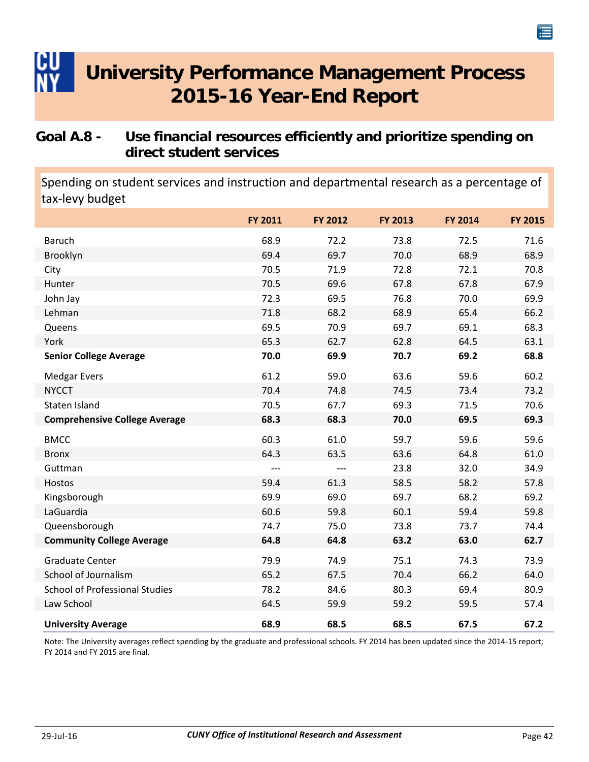# University Performance Management Process 2015-16 Year-End Report

## Goal A.8 - Use financial resources efficiently and prioritize spending on direct student services

Spending on student services and instruction and departmental research as a percentage of tax-levy budget

| | FY 2011 | FY 2012 | FY 2013 | FY 2014 | FY 2015 |
|---|---|---|---|---|---|
| Baruch | 68.9 | 72.2 | 73.8 | 72.5 | 71.6 |
| Brooklyn | 69.4 | 69.7 | 70.0 | 68.9 | 68.9 |
| City | 70.5 | 71.9 | 72.8 | 72.1 | 70.8 |
| Hunter | 70.5 | 69.6 | 67.8 | 67.8 | 67.9 |
| John Jay | 72.3 | 69.5 | 76.8 | 70.0 | 69.9 |
| Lehman | 71.8 | 68.2 | 68.9 | 65.4 | 66.2 |
| Queens | 69.5 | 70.9 | 69.7 | 69.1 | 68.3 |
| York | 65.3 | 62.7 | 62.8 | 64.5 | 63.1 |
| **Senior College Average** | **70.0** | **69.9** | **70.7** | **69.2** | **68.8** |
| Medgar Evers | 61.2 | 59.0 | 63.6 | 59.6 | 60.2 |
| NYCCT | 70.4 | 74.8 | 74.5 | 73.4 | 73.2 |
| Staten Island | 70.5 | 67.7 | 69.3 | 71.5 | 70.6 |
| **Comprehensive College Average** | **68.3** | **68.3** | **70.0** | **69.5** | **69.3** |
| BMCC | 60.3 | 61.0 | 59.7 | 59.6 | 59.6 |
| Bronx | 64.3 | 63.5 | 63.6 | 64.8 | 61.0 |
| Guttman | --- | --- | 23.8 | 32.0 | 34.9 |
| Hostos | 59.4 | 61.3 | 58.5 | 58.2 | 57.8 |
| Kingsborough | 69.9 | 69.0 | 69.7 | 68.2 | 69.2 |
| LaGuardia | 60.6 | 59.8 | 60.1 | 59.4 | 59.8 |
| Queensborough | 74.7 | 75.0 | 73.8 | 73.7 | 74.4 |
| **Community College Average** | **64.8** | **64.8** | **63.2** | **63.0** | **62.7** |
| Graduate Center | 79.9 | 74.9 | 75.1 | 74.3 | 73.9 |
| School of Journalism | 65.2 | 67.5 | 70.4 | 66.2 | 64.0 |
| School of Professional Studies | 78.2 | 84.6 | 80.3 | 69.4 | 80.9 |
| Law School | 64.5 | 59.9 | 59.2 | 59.5 | 57.4 |
| **University Average** | **68.9** | **68.5** | **68.5** | **67.5** | **67.2** |

Note: The University averages reflect spending by the graduate and professional schools. FY 2014 has been updated since the 2014-15 report; FY 2014 and FY 2015 are final.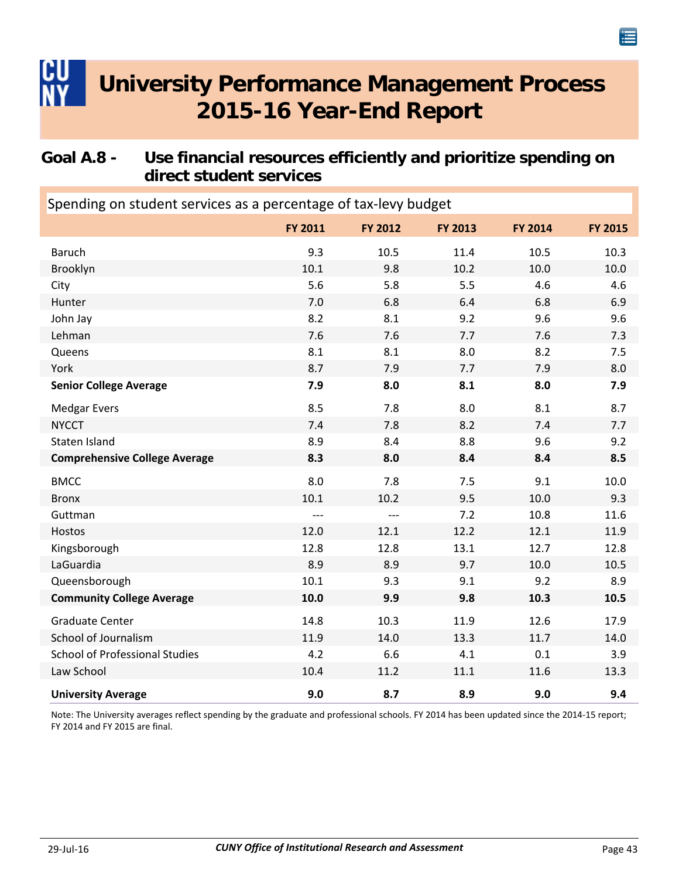# University Performance Management Process 2015-16 Year-End Report

## Goal A.8 - Use financial resources efficiently and prioritize spending on direct student services

Spending on student services as a percentage of tax-levy budget

| | FY 2011 | FY 2012 | FY 2013 | FY 2014 | FY 2015 |
|---|---|---|---|---|---|
| Baruch | 9.3 | 10.5 | 11.4 | 10.5 | 10.3 |
| Brooklyn | 10.1 | 9.8 | 10.2 | 10.0 | 10.0 |
| City | 5.6 | 5.8 | 5.5 | 4.6 | 4.6 |
| Hunter | 7.0 | 6.8 | 6.4 | 6.8 | 6.9 |
| John Jay | 8.2 | 8.1 | 9.2 | 9.6 | 9.6 |
| Lehman | 7.6 | 7.6 | 7.7 | 7.6 | 7.3 |
| Queens | 8.1 | 8.1 | 8.0 | 8.2 | 7.5 |
| York | 8.7 | 7.9 | 7.7 | 7.9 | 8.0 |
| **Senior College Average** | **7.9** | **8.0** | **8.1** | **8.0** | **7.9** |
| Medgar Evers | 8.5 | 7.8 | 8.0 | 8.1 | 8.7 |
| NYCCT | 7.4 | 7.8 | 8.2 | 7.4 | 7.7 |
| Staten Island | 8.9 | 8.4 | 8.8 | 9.6 | 9.2 |
| **Comprehensive College Average** | **8.3** | **8.0** | **8.4** | **8.4** | **8.5** |
| BMCC | 8.0 | 7.8 | 7.5 | 9.1 | 10.0 |
| Bronx | 10.1 | 10.2 | 9.5 | 10.0 | 9.3 |
| Guttman | --- | --- | 7.2 | 10.8 | 11.6 |
| Hostos | 12.0 | 12.1 | 12.2 | 12.1 | 11.9 |
| Kingsborough | 12.8 | 12.8 | 13.1 | 12.7 | 12.8 |
| LaGuardia | 8.9 | 8.9 | 9.7 | 10.0 | 10.5 |
| Queensborough | 10.1 | 9.3 | 9.1 | 9.2 | 8.9 |
| **Community College Average** | **10.0** | **9.9** | **9.8** | **10.3** | **10.5** |
| Graduate Center | 14.8 | 10.3 | 11.9 | 12.6 | 17.9 |
| School of Journalism | 11.9 | 14.0 | 13.3 | 11.7 | 14.0 |
| School of Professional Studies | 4.2 | 6.6 | 4.1 | 0.1 | 3.9 |
| Law School | 10.4 | 11.2 | 11.1 | 11.6 | 13.3 |
| **University Average** | **9.0** | **8.7** | **8.9** | **9.0** | **9.4** |

Note: The University averages reflect spending by the graduate and professional schools. FY 2014 has been updated since the 2014-15 report; FY 2014 and FY 2015 are final.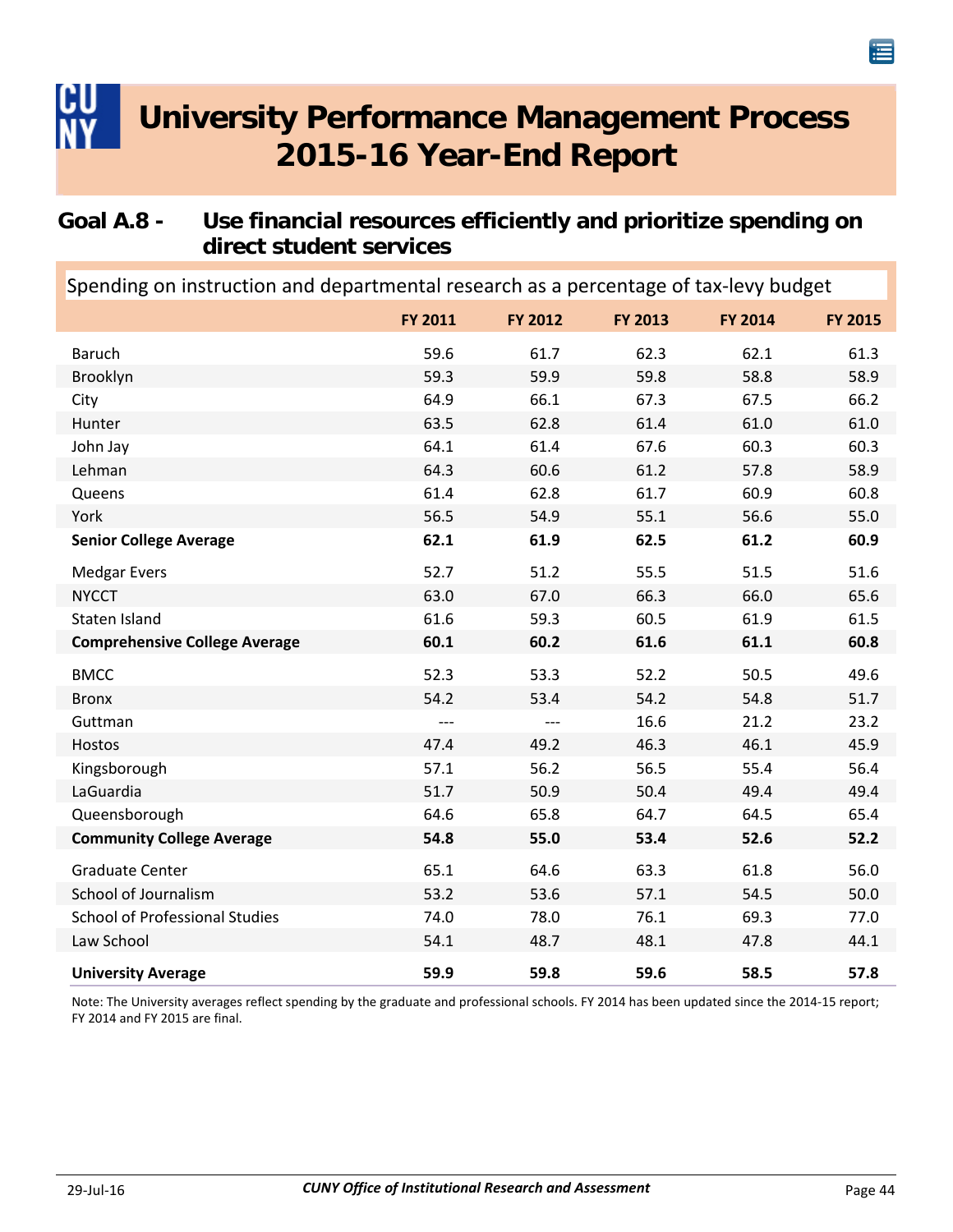# University Performance Management Process 2015-16 Year-End Report

## Goal A.8 - Use financial resources efficiently and prioritize spending on direct student services

### Spending on instruction and departmental research as a percentage of tax-levy budget

| | FY 2011 | FY 2012 | FY 2013 | FY 2014 | FY 2015 |
|---|---|---|---|---|---|
| Baruch | 59.6 | 61.7 | 62.3 | 62.1 | 61.3 |
| Brooklyn | 59.3 | 59.9 | 59.8 | 58.8 | 58.9 |
| City | 64.9 | 66.1 | 67.3 | 67.5 | 66.2 |
| Hunter | 63.5 | 62.8 | 61.4 | 61.0 | 61.0 |
| John Jay | 64.1 | 61.4 | 67.6 | 60.3 | 60.3 |
| Lehman | 64.3 | 60.6 | 61.2 | 57.8 | 58.9 |
| Queens | 61.4 | 62.8 | 61.7 | 60.9 | 60.8 |
| York | 56.5 | 54.9 | 55.1 | 56.6 | 55.0 |
| **Senior College Average** | **62.1** | **61.9** | **62.5** | **61.2** | **60.9** |
| Medgar Evers | 52.7 | 51.2 | 55.5 | 51.5 | 51.6 |
| NYCCT | 63.0 | 67.0 | 66.3 | 66.0 | 65.6 |
| Staten Island | 61.6 | 59.3 | 60.5 | 61.9 | 61.5 |
| **Comprehensive College Average** | **60.1** | **60.2** | **61.6** | **61.1** | **60.8** |
| BMCC | 52.3 | 53.3 | 52.2 | 50.5 | 49.6 |
| Bronx | 54.2 | 53.4 | 54.2 | 54.8 | 51.7 |
| Guttman | --- | --- | 16.6 | 21.2 | 23.2 |
| Hostos | 47.4 | 49.2 | 46.3 | 46.1 | 45.9 |
| Kingsborough | 57.1 | 56.2 | 56.5 | 55.4 | 56.4 |
| LaGuardia | 51.7 | 50.9 | 50.4 | 49.4 | 49.4 |
| Queensborough | 64.6 | 65.8 | 64.7 | 64.5 | 65.4 |
| **Community College Average** | **54.8** | **55.0** | **53.4** | **52.6** | **52.2** |
| Graduate Center | 65.1 | 64.6 | 63.3 | 61.8 | 56.0 |
| School of Journalism | 53.2 | 53.6 | 57.1 | 54.5 | 50.0 |
| School of Professional Studies | 74.0 | 78.0 | 76.1 | 69.3 | 77.0 |
| Law School | 54.1 | 48.7 | 48.1 | 47.8 | 44.1 |
| **University Average** | **59.9** | **59.8** | **59.6** | **58.5** | **57.8** |

Note: The University averages reflect spending by the graduate and professional schools. FY 2014 has been updated since the 2014-15 report; FY 2014 and FY 2015 are final.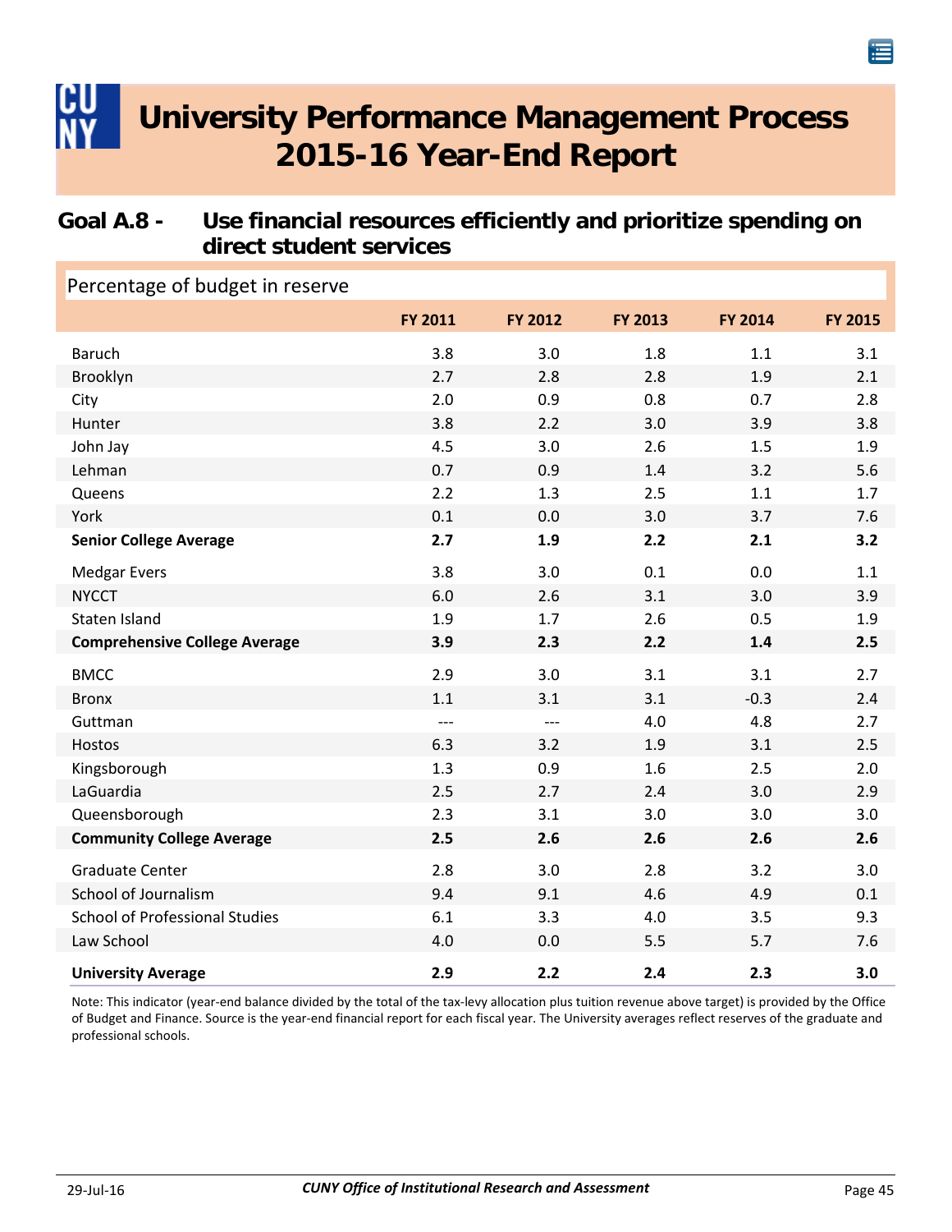# University Performance Management Process 2015-16 Year-End Report

## Goal A.8 - Use financial resources efficiently and prioritize spending on direct student services

Percentage of budget in reserve

| | FY 2011 | FY 2012 | FY 2013 | FY 2014 | FY 2015 |
|---|---|---|---|---|---|
| Baruch | 3.8 | 3.0 | 1.8 | 1.1 | 3.1 |
| Brooklyn | 2.7 | 2.8 | 2.8 | 1.9 | 2.1 |
| City | 2.0 | 0.9 | 0.8 | 0.7 | 2.8 |
| Hunter | 3.8 | 2.2 | 3.0 | 3.9 | 3.8 |
| John Jay | 4.5 | 3.0 | 2.6 | 1.5 | 1.9 |
| Lehman | 0.7 | 0.9 | 1.4 | 3.2 | 5.6 |
| Queens | 2.2 | 1.3 | 2.5 | 1.1 | 1.7 |
| York | 0.1 | 0.0 | 3.0 | 3.7 | 7.6 |
| **Senior College Average** | **2.7** | **1.9** | **2.2** | **2.1** | **3.2** |
| Medgar Evers | 3.8 | 3.0 | 0.1 | 0.0 | 1.1 |
| NYCCT | 6.0 | 2.6 | 3.1 | 3.0 | 3.9 |
| Staten Island | 1.9 | 1.7 | 2.6 | 0.5 | 1.9 |
| **Comprehensive College Average** | **3.9** | **2.3** | **2.2** | **1.4** | **2.5** |
| BMCC | 2.9 | 3.0 | 3.1 | 3.1 | 2.7 |
| Bronx | 1.1 | 3.1 | 3.1 | -0.3 | 2.4 |
| Guttman | --- | --- | 4.0 | 4.8 | 2.7 |
| Hostos | 6.3 | 3.2 | 1.9 | 3.1 | 2.5 |
| Kingsborough | 1.3 | 0.9 | 1.6 | 2.5 | 2.0 |
| LaGuardia | 2.5 | 2.7 | 2.4 | 3.0 | 2.9 |
| Queensborough | 2.3 | 3.1 | 3.0 | 3.0 | 3.0 |
| **Community College Average** | **2.5** | **2.6** | **2.6** | **2.6** | **2.6** |
| Graduate Center | 2.8 | 3.0 | 2.8 | 3.2 | 3.0 |
| School of Journalism | 9.4 | 9.1 | 4.6 | 4.9 | 0.1 |
| School of Professional Studies | 6.1 | 3.3 | 4.0 | 3.5 | 9.3 |
| Law School | 4.0 | 0.0 | 5.5 | 5.7 | 7.6 |
| **University Average** | **2.9** | **2.2** | **2.4** | **2.3** | **3.0** |

Note: This indicator (year-end balance divided by the total of the tax-levy allocation plus tuition revenue above target) is provided by the Office of Budget and Finance. Source is the year-end financial report for each fiscal year. The University averages reflect reserves of the graduate and professional schools.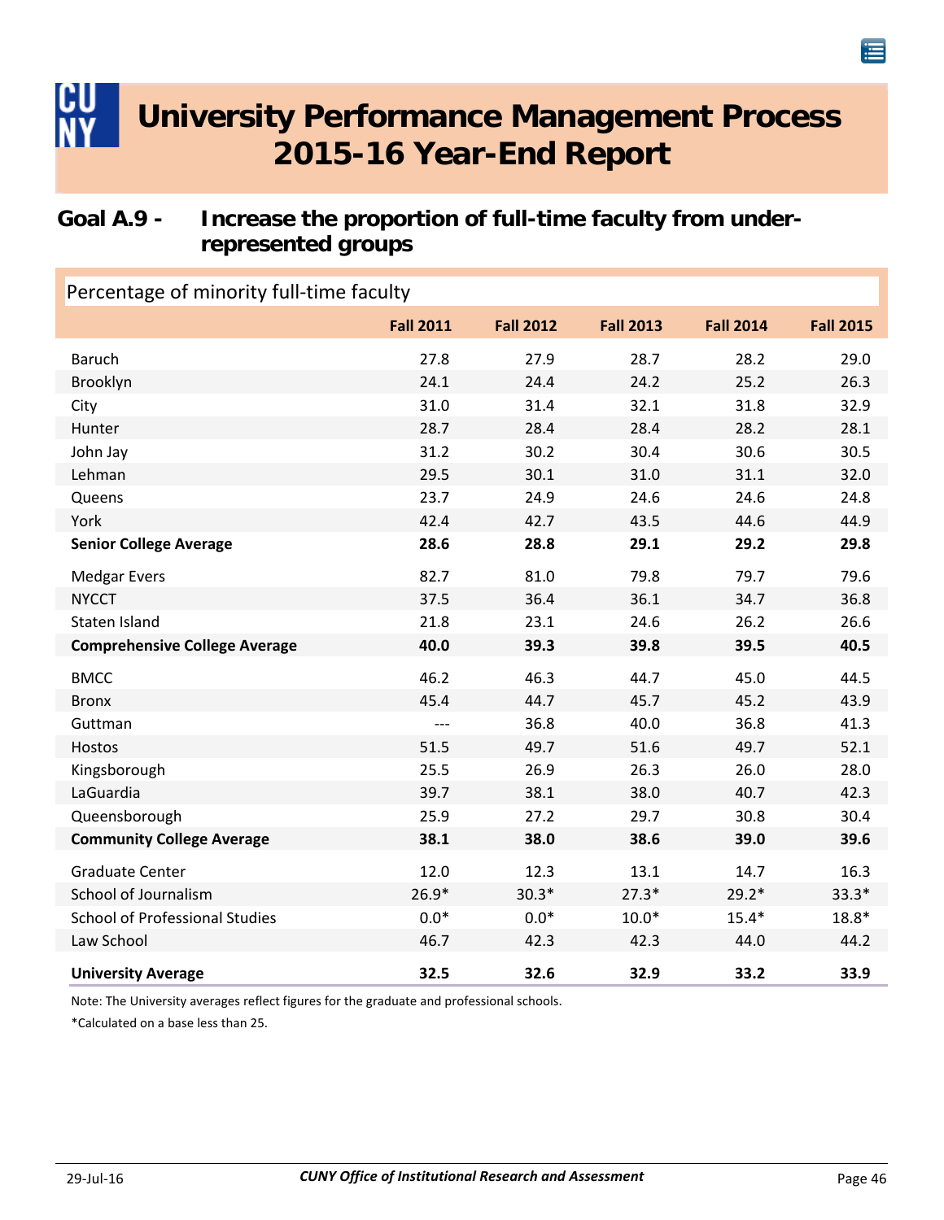# University Performance Management Process 2015-16 Year-End Report

## Goal A.9 - Increase the proportion of full-time faculty from under-represented groups

| Percentage of minority full-time faculty | Fall 2011 | Fall 2012 | Fall 2013 | Fall 2014 | Fall 2015 |
|---|---|---|---|---|---|
| Baruch | 27.8 | 27.9 | 28.7 | 28.2 | 29.0 |
| Brooklyn | 24.1 | 24.4 | 24.2 | 25.2 | 26.3 |
| City | 31.0 | 31.4 | 32.1 | 31.8 | 32.9 |
| Hunter | 28.7 | 28.4 | 28.4 | 28.2 | 28.1 |
| John Jay | 31.2 | 30.2 | 30.4 | 30.6 | 30.5 |
| Lehman | 29.5 | 30.1 | 31.0 | 31.1 | 32.0 |
| Queens | 23.7 | 24.9 | 24.6 | 24.6 | 24.8 |
| York | 42.4 | 42.7 | 43.5 | 44.6 | 44.9 |
| **Senior College Average** | **28.6** | **28.8** | **29.1** | **29.2** | **29.8** |
| Medgar Evers | 82.7 | 81.0 | 79.8 | 79.7 | 79.6 |
| NYCCT | 37.5 | 36.4 | 36.1 | 34.7 | 36.8 |
| Staten Island | 21.8 | 23.1 | 24.6 | 26.2 | 26.6 |
| **Comprehensive College Average** | **40.0** | **39.3** | **39.8** | **39.5** | **40.5** |
| BMCC | 46.2 | 46.3 | 44.7 | 45.0 | 44.5 |
| Bronx | 45.4 | 44.7 | 45.7 | 45.2 | 43.9 |
| Guttman | --- | 36.8 | 40.0 | 36.8 | 41.3 |
| Hostos | 51.5 | 49.7 | 51.6 | 49.7 | 52.1 |
| Kingsborough | 25.5 | 26.9 | 26.3 | 26.0 | 28.0 |
| LaGuardia | 39.7 | 38.1 | 38.0 | 40.7 | 42.3 |
| Queensborough | 25.9 | 27.2 | 29.7 | 30.8 | 30.4 |
| **Community College Average** | **38.1** | **38.0** | **38.6** | **39.0** | **39.6** |
| Graduate Center | 12.0 | 12.3 | 13.1 | 14.7 | 16.3 |
| School of Journalism | 26.9* | 30.3* | 27.3* | 29.2* | 33.3* |
| School of Professional Studies | 0.0* | 0.0* | 10.0* | 15.4* | 18.8* |
| Law School | 46.7 | 42.3 | 42.3 | 44.0 | 44.2 |
| **University Average** | **32.5** | **32.6** | **32.9** | **33.2** | **33.9** |

Note: The University averages reflect figures for the graduate and professional schools.

*Calculated on a base less than 25.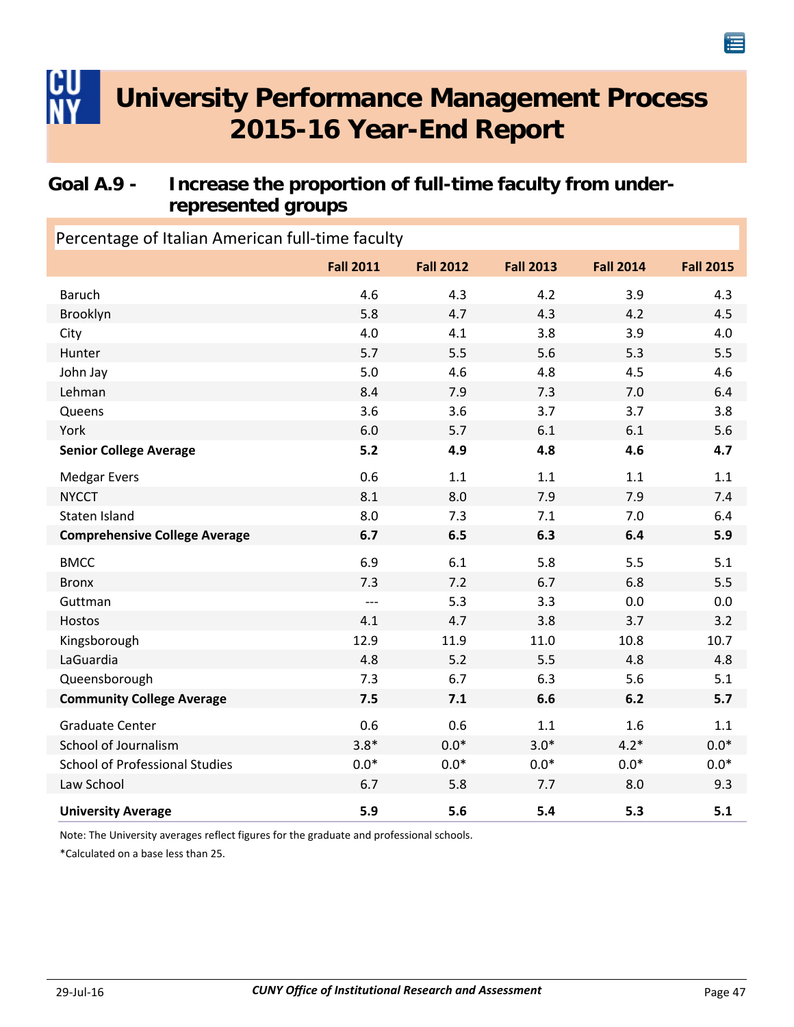# University Performance Management Process 2015-16 Year-End Report

## Goal A.9 - Increase the proportion of full-time faculty from under-represented groups

Percentage of Italian American full-time faculty

| | Fall 2011 | Fall 2012 | Fall 2013 | Fall 2014 | Fall 2015 |
|---|---|---|---|---|---|
| Baruch | 4.6 | 4.3 | 4.2 | 3.9 | 4.3 |
| Brooklyn | 5.8 | 4.7 | 4.3 | 4.2 | 4.5 |
| City | 4.0 | 4.1 | 3.8 | 3.9 | 4.0 |
| Hunter | 5.7 | 5.5 | 5.6 | 5.3 | 5.5 |
| John Jay | 5.0 | 4.6 | 4.8 | 4.5 | 4.6 |
| Lehman | 8.4 | 7.9 | 7.3 | 7.0 | 6.4 |
| Queens | 3.6 | 3.6 | 3.7 | 3.7 | 3.8 |
| York | 6.0 | 5.7 | 6.1 | 6.1 | 5.6 |
| **Senior College Average** | **5.2** | **4.9** | **4.8** | **4.6** | **4.7** |
| Medgar Evers | 0.6 | 1.1 | 1.1 | 1.1 | 1.1 |
| NYCCT | 8.1 | 8.0 | 7.9 | 7.9 | 7.4 |
| Staten Island | 8.0 | 7.3 | 7.1 | 7.0 | 6.4 |
| **Comprehensive College Average** | **6.7** | **6.5** | **6.3** | **6.4** | **5.9** |
| BMCC | 6.9 | 6.1 | 5.8 | 5.5 | 5.1 |
| Bronx | 7.3 | 7.2 | 6.7 | 6.8 | 5.5 |
| Guttman | --- | 5.3 | 3.3 | 0.0 | 0.0 |
| Hostos | 4.1 | 4.7 | 3.8 | 3.7 | 3.2 |
| Kingsborough | 12.9 | 11.9 | 11.0 | 10.8 | 10.7 |
| LaGuardia | 4.8 | 5.2 | 5.5 | 4.8 | 4.8 |
| Queensborough | 7.3 | 6.7 | 6.3 | 5.6 | 5.1 |
| **Community College Average** | **7.5** | **7.1** | **6.6** | **6.2** | **5.7** |
| Graduate Center | 0.6 | 0.6 | 1.1 | 1.6 | 1.1 |
| School of Journalism | 3.8* | 0.0* | 3.0* | 4.2* | 0.0* |
| School of Professional Studies | 0.0* | 0.0* | 0.0* | 0.0* | 0.0* |
| Law School | 6.7 | 5.8 | 7.7 | 8.0 | 9.3 |
| **University Average** | **5.9** | **5.6** | **5.4** | **5.3** | **5.1** |

Note: The University averages reflect figures for the graduate and professional schools.

*Calculated on a base less than 25.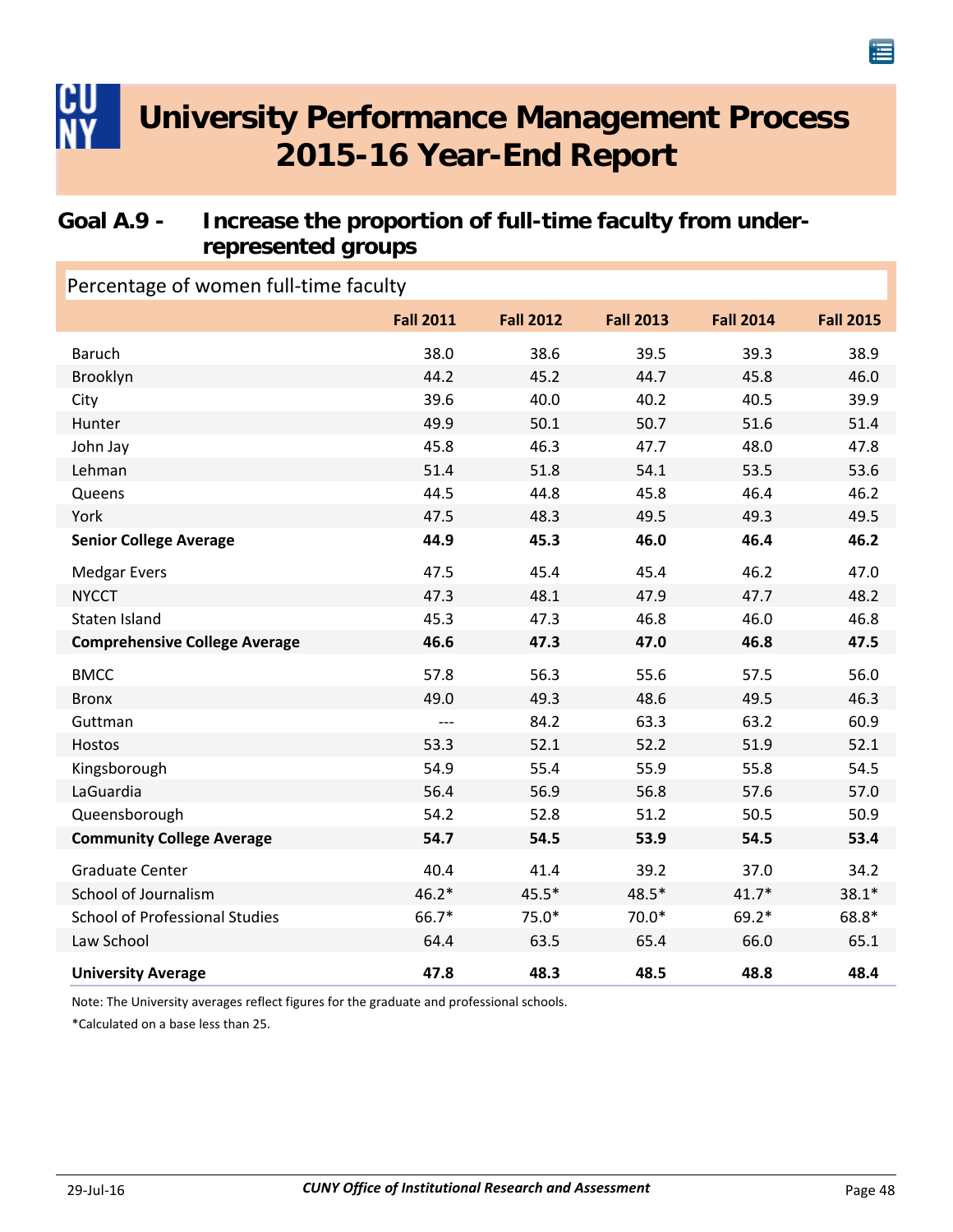# University Performance Management Process 2015-16 Year-End Report

## Goal A.9 - Increase the proportion of full-time faculty from under-represented groups

Percentage of women full-time faculty

| | Fall 2011 | Fall 2012 | Fall 2013 | Fall 2014 | Fall 2015 |
|---|---|---|---|---|---|
| Baruch | 38.0 | 38.6 | 39.5 | 39.3 | 38.9 |
| Brooklyn | 44.2 | 45.2 | 44.7 | 45.8 | 46.0 |
| City | 39.6 | 40.0 | 40.2 | 40.5 | 39.9 |
| Hunter | 49.9 | 50.1 | 50.7 | 51.6 | 51.4 |
| John Jay | 45.8 | 46.3 | 47.7 | 48.0 | 47.8 |
| Lehman | 51.4 | 51.8 | 54.1 | 53.5 | 53.6 |
| Queens | 44.5 | 44.8 | 45.8 | 46.4 | 46.2 |
| York | 47.5 | 48.3 | 49.5 | 49.3 | 49.5 |
| **Senior College Average** | **44.9** | **45.3** | **46.0** | **46.4** | **46.2** |
| Medgar Evers | 47.5 | 45.4 | 45.4 | 46.2 | 47.0 |
| NYCCT | 47.3 | 48.1 | 47.9 | 47.7 | 48.2 |
| Staten Island | 45.3 | 47.3 | 46.8 | 46.0 | 46.8 |
| **Comprehensive College Average** | **46.6** | **47.3** | **47.0** | **46.8** | **47.5** |
| BMCC | 57.8 | 56.3 | 55.6 | 57.5 | 56.0 |
| Bronx | 49.0 | 49.3 | 48.6 | 49.5 | 46.3 |
| Guttman | --- | 84.2 | 63.3 | 63.2 | 60.9 |
| Hostos | 53.3 | 52.1 | 52.2 | 51.9 | 52.1 |
| Kingsborough | 54.9 | 55.4 | 55.9 | 55.8 | 54.5 |
| LaGuardia | 56.4 | 56.9 | 56.8 | 57.6 | 57.0 |
| Queensborough | 54.2 | 52.8 | 51.2 | 50.5 | 50.9 |
| **Community College Average** | **54.7** | **54.5** | **53.9** | **54.5** | **53.4** |
| Graduate Center | 40.4 | 41.4 | 39.2 | 37.0 | 34.2 |
| School of Journalism | 46.2* | 45.5* | 48.5* | 41.7* | 38.1* |
| School of Professional Studies | 66.7* | 75.0* | 70.0* | 69.2* | 68.8* |
| Law School | 64.4 | 63.5 | 65.4 | 66.0 | 65.1 |
| **University Average** | **47.8** | **48.3** | **48.5** | **48.8** | **48.4** |

Note: The University averages reflect figures for the graduate and professional schools.

*Calculated on a base less than 25.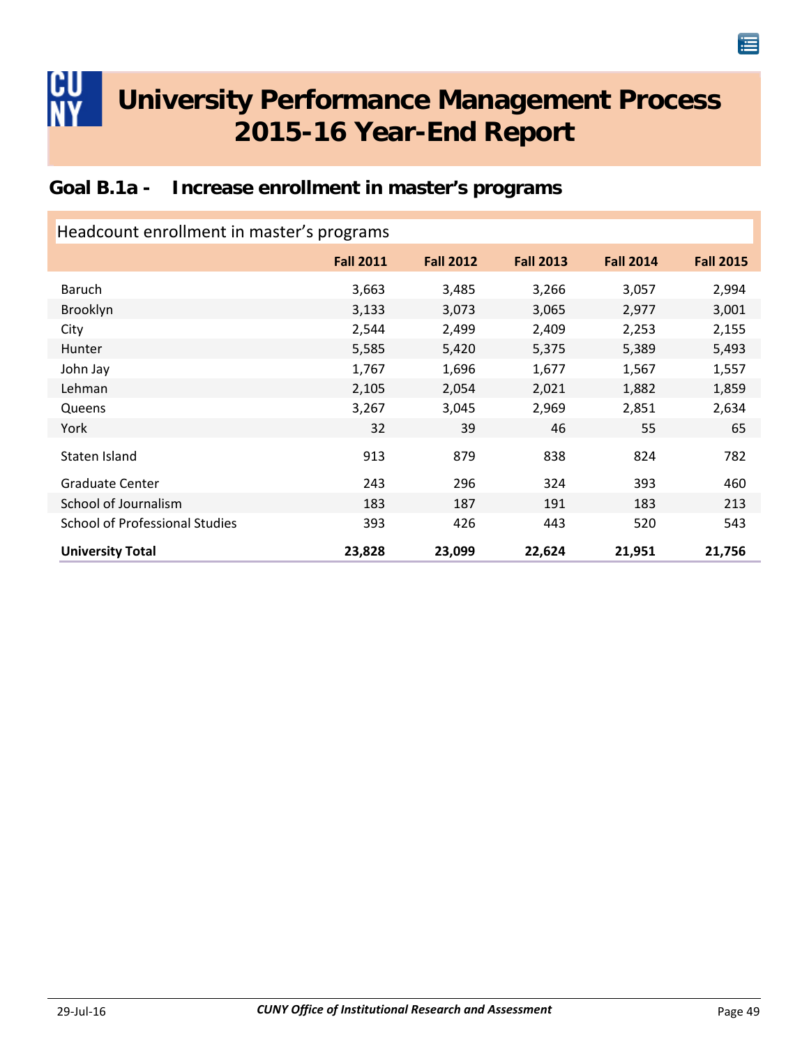# University Performance Management Process 2015-16 Year-End Report

## Goal B.1a - Increase enrollment in master's programs

Headcount enrollment in master's programs

| | Fall 2011 | Fall 2012 | Fall 2013 | Fall 2014 | Fall 2015 |
|---|---|---|---|---|---|
| Baruch | 3,663 | 3,485 | 3,266 | 3,057 | 2,994 |
| Brooklyn | 3,133 | 3,073 | 3,065 | 2,977 | 3,001 |
| City | 2,544 | 2,499 | 2,409 | 2,253 | 2,155 |
| Hunter | 5,585 | 5,420 | 5,375 | 5,389 | 5,493 |
| John Jay | 1,767 | 1,696 | 1,677 | 1,567 | 1,557 |
| Lehman | 2,105 | 2,054 | 2,021 | 1,882 | 1,859 |
| Queens | 3,267 | 3,045 | 2,969 | 2,851 | 2,634 |
| York | 32 | 39 | 46 | 55 | 65 |
| Staten Island | 913 | 879 | 838 | 824 | 782 |
| Graduate Center | 243 | 296 | 324 | 393 | 460 |
| School of Journalism | 183 | 187 | 191 | 183 | 213 |
| School of Professional Studies | 393 | 426 | 443 | 520 | 543 |
| **University Total** | **23,828** | **23,099** | **22,624** | **21,951** | **21,756** |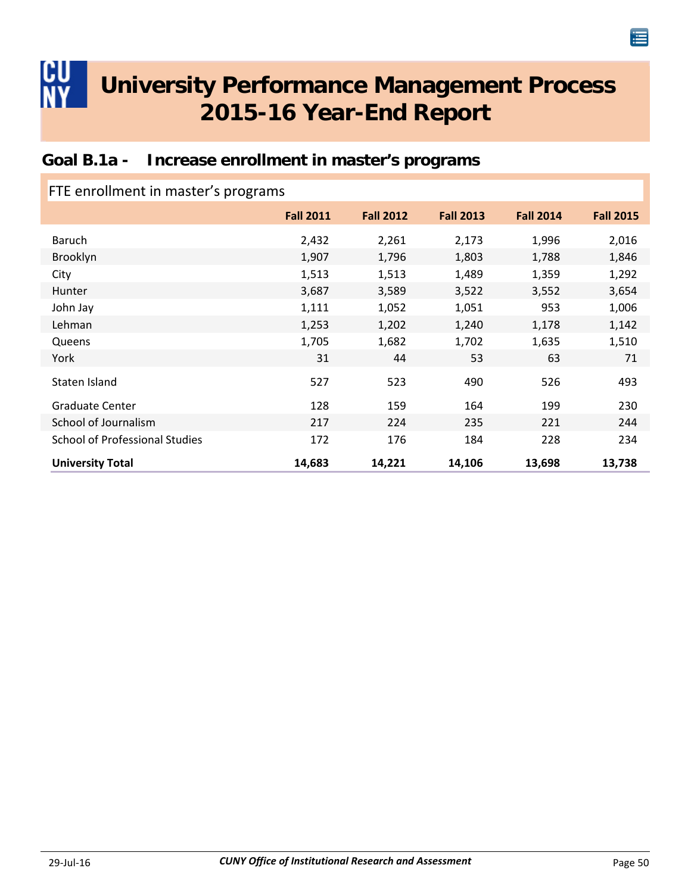# University Performance Management Process 2015-16 Year-End Report

## Goal B.1a - Increase enrollment in master's programs

FTE enrollment in master's programs

| | Fall 2011 | Fall 2012 | Fall 2013 | Fall 2014 | Fall 2015 |
|---|---|---|---|---|---|
| Baruch | 2,432 | 2,261 | 2,173 | 1,996 | 2,016 |
| Brooklyn | 1,907 | 1,796 | 1,803 | 1,788 | 1,846 |
| City | 1,513 | 1,513 | 1,489 | 1,359 | 1,292 |
| Hunter | 3,687 | 3,589 | 3,522 | 3,552 | 3,654 |
| John Jay | 1,111 | 1,052 | 1,051 | 953 | 1,006 |
| Lehman | 1,253 | 1,202 | 1,240 | 1,178 | 1,142 |
| Queens | 1,705 | 1,682 | 1,702 | 1,635 | 1,510 |
| York | 31 | 44 | 53 | 63 | 71 |
| Staten Island | 527 | 523 | 490 | 526 | 493 |
| Graduate Center | 128 | 159 | 164 | 199 | 230 |
| School of Journalism | 217 | 224 | 235 | 221 | 244 |
| School of Professional Studies | 172 | 176 | 184 | 228 | 234 |
| **University Total** | **14,683** | **14,221** | **14,106** | **13,698** | **13,738** |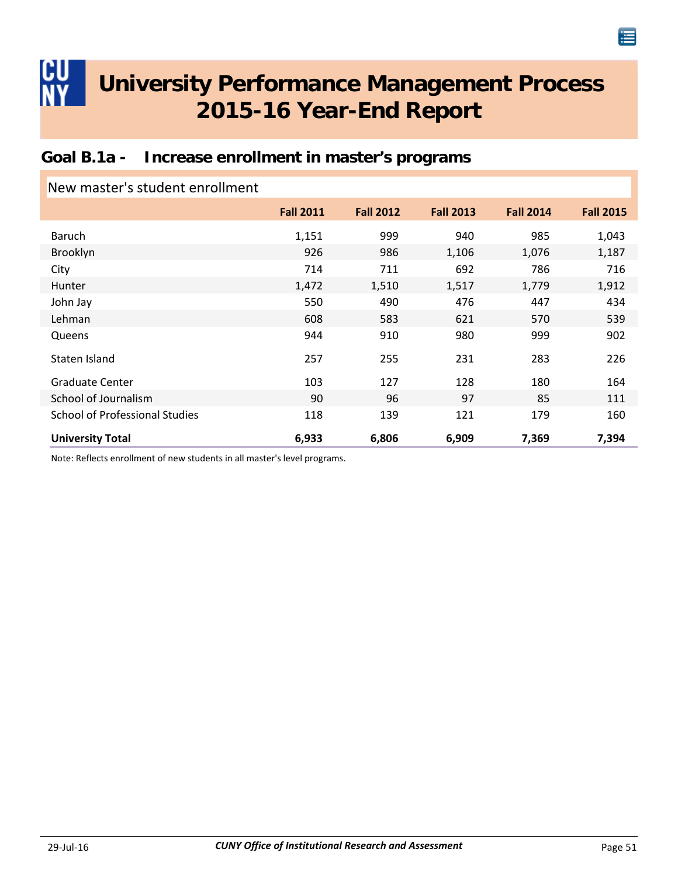# University Performance Management Process 2015-16 Year-End Report

## Goal B.1a - Increase enrollment in master's programs

### New master's student enrollment

| | Fall 2011 | Fall 2012 | Fall 2013 | Fall 2014 | Fall 2015 |
|---|---|---|---|---|---|
| Baruch | 1,151 | 999 | 940 | 985 | 1,043 |
| Brooklyn | 926 | 986 | 1,106 | 1,076 | 1,187 |
| City | 714 | 711 | 692 | 786 | 716 |
| Hunter | 1,472 | 1,510 | 1,517 | 1,779 | 1,912 |
| John Jay | 550 | 490 | 476 | 447 | 434 |
| Lehman | 608 | 583 | 621 | 570 | 539 |
| Queens | 944 | 910 | 980 | 999 | 902 |
| Staten Island | 257 | 255 | 231 | 283 | 226 |
| Graduate Center | 103 | 127 | 128 | 180 | 164 |
| School of Journalism | 90 | 96 | 97 | 85 | 111 |
| School of Professional Studies | 118 | 139 | 121 | 179 | 160 |
| **University Total** | **6,933** | **6,806** | **6,909** | **7,369** | **7,394** |

Note: Reflects enrollment of new students in all master's level programs.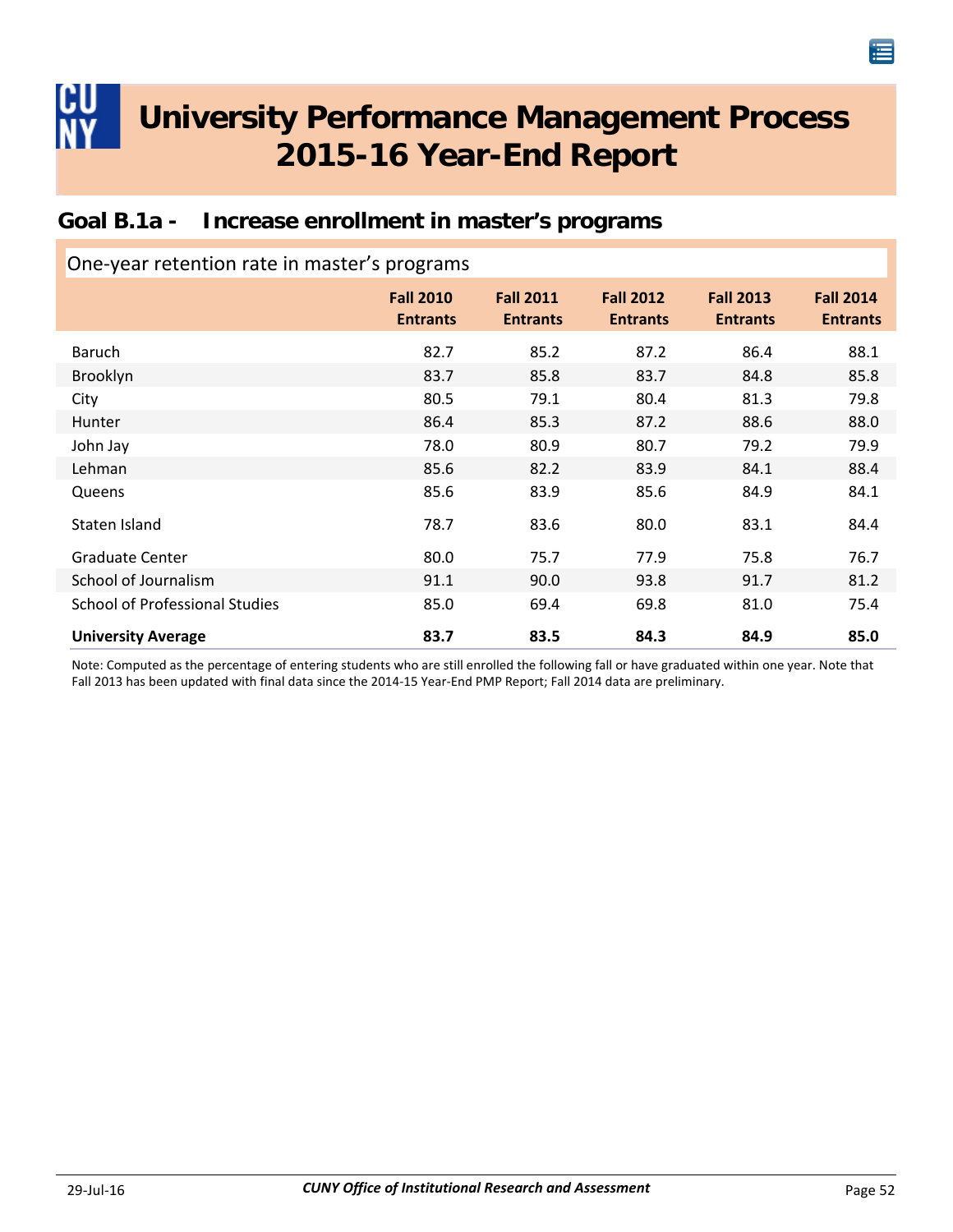# University Performance Management Process 2015-16 Year-End Report

## Goal B.1a - Increase enrollment in master's programs

One-year retention rate in master's programs

| | Fall 2010 Entrants | Fall 2011 Entrants | Fall 2012 Entrants | Fall 2013 Entrants | Fall 2014 Entrants |
|---|---|---|---|---|---|
| Baruch | 82.7 | 85.2 | 87.2 | 86.4 | 88.1 |
| Brooklyn | 83.7 | 85.8 | 83.7 | 84.8 | 85.8 |
| City | 80.5 | 79.1 | 80.4 | 81.3 | 79.8 |
| Hunter | 86.4 | 85.3 | 87.2 | 88.6 | 88.0 |
| John Jay | 78.0 | 80.9 | 80.7 | 79.2 | 79.9 |
| Lehman | 85.6 | 82.2 | 83.9 | 84.1 | 88.4 |
| Queens | 85.6 | 83.9 | 85.6 | 84.9 | 84.1 |
| Staten Island | 78.7 | 83.6 | 80.0 | 83.1 | 84.4 |
| Graduate Center | 80.0 | 75.7 | 77.9 | 75.8 | 76.7 |
| School of Journalism | 91.1 | 90.0 | 93.8 | 91.7 | 81.2 |
| School of Professional Studies | 85.0 | 69.4 | 69.8 | 81.0 | 75.4 |
| **University Average** | **83.7** | **83.5** | **84.3** | **84.9** | **85.0** |

Note: Computed as the percentage of entering students who are still enrolled the following fall or have graduated within one year. Note that Fall 2013 has been updated with final data since the 2014-15 Year-End PMP Report; Fall 2014 data are preliminary.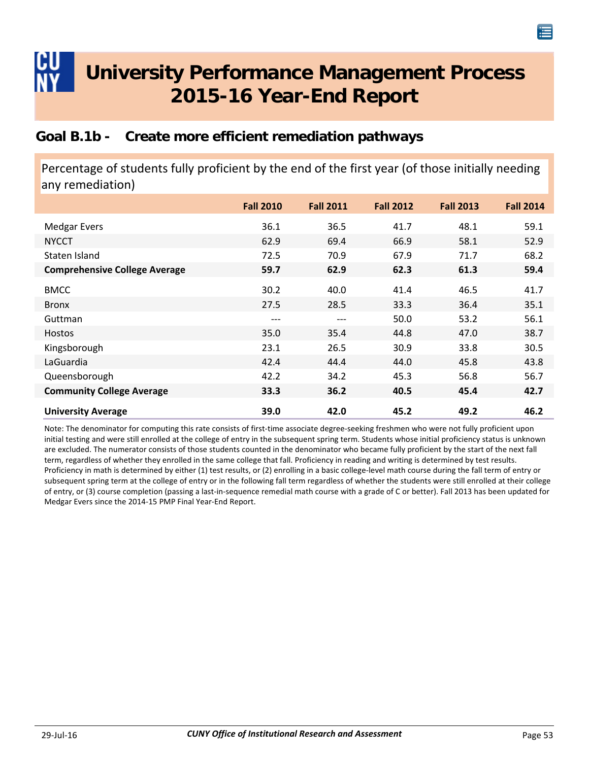# University Performance Management Process 2015-16 Year-End Report

## Goal B.1b - Create more efficient remediation pathways

Percentage of students fully proficient by the end of the first year (of those initially needing any remediation)

| | Fall 2010 | Fall 2011 | Fall 2012 | Fall 2013 | Fall 2014 |
|---|---|---|---|---|---|
| Medgar Evers | 36.1 | 36.5 | 41.7 | 48.1 | 59.1 |
| NYCCT | 62.9 | 69.4 | 66.9 | 58.1 | 52.9 |
| Staten Island | 72.5 | 70.9 | 67.9 | 71.7 | 68.2 |
| **Comprehensive College Average** | **59.7** | **62.9** | **62.3** | **61.3** | **59.4** |
| BMCC | 30.2 | 40.0 | 41.4 | 46.5 | 41.7 |
| Bronx | 27.5 | 28.5 | 33.3 | 36.4 | 35.1 |
| Guttman | --- | --- | 50.0 | 53.2 | 56.1 |
| Hostos | 35.0 | 35.4 | 44.8 | 47.0 | 38.7 |
| Kingsborough | 23.1 | 26.5 | 30.9 | 33.8 | 30.5 |
| LaGuardia | 42.4 | 44.4 | 44.0 | 45.8 | 43.8 |
| Queensborough | 42.2 | 34.2 | 45.3 | 56.8 | 56.7 |
| **Community College Average** | **33.3** | **36.2** | **40.5** | **45.4** | **42.7** |
| **University Average** | **39.0** | **42.0** | **45.2** | **49.2** | **46.2** |

Note: The denominator for computing this rate consists of first-time associate degree-seeking freshmen who were not fully proficient upon initial testing and were still enrolled at the college of entry in the subsequent spring term. Students whose initial proficiency status is unknown are excluded. The numerator consists of those students counted in the denominator who became fully proficient by the start of the next fall term, regardless of whether they enrolled in the same college that fall. Proficiency in reading and writing is determined by test results. Proficiency in math is determined by either (1) test results, or (2) enrolling in a basic college-level math course during the fall term of entry or subsequent spring term at the college of entry or in the following fall term regardless of whether the students were still enrolled at their college of entry, or (3) course completion (passing a last-in-sequence remedial math course with a grade of C or better). Fall 2013 has been updated for Medgar Evers since the 2014-15 PMP Final Year-End Report.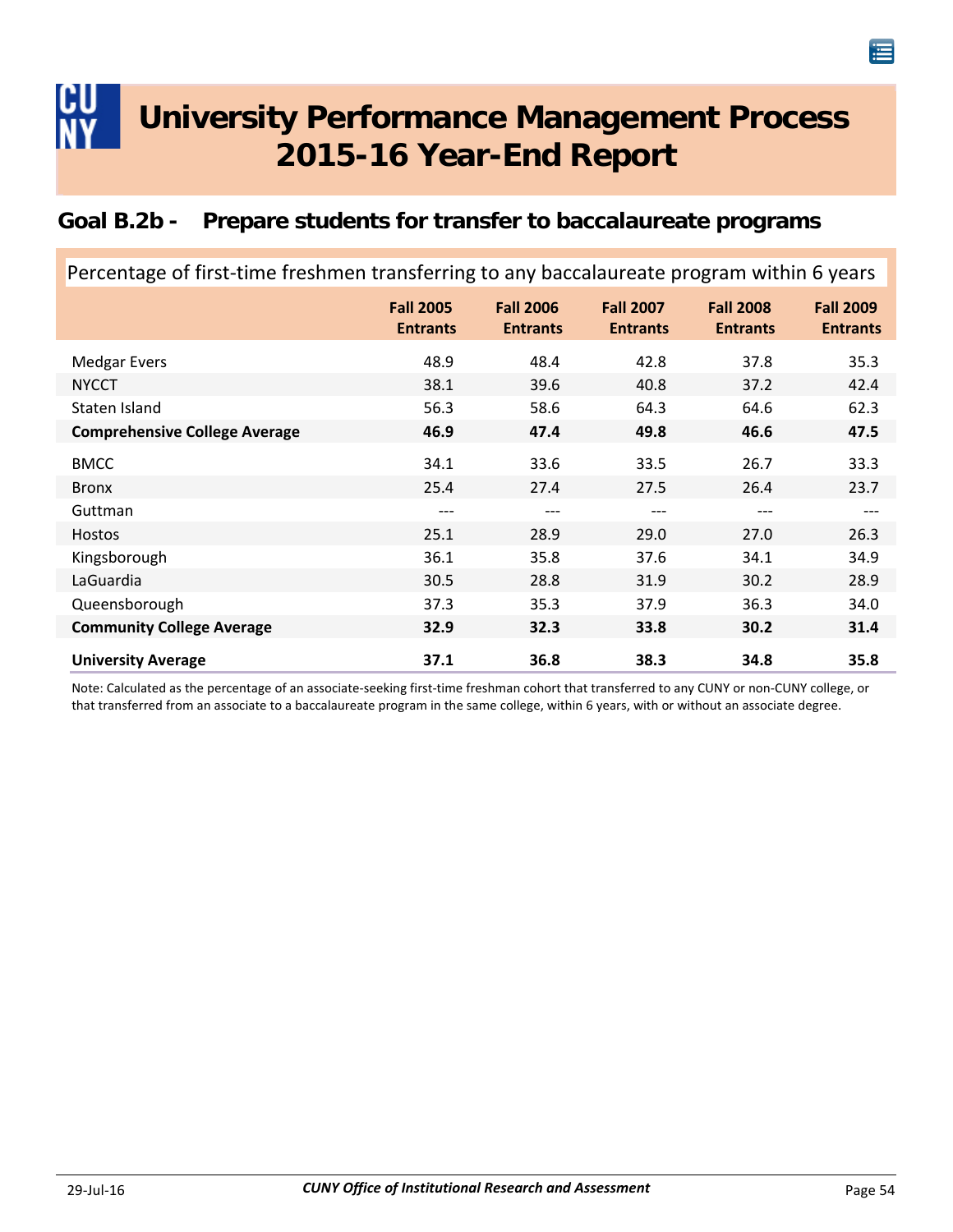# University Performance Management Process 2015-16 Year-End Report

## Goal B.2b - Prepare students for transfer to baccalaureate programs

Percentage of first-time freshmen transferring to any baccalaureate program within 6 years

| | Fall 2005 Entrants | Fall 2006 Entrants | Fall 2007 Entrants | Fall 2008 Entrants | Fall 2009 Entrants |
|---|---|---|---|---|---|
| Medgar Evers | 48.9 | 48.4 | 42.8 | 37.8 | 35.3 |
| NYCCT | 38.1 | 39.6 | 40.8 | 37.2 | 42.4 |
| Staten Island | 56.3 | 58.6 | 64.3 | 64.6 | 62.3 |
| **Comprehensive College Average** | **46.9** | **47.4** | **49.8** | **46.6** | **47.5** |
| BMCC | 34.1 | 33.6 | 33.5 | 26.7 | 33.3 |
| Bronx | 25.4 | 27.4 | 27.5 | 26.4 | 23.7 |
| Guttman | --- | --- | --- | --- | --- |
| Hostos | 25.1 | 28.9 | 29.0 | 27.0 | 26.3 |
| Kingsborough | 36.1 | 35.8 | 37.6 | 34.1 | 34.9 |
| LaGuardia | 30.5 | 28.8 | 31.9 | 30.2 | 28.9 |
| Queensborough | 37.3 | 35.3 | 37.9 | 36.3 | 34.0 |
| **Community College Average** | **32.9** | **32.3** | **33.8** | **30.2** | **31.4** |
| **University Average** | **37.1** | **36.8** | **38.3** | **34.8** | **35.8** |

Note: Calculated as the percentage of an associate-seeking first-time freshman cohort that transferred to any CUNY or non-CUNY college, or that transferred from an associate to a baccalaureate program in the same college, within 6 years, with or without an associate degree.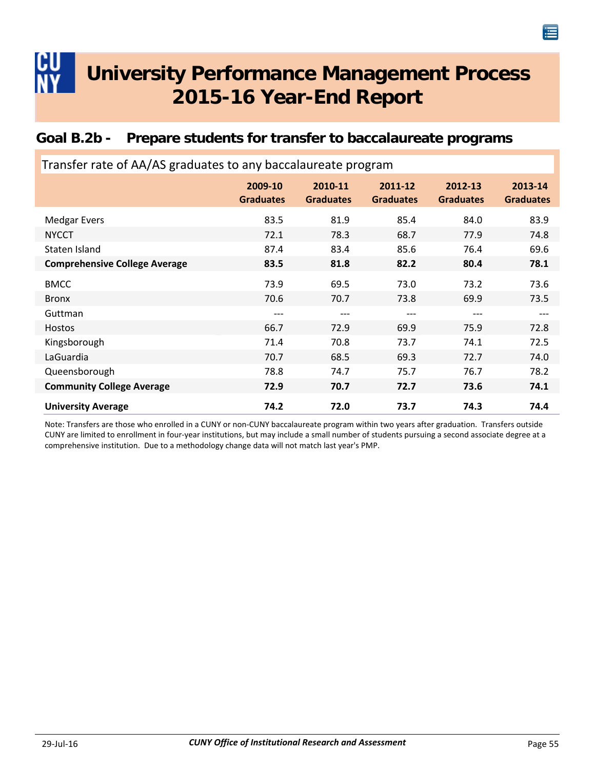# University Performance Management Process 2015-16 Year-End Report

## Goal B.2b - Prepare students for transfer to baccalaureate programs

Transfer rate of AA/AS graduates to any baccalaureate program

| | 2009-10 Graduates | 2010-11 Graduates | 2011-12 Graduates | 2012-13 Graduates | 2013-14 Graduates |
|---|---|---|---|---|---|
| Medgar Evers | 83.5 | 81.9 | 85.4 | 84.0 | 83.9 |
| NYCCT | 72.1 | 78.3 | 68.7 | 77.9 | 74.8 |
| Staten Island | 87.4 | 83.4 | 85.6 | 76.4 | 69.6 |
| **Comprehensive College Average** | **83.5** | **81.8** | **82.2** | **80.4** | **78.1** |
| BMCC | 73.9 | 69.5 | 73.0 | 73.2 | 73.6 |
| Bronx | 70.6 | 70.7 | 73.8 | 69.9 | 73.5 |
| Guttman | --- | --- | --- | --- | --- |
| Hostos | 66.7 | 72.9 | 69.9 | 75.9 | 72.8 |
| Kingsborough | 71.4 | 70.8 | 73.7 | 74.1 | 72.5 |
| LaGuardia | 70.7 | 68.5 | 69.3 | 72.7 | 74.0 |
| Queensborough | 78.8 | 74.7 | 75.7 | 76.7 | 78.2 |
| **Community College Average** | **72.9** | **70.7** | **72.7** | **73.6** | **74.1** |
| **University Average** | **74.2** | **72.0** | **73.7** | **74.3** | **74.4** |

Note: Transfers are those who enrolled in a CUNY or non-CUNY baccalaureate program within two years after graduation. Transfers outside CUNY are limited to enrollment in four-year institutions, but may include a small number of students pursuing a second associate degree at a comprehensive institution. Due to a methodology change data will not match last year's PMP.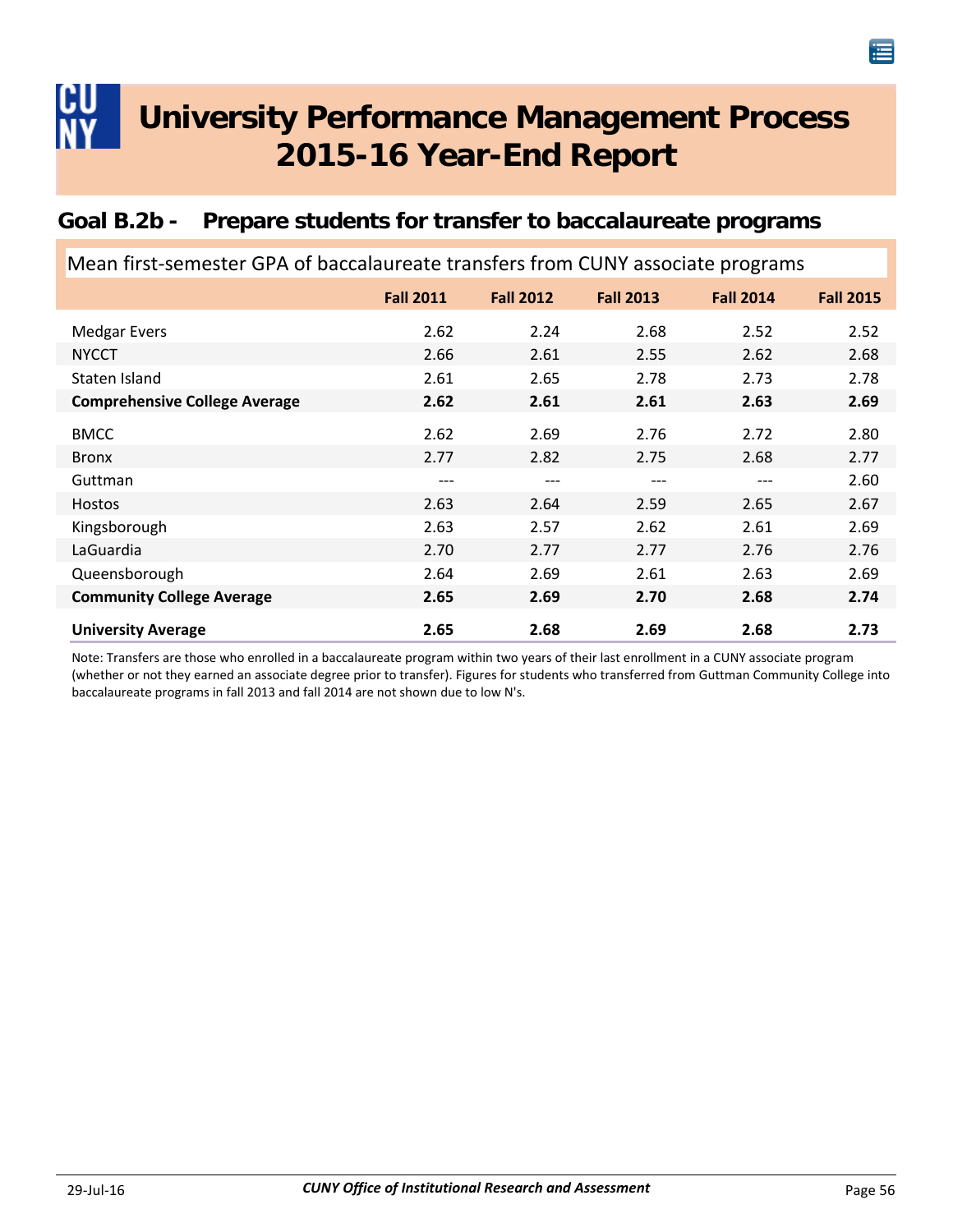# University Performance Management Process 2015-16 Year-End Report

## Goal B.2b - Prepare students for transfer to baccalaureate programs

Mean first-semester GPA of baccalaureate transfers from CUNY associate programs

| | Fall 2011 | Fall 2012 | Fall 2013 | Fall 2014 | Fall 2015 |
|---|---|---|---|---|---|
| Medgar Evers | 2.62 | 2.24 | 2.68 | 2.52 | 2.52 |
| NYCCT | 2.66 | 2.61 | 2.55 | 2.62 | 2.68 |
| Staten Island | 2.61 | 2.65 | 2.78 | 2.73 | 2.78 |
| **Comprehensive College Average** | **2.62** | **2.61** | **2.61** | **2.63** | **2.69** |
| BMCC | 2.62 | 2.69 | 2.76 | 2.72 | 2.80 |
| Bronx | 2.77 | 2.82 | 2.75 | 2.68 | 2.77 |
| Guttman | --- | --- | --- | --- | 2.60 |
| Hostos | 2.63 | 2.64 | 2.59 | 2.65 | 2.67 |
| Kingsborough | 2.63 | 2.57 | 2.62 | 2.61 | 2.69 |
| LaGuardia | 2.70 | 2.77 | 2.77 | 2.76 | 2.76 |
| Queensborough | 2.64 | 2.69 | 2.61 | 2.63 | 2.69 |
| **Community College Average** | **2.65** | **2.69** | **2.70** | **2.68** | **2.74** |
| **University Average** | **2.65** | **2.68** | **2.69** | **2.68** | **2.73** |

Note: Transfers are those who enrolled in a baccalaureate program within two years of their last enrollment in a CUNY associate program (whether or not they earned an associate degree prior to transfer). Figures for students who transferred from Guttman Community College into baccalaureate programs in fall 2013 and fall 2014 are not shown due to low N's.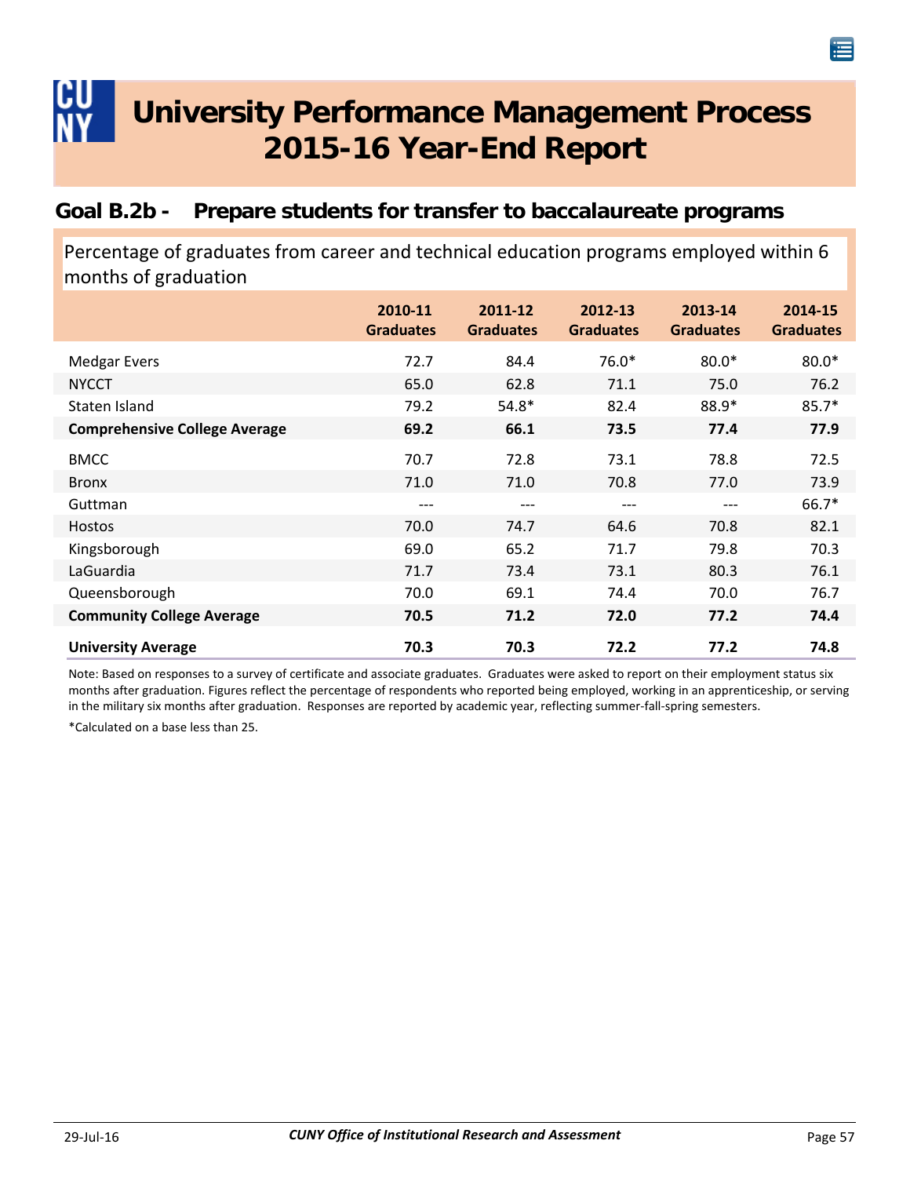# University Performance Management Process 2015-16 Year-End Report

## Goal B.2b - Prepare students for transfer to baccalaureate programs

Percentage of graduates from career and technical education programs employed within 6 months of graduation

| | 2010-11 Graduates | 2011-12 Graduates | 2012-13 Graduates | 2013-14 Graduates | 2014-15 Graduates |
|---|---|---|---|---|---|
| Medgar Evers | 72.7 | 84.4 | 76.0* | 80.0* | 80.0* |
| NYCCT | 65.0 | 62.8 | 71.1 | 75.0 | 76.2 |
| Staten Island | 79.2 | 54.8* | 82.4 | 88.9* | 85.7* |
| **Comprehensive College Average** | **69.2** | **66.1** | **73.5** | **77.4** | **77.9** |
| BMCC | 70.7 | 72.8 | 73.1 | 78.8 | 72.5 |
| Bronx | 71.0 | 71.0 | 70.8 | 77.0 | 73.9 |
| Guttman | --- | --- | --- | --- | 66.7* |
| Hostos | 70.0 | 74.7 | 64.6 | 70.8 | 82.1 |
| Kingsborough | 69.0 | 65.2 | 71.7 | 79.8 | 70.3 |
| LaGuardia | 71.7 | 73.4 | 73.1 | 80.3 | 76.1 |
| Queensborough | 70.0 | 69.1 | 74.4 | 70.0 | 76.7 |
| **Community College Average** | **70.5** | **71.2** | **72.0** | **77.2** | **74.4** |
| **University Average** | **70.3** | **70.3** | **72.2** | **77.2** | **74.8** |

Note: Based on responses to a survey of certificate and associate graduates. Graduates were asked to report on their employment status six months after graduation. Figures reflect the percentage of respondents who reported being employed, working in an apprenticeship, or serving in the military six months after graduation. Responses are reported by academic year, reflecting summer-fall-spring semesters.

*Calculated on a base less than 25.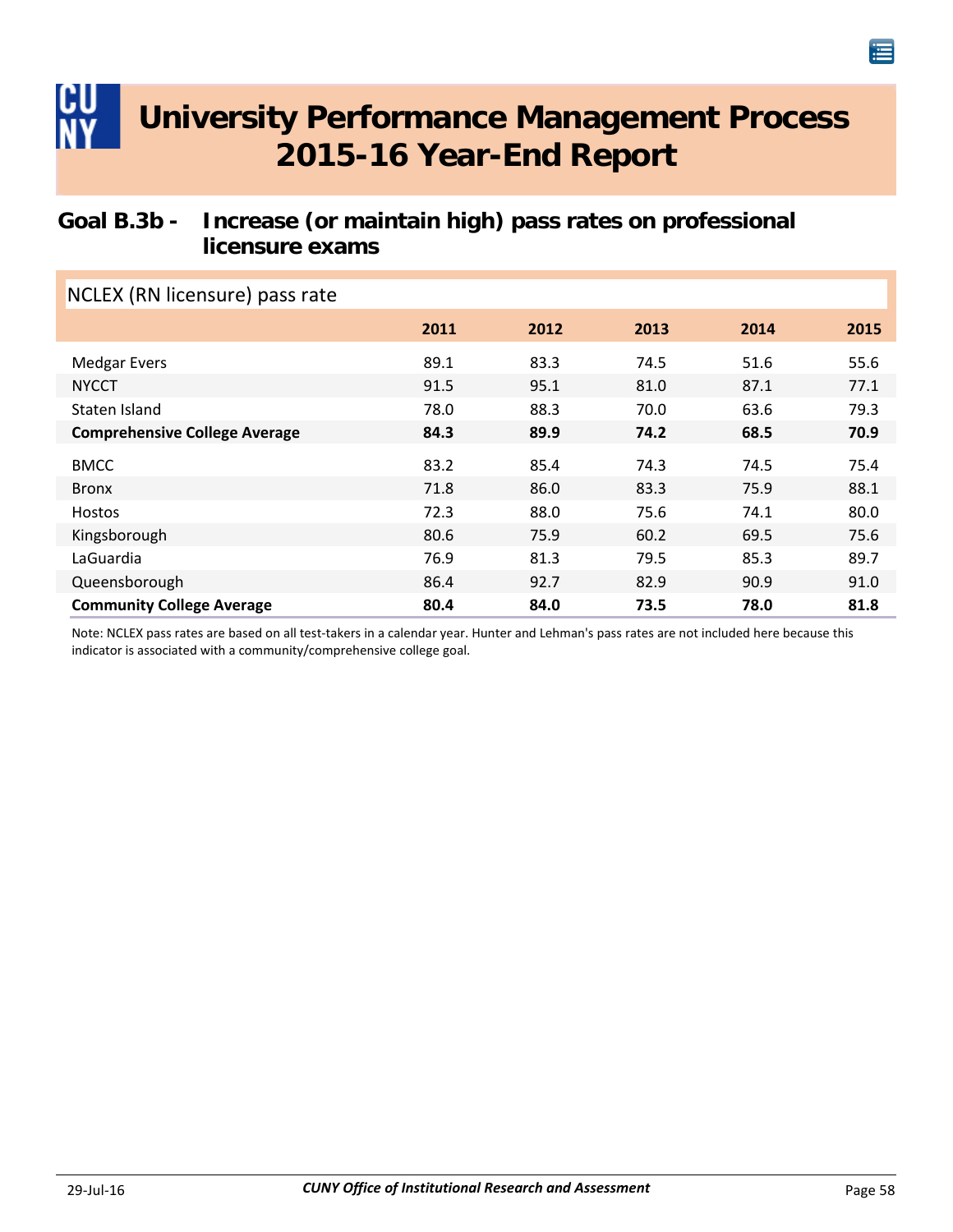# University Performance Management Process 2015-16 Year-End Report

## Goal B.3b - Increase (or maintain high) pass rates on professional licensure exams

### NCLEX (RN licensure) pass rate

| | 2011 | 2012 | 2013 | 2014 | 2015 |
|---|---|---|---|---|---|
| Medgar Evers | 89.1 | 83.3 | 74.5 | 51.6 | 55.6 |
| NYCCT | 91.5 | 95.1 | 81.0 | 87.1 | 77.1 |
| Staten Island | 78.0 | 88.3 | 70.0 | 63.6 | 79.3 |
| **Comprehensive College Average** | **84.3** | **89.9** | **74.2** | **68.5** | **70.9** |
| BMCC | 83.2 | 85.4 | 74.3 | 74.5 | 75.4 |
| Bronx | 71.8 | 86.0 | 83.3 | 75.9 | 88.1 |
| Hostos | 72.3 | 88.0 | 75.6 | 74.1 | 80.0 |
| Kingsborough | 80.6 | 75.9 | 60.2 | 69.5 | 75.6 |
| LaGuardia | 76.9 | 81.3 | 79.5 | 85.3 | 89.7 |
| Queensborough | 86.4 | 92.7 | 82.9 | 90.9 | 91.0 |
| **Community College Average** | **80.4** | **84.0** | **73.5** | **78.0** | **81.8** |

Note: NCLEX pass rates are based on all test-takers in a calendar year. Hunter and Lehman's pass rates are not included here because this indicator is associated with a community/comprehensive college goal.